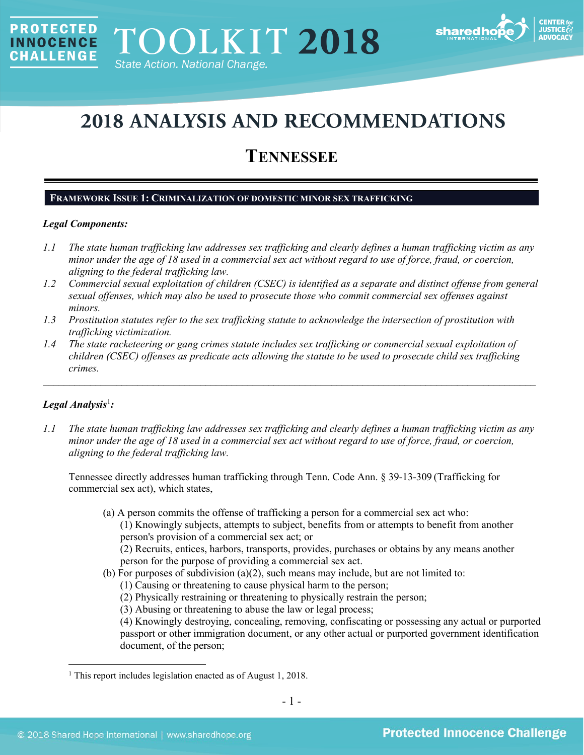# 2018 ANALYSIS AND RECOMMENDATIONS

## TENNESSEE

**FRAMEWORK ISSUE 1: CRIMINALIZATION OF DOMESTIC MINOR SEX TRAFFICKING**

***Legal Components:***

*1.1 The state human trafficking law addresses sex trafficking and clearly defines a human trafficking victim as any minor under the age of 18 used in a commercial sex act without regard to use of force, fraud, or coercion, aligning to the federal trafficking law.*

*1.2 Commercial sexual exploitation of children (CSEC) is identified as a separate and distinct offense from general sexual offenses, which may also be used to prosecute those who commit commercial sex offenses against minors.*

*1.3 Prostitution statutes refer to the sex trafficking statute to acknowledge the intersection of prostitution with trafficking victimization.*

*1.4 The state racketeering or gang crimes statute includes sex trafficking or commercial sexual exploitation of children (CSEC) offenses as predicate acts allowing the statute to be used to prosecute child sex trafficking crimes.*

---

***Legal Analysis*[1]*:***

*1.1 The state human trafficking law addresses sex trafficking and clearly defines a human trafficking victim as any minor under the age of 18 used in a commercial sex act without regard to use of force, fraud, or coercion, aligning to the federal trafficking law.*

Tennessee directly addresses human trafficking through Tenn. Code Ann. § 39-13-309 (Trafficking for commercial sex act), which states,

> (a) A person commits the offense of trafficking a person for a commercial sex act who:
> (1) Knowingly subjects, attempts to subject, benefits from or attempts to benefit from another person's provision of a commercial sex act; or
> (2) Recruits, entices, harbors, transports, provides, purchases or obtains by any means another person for the purpose of providing a commercial sex act.
> (b) For purposes of subdivision (a)(2), such means may include, but are not limited to:
> (1) Causing or threatening to cause physical harm to the person;
> (2) Physically restraining or threatening to physically restrain the person;
> (3) Abusing or threatening to abuse the law or legal process;
> (4) Knowingly destroying, concealing, removing, confiscating or possessing any actual or purported passport or other immigration document, or any other actual or purported government identification document, of the person;

[1] This report includes legislation enacted as of August 1, 2018.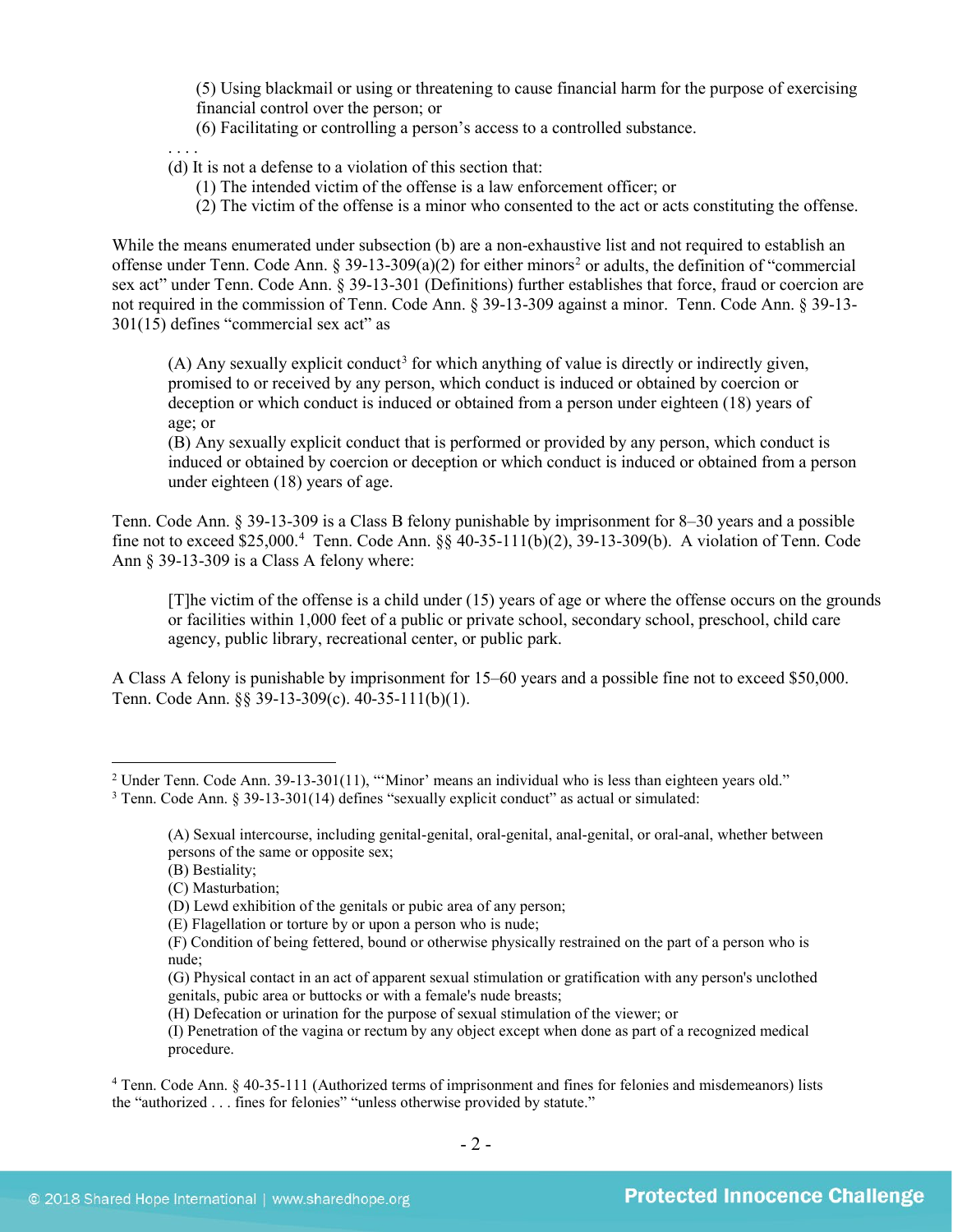(5) Using blackmail or using or threatening to cause financial harm for the purpose of exercising financial control over the person; or

(6) Facilitating or controlling a person's access to a controlled substance.

. . . .

(d) It is not a defense to a violation of this section that:

(1) The intended victim of the offense is a law enforcement officer; or

(2) The victim of the offense is a minor who consented to the act or acts constituting the offense.

While the means enumerated under subsection (b) are a non-exhaustive list and not required to establish an offense under Tenn. Code Ann. § 39-13-309(a)(2) for either minors[2] or adults, the definition of "commercial sex act" under Tenn. Code Ann. § 39-13-301 (Definitions) further establishes that force, fraud or coercion are not required in the commission of Tenn. Code Ann. § 39-13-309 against a minor. Tenn. Code Ann. § 39-13-301(15) defines "commercial sex act" as

> (A) Any sexually explicit conduct[3] for which anything of value is directly or indirectly given, promised to or received by any person, which conduct is induced or obtained by coercion or deception or which conduct is induced or obtained from a person under eighteen (18) years of age; or
>
> (B) Any sexually explicit conduct that is performed or provided by any person, which conduct is induced or obtained by coercion or deception or which conduct is induced or obtained from a person under eighteen (18) years of age.

Tenn. Code Ann. § 39-13-309 is a Class B felony punishable by imprisonment for 8–30 years and a possible fine not to exceed $25,000.[4] Tenn. Code Ann. §§ 40-35-111(b)(2), 39-13-309(b). A violation of Tenn. Code Ann § 39-13-309 is a Class A felony where:

> [T]he victim of the offense is a child under (15) years of age or where the offense occurs on the grounds or facilities within 1,000 feet of a public or private school, secondary school, preschool, child care agency, public library, recreational center, or public park.

A Class A felony is punishable by imprisonment for 15–60 years and a possible fine not to exceed $50,000. Tenn. Code Ann. §§ 39-13-309(c). 40-35-111(b)(1).

---

[2] Under Tenn. Code Ann. 39-13-301(11), "'Minor' means an individual who is less than eighteen years old."

[3] Tenn. Code Ann. § 39-13-301(14) defines "sexually explicit conduct" as actual or simulated:

> (A) Sexual intercourse, including genital-genital, oral-genital, anal-genital, or oral-anal, whether between persons of the same or opposite sex;
> (B) Bestiality;
> (C) Masturbation;
> (D) Lewd exhibition of the genitals or pubic area of any person;
> (E) Flagellation or torture by or upon a person who is nude;
> (F) Condition of being fettered, bound or otherwise physically restrained on the part of a person who is nude;
> (G) Physical contact in an act of apparent sexual stimulation or gratification with any person's unclothed genitals, pubic area or buttocks or with a female's nude breasts;
> (H) Defecation or urination for the purpose of sexual stimulation of the viewer; or
> (I) Penetration of the vagina or rectum by any object except when done as part of a recognized medical procedure.

[4] Tenn. Code Ann. § 40-35-111 (Authorized terms of imprisonment and fines for felonies and misdemeanors) lists the "authorized . . . fines for felonies" "unless otherwise provided by statute."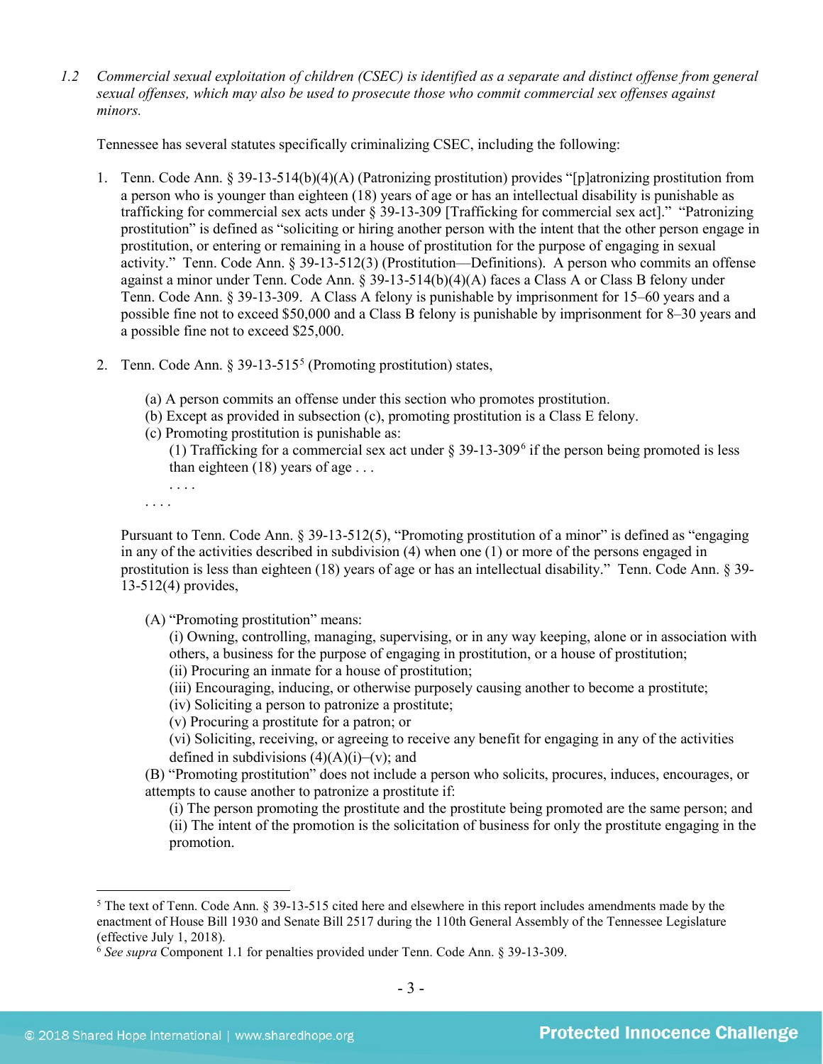*1.2 Commercial sexual exploitation of children (CSEC) is identified as a separate and distinct offense from general sexual offenses, which may also be used to prosecute those who commit commercial sex offenses against minors.*

Tennessee has several statutes specifically criminalizing CSEC, including the following:

1. Tenn. Code Ann. § 39-13-514(b)(4)(A) (Patronizing prostitution) provides "[p]atronizing prostitution from a person who is younger than eighteen (18) years of age or has an intellectual disability is punishable as trafficking for commercial sex acts under § 39-13-309 [Trafficking for commercial sex act]." "Patronizing prostitution" is defined as "soliciting or hiring another person with the intent that the other person engage in prostitution, or entering or remaining in a house of prostitution for the purpose of engaging in sexual activity." Tenn. Code Ann. § 39-13-512(3) (Prostitution—Definitions). A person who commits an offense against a minor under Tenn. Code Ann. § 39-13-514(b)(4)(A) faces a Class A or Class B felony under Tenn. Code Ann. § 39-13-309. A Class A felony is punishable by imprisonment for 15–60 years and a possible fine not to exceed $50,000 and a Class B felony is punishable by imprisonment for 8–30 years and a possible fine not to exceed $25,000.

2. Tenn. Code Ann. § 39-13-515[5] (Promoting prostitution) states,

   (a) A person commits an offense under this section who promotes prostitution.
   (b) Except as provided in subsection (c), promoting prostitution is a Class E felony.
   (c) Promoting prostitution is punishable as:
      (1) Trafficking for a commercial sex act under § 39-13-309[6] if the person being promoted is less than eighteen (18) years of age . . .
      . . . .
   . . . .

   Pursuant to Tenn. Code Ann. § 39-13-512(5), "Promoting prostitution of a minor" is defined as "engaging in any of the activities described in subdivision (4) when one (1) or more of the persons engaged in prostitution is less than eighteen (18) years of age or has an intellectual disability." Tenn. Code Ann. § 39-13-512(4) provides,

   (A) "Promoting prostitution" means:
      (i) Owning, controlling, managing, supervising, or in any way keeping, alone or in association with others, a business for the purpose of engaging in prostitution, or a house of prostitution;
      (ii) Procuring an inmate for a house of prostitution;
      (iii) Encouraging, inducing, or otherwise purposely causing another to become a prostitute;
      (iv) Soliciting a person to patronize a prostitute;
      (v) Procuring a prostitute for a patron; or
      (vi) Soliciting, receiving, or agreeing to receive any benefit for engaging in any of the activities defined in subdivisions (4)(A)(i)–(v); and
   (B) "Promoting prostitution" does not include a person who solicits, procures, induces, encourages, or attempts to cause another to patronize a prostitute if:
      (i) The person promoting the prostitute and the prostitute being promoted are the same person; and
      (ii) The intent of the promotion is the solicitation of business for only the prostitute engaging in the promotion.

---

[5] The text of Tenn. Code Ann. § 39-13-515 cited here and elsewhere in this report includes amendments made by the enactment of House Bill 1930 and Senate Bill 2517 during the 110th General Assembly of the Tennessee Legislature (effective July 1, 2018).

[6] *See supra* Component 1.1 for penalties provided under Tenn. Code Ann. § 39-13-309.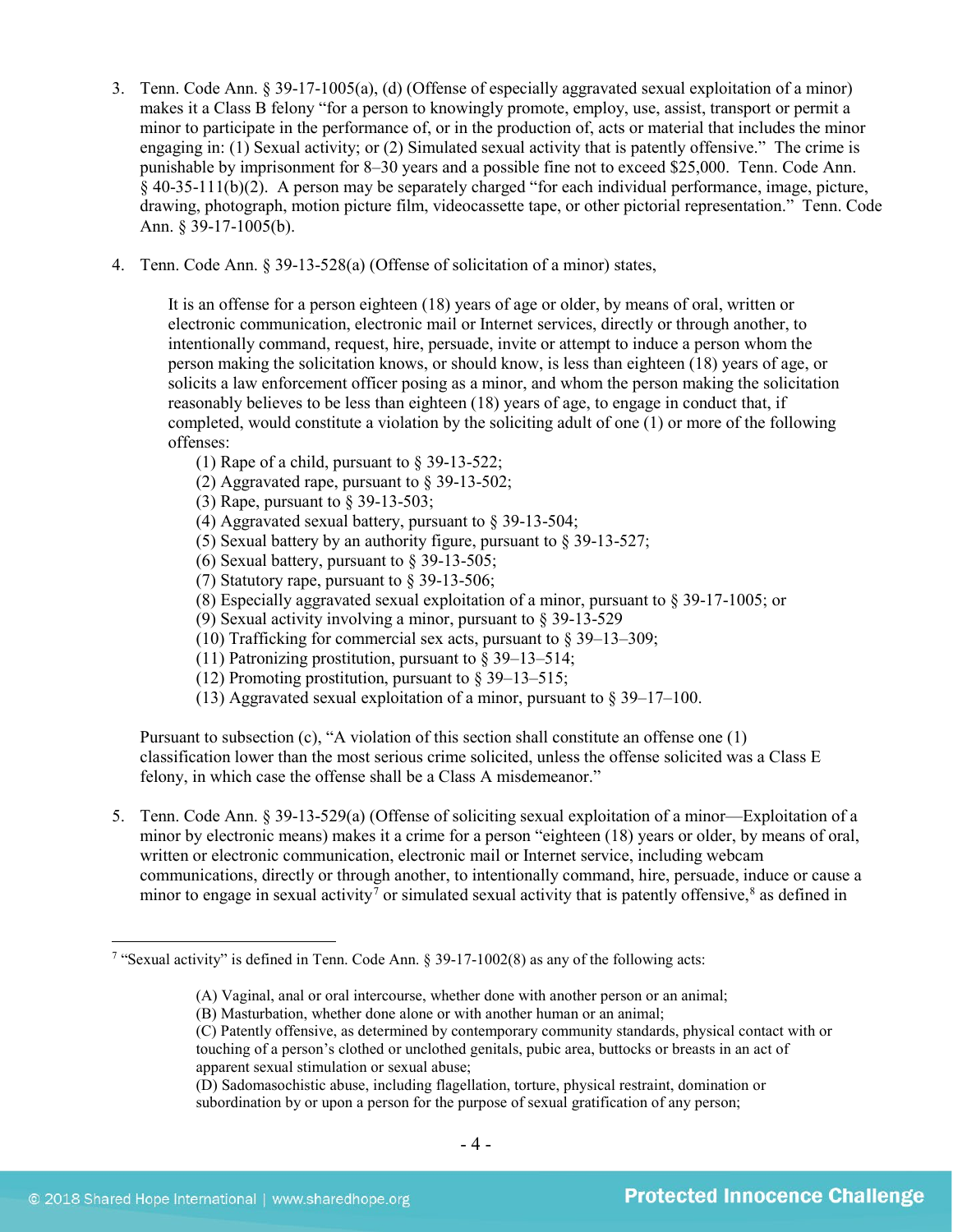3. Tenn. Code Ann. § 39-17-1005(a), (d) (Offense of especially aggravated sexual exploitation of a minor) makes it a Class B felony "for a person to knowingly promote, employ, use, assist, transport or permit a minor to participate in the performance of, or in the production of, acts or material that includes the minor engaging in: (1) Sexual activity; or (2) Simulated sexual activity that is patently offensive." The crime is punishable by imprisonment for 8–30 years and a possible fine not to exceed $25,000. Tenn. Code Ann. § 40-35-111(b)(2). A person may be separately charged "for each individual performance, image, picture, drawing, photograph, motion picture film, videocassette tape, or other pictorial representation." Tenn. Code Ann. § 39-17-1005(b).

4. Tenn. Code Ann. § 39-13-528(a) (Offense of solicitation of a minor) states,

   > It is an offense for a person eighteen (18) years of age or older, by means of oral, written or electronic communication, electronic mail or Internet services, directly or through another, to intentionally command, request, hire, persuade, invite or attempt to induce a person whom the person making the solicitation knows, or should know, is less than eighteen (18) years of age, or solicits a law enforcement officer posing as a minor, and whom the person making the solicitation reasonably believes to be less than eighteen (18) years of age, to engage in conduct that, if completed, would constitute a violation by the soliciting adult of one (1) or more of the following offenses:
   >
   > (1) Rape of a child, pursuant to § 39-13-522;
   > (2) Aggravated rape, pursuant to § 39-13-502;
   > (3) Rape, pursuant to § 39-13-503;
   > (4) Aggravated sexual battery, pursuant to § 39-13-504;
   > (5) Sexual battery by an authority figure, pursuant to § 39-13-527;
   > (6) Sexual battery, pursuant to § 39-13-505;
   > (7) Statutory rape, pursuant to § 39-13-506;
   > (8) Especially aggravated sexual exploitation of a minor, pursuant to § 39-17-1005; or
   > (9) Sexual activity involving a minor, pursuant to § 39-13-529
   > (10) Trafficking for commercial sex acts, pursuant to § 39–13–309;
   > (11) Patronizing prostitution, pursuant to § 39–13–514;
   > (12) Promoting prostitution, pursuant to § 39–13–515;
   > (13) Aggravated sexual exploitation of a minor, pursuant to § 39–17–100.

   Pursuant to subsection (c), "A violation of this section shall constitute an offense one (1) classification lower than the most serious crime solicited, unless the offense solicited was a Class E felony, in which case the offense shall be a Class A misdemeanor."

5. Tenn. Code Ann. § 39-13-529(a) (Offense of soliciting sexual exploitation of a minor—Exploitation of a minor by electronic means) makes it a crime for a person "eighteen (18) years or older, by means of oral, written or electronic communication, electronic mail or Internet service, including webcam communications, directly or through another, to intentionally command, hire, persuade, induce or cause a minor to engage in sexual activity[7] or simulated sexual activity that is patently offensive,[8] as defined in

---

[7] "Sexual activity" is defined in Tenn. Code Ann. § 39-17-1002(8) as any of the following acts:

> (A) Vaginal, anal or oral intercourse, whether done with another person or an animal;
> (B) Masturbation, whether done alone or with another human or an animal;
> (C) Patently offensive, as determined by contemporary community standards, physical contact with or touching of a person's clothed or unclothed genitals, pubic area, buttocks or breasts in an act of apparent sexual stimulation or sexual abuse;
> (D) Sadomasochistic abuse, including flagellation, torture, physical restraint, domination or subordination by or upon a person for the purpose of sexual gratification of any person;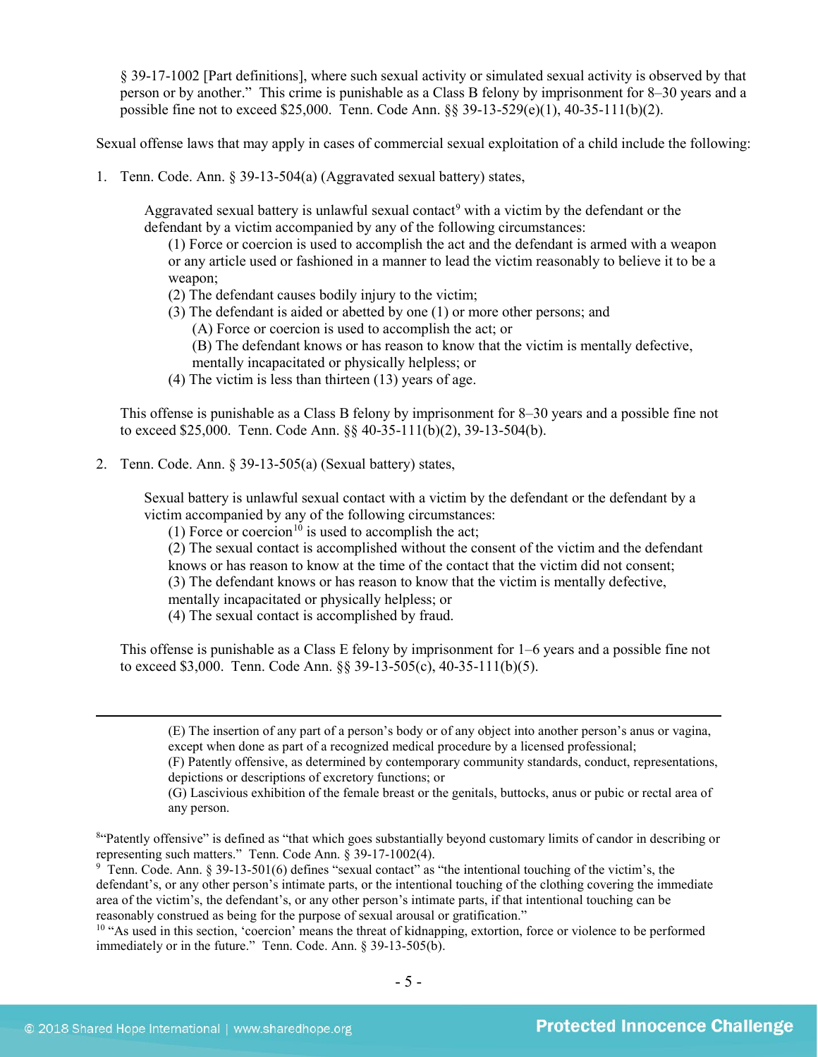§ 39-17-1002 [Part definitions], where such sexual activity or simulated sexual activity is observed by that person or by another." This crime is punishable as a Class B felony by imprisonment for 8–30 years and a possible fine not to exceed $25,000. Tenn. Code Ann. §§ 39-13-529(e)(1), 40-35-111(b)(2).

Sexual offense laws that may apply in cases of commercial sexual exploitation of a child include the following:

1. Tenn. Code Ann. § 39-13-504(a) (Aggravated sexual battery) states,

   > Aggravated sexual battery is unlawful sexual contact[9] with a victim by the defendant or the defendant by a victim accompanied by any of the following circumstances:
   > (1) Force or coercion is used to accomplish the act and the defendant is armed with a weapon or any article used or fashioned in a manner to lead the victim reasonably to believe it to be a weapon;
   > (2) The defendant causes bodily injury to the victim;
   > (3) The defendant is aided or abetted by one (1) or more other persons; and
   > (A) Force or coercion is used to accomplish the act; or
   > (B) The defendant knows or has reason to know that the victim is mentally defective, mentally incapacitated or physically helpless; or
   > (4) The victim is less than thirteen (13) years of age.

   This offense is punishable as a Class B felony by imprisonment for 8–30 years and a possible fine not to exceed $25,000. Tenn. Code Ann. §§ 40-35-111(b)(2), 39-13-504(b).

2. Tenn. Code Ann. § 39-13-505(a) (Sexual battery) states,

   > Sexual battery is unlawful sexual contact with a victim by the defendant or the defendant by a victim accompanied by any of the following circumstances:
   > (1) Force or coercion[10] is used to accomplish the act;
   > (2) The sexual contact is accomplished without the consent of the victim and the defendant knows or has reason to know at the time of the contact that the victim did not consent;
   > (3) The defendant knows or has reason to know that the victim is mentally defective, mentally incapacitated or physically helpless; or
   > (4) The sexual contact is accomplished by fraud.

   This offense is punishable as a Class E felony by imprisonment for 1–6 years and a possible fine not to exceed $3,000. Tenn. Code Ann. §§ 39-13-505(c), 40-35-111(b)(5).

---

(E) The insertion of any part of a person's body or of any object into another person's anus or vagina, except when done as part of a recognized medical procedure by a licensed professional;
(F) Patently offensive, as determined by contemporary community standards, conduct, representations, depictions or descriptions of excretory functions; or
(G) Lascivious exhibition of the female breast or the genitals, buttocks, anus or pubic or rectal area of any person.

[8] "Patently offensive" is defined as "that which goes substantially beyond customary limits of candor in describing or representing such matters." Tenn. Code Ann. § 39-17-1002(4).

[9] Tenn. Code Ann. § 39-13-501(6) defines "sexual contact" as "the intentional touching of the victim's, the defendant's, or any other person's intimate parts, or the intentional touching of the clothing covering the immediate area of the victim's, the defendant's, or any other person's intimate parts, if that intentional touching can be reasonably construed as being for the purpose of sexual arousal or gratification."

[10] "As used in this section, 'coercion' means the threat of kidnapping, extortion, force or violence to be performed immediately or in the future." Tenn. Code. Ann. § 39-13-505(b).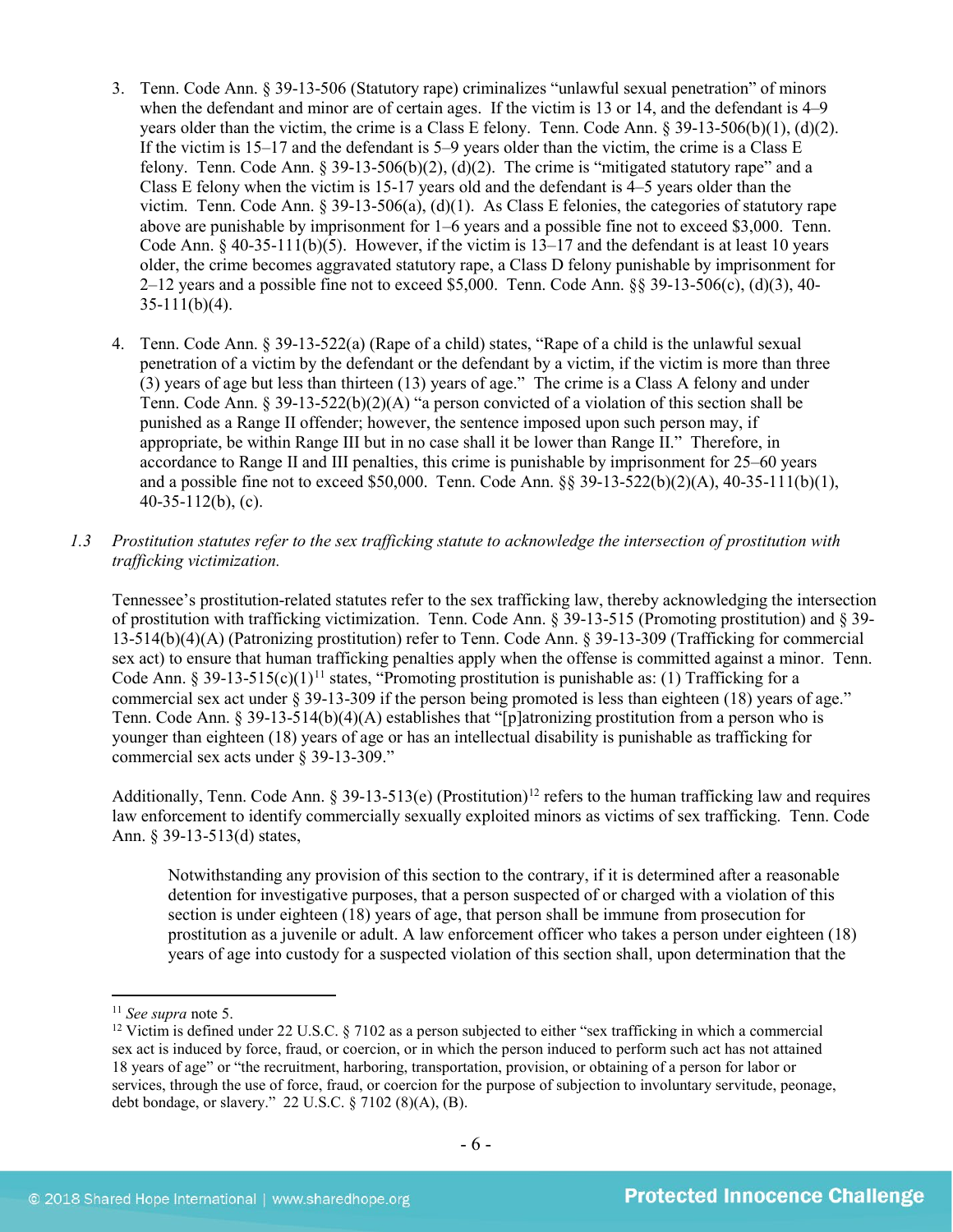3. Tenn. Code Ann. § 39-13-506 (Statutory rape) criminalizes "unlawful sexual penetration" of minors when the defendant and minor are of certain ages. If the victim is 13 or 14, and the defendant is 4–9 years older than the victim, the crime is a Class E felony. Tenn. Code Ann. § 39-13-506(b)(1), (d)(2). If the victim is 15–17 and the defendant is 5–9 years older than the victim, the crime is a Class E felony. Tenn. Code Ann. § 39-13-506(b)(2), (d)(2). The crime is "mitigated statutory rape" and a Class E felony when the victim is 15-17 years old and the defendant is 4–5 years older than the victim. Tenn. Code Ann. § 39-13-506(a), (d)(1). As Class E felonies, the categories of statutory rape above are punishable by imprisonment for 1–6 years and a possible fine not to exceed $3,000. Tenn. Code Ann. § 40-35-111(b)(5). However, if the victim is 13–17 and the defendant is at least 10 years older, the crime becomes aggravated statutory rape, a Class D felony punishable by imprisonment for 2–12 years and a possible fine not to exceed $5,000. Tenn. Code Ann. §§ 39-13-506(c), (d)(3), 40-35-111(b)(4).

4. Tenn. Code Ann. § 39-13-522(a) (Rape of a child) states, "Rape of a child is the unlawful sexual penetration of a victim by the defendant or the defendant by a victim, if the victim is more than three (3) years of age but less than thirteen (13) years of age." The crime is a Class A felony and under Tenn. Code Ann. § 39-13-522(b)(2)(A) "a person convicted of a violation of this section shall be punished as a Range II offender; however, the sentence imposed upon such person may, if appropriate, be within Range III but in no case shall it be lower than Range II." Therefore, in accordance to Range II and III penalties, this crime is punishable by imprisonment for 25–60 years and a possible fine not to exceed $50,000. Tenn. Code Ann. §§ 39-13-522(b)(2)(A), 40-35-111(b)(1), 40-35-112(b), (c).

*1.3 Prostitution statutes refer to the sex trafficking statute to acknowledge the intersection of prostitution with trafficking victimization.*

Tennessee's prostitution-related statutes refer to the sex trafficking law, thereby acknowledging the intersection of prostitution with trafficking victimization. Tenn. Code Ann. § 39-13-515 (Promoting prostitution) and § 39-13-514(b)(4)(A) (Patronizing prostitution) refer to Tenn. Code Ann. § 39-13-309 (Trafficking for commercial sex act) to ensure that human trafficking penalties apply when the offense is committed against a minor. Tenn. Code Ann. § 39-13-515(c)(1)[11] states, "Promoting prostitution is punishable as: (1) Trafficking for a commercial sex act under § 39-13-309 if the person being promoted is less than eighteen (18) years of age." Tenn. Code Ann. § 39-13-514(b)(4)(A) establishes that "[p]atronizing prostitution from a person who is younger than eighteen (18) years of age or has an intellectual disability is punishable as trafficking for commercial sex acts under § 39-13-309."

Additionally, Tenn. Code Ann. § 39-13-513(e) (Prostitution)[12] refers to the human trafficking law and requires law enforcement to identify commercially sexually exploited minors as victims of sex trafficking. Tenn. Code Ann. § 39-13-513(d) states,

> Notwithstanding any provision of this section to the contrary, if it is determined after a reasonable detention for investigative purposes, that a person suspected of or charged with a violation of this section is under eighteen (18) years of age, that person shall be immune from prosecution for prostitution as a juvenile or adult. A law enforcement officer who takes a person under eighteen (18) years of age into custody for a suspected violation of this section shall, upon determination that the

---

[11] *See supra* note 5.

[12] Victim is defined under 22 U.S.C. § 7102 as a person subjected to either "sex trafficking in which a commercial sex act is induced by force, fraud, or coercion, or in which the person induced to perform such act has not attained 18 years of age" or "the recruitment, harboring, transportation, provision, or obtaining of a person for labor or services, through the use of force, fraud, or coercion for the purpose of subjection to involuntary servitude, peonage, debt bondage, or slavery." 22 U.S.C. § 7102 (8)(A), (B).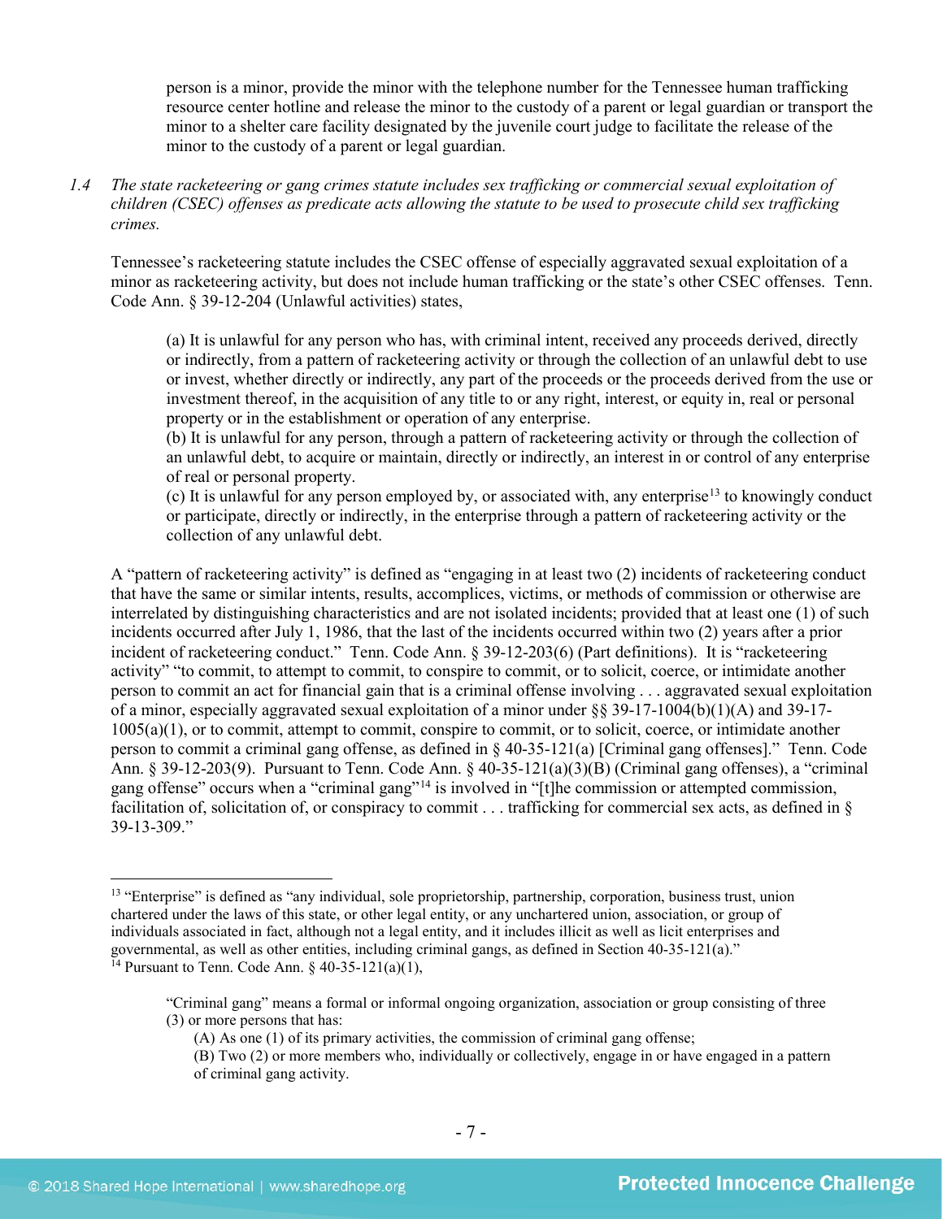person is a minor, provide the minor with the telephone number for the Tennessee human trafficking resource center hotline and release the minor to the custody of a parent or legal guardian or transport the minor to a shelter care facility designated by the juvenile court judge to facilitate the release of the minor to the custody of a parent or legal guardian.

*1.4 The state racketeering or gang crimes statute includes sex trafficking or commercial sexual exploitation of children (CSEC) offenses as predicate acts allowing the statute to be used to prosecute child sex trafficking crimes.*

Tennessee's racketeering statute includes the CSEC offense of especially aggravated sexual exploitation of a minor as racketeering activity, but does not include human trafficking or the state's other CSEC offenses. Tenn. Code Ann. § 39-12-204 (Unlawful activities) states,

> (a) It is unlawful for any person who has, with criminal intent, received any proceeds derived, directly or indirectly, from a pattern of racketeering activity or through the collection of an unlawful debt to use or invest, whether directly or indirectly, any part of the proceeds or the proceeds derived from the use or investment thereof, in the acquisition of any title to or any right, interest, or equity in, real or personal property or in the establishment or operation of any enterprise.
> (b) It is unlawful for any person, through a pattern of racketeering activity or through the collection of an unlawful debt, to acquire or maintain, directly or indirectly, an interest in or control of any enterprise of real or personal property.
> (c) It is unlawful for any person employed by, or associated with, any enterprise[13] to knowingly conduct or participate, directly or indirectly, in the enterprise through a pattern of racketeering activity or the collection of any unlawful debt.

A "pattern of racketeering activity" is defined as "engaging in at least two (2) incidents of racketeering conduct that have the same or similar intents, results, accomplices, victims, or methods of commission or otherwise are interrelated by distinguishing characteristics and are not isolated incidents; provided that at least one (1) of such incidents occurred after July 1, 1986, that the last of the incidents occurred within two (2) years after a prior incident of racketeering conduct." Tenn. Code Ann. § 39-12-203(6) (Part definitions). It is "racketeering activity" "to commit, to attempt to commit, to conspire to commit, or to solicit, coerce, or intimidate another person to commit an act for financial gain that is a criminal offense involving . . . aggravated sexual exploitation of a minor, especially aggravated sexual exploitation of a minor under §§ 39-17-1004(b)(1)(A) and 39-17-1005(a)(1), or to commit, attempt to commit, conspire to commit, or to solicit, coerce, or intimidate another person to commit a criminal gang offense, as defined in § 40-35-121(a) [Criminal gang offenses]." Tenn. Code Ann. § 39-12-203(9). Pursuant to Tenn. Code Ann. § 40-35-121(a)(3)(B) (Criminal gang offenses), a "criminal gang offense" occurs when a "criminal gang"[14] is involved in "[t]he commission or attempted commission, facilitation of, solicitation of, or conspiracy to commit . . . trafficking for commercial sex acts, as defined in § 39-13-309."

---

[13] "Enterprise" is defined as "any individual, sole proprietorship, partnership, corporation, business trust, union chartered under the laws of this state, or other legal entity, or any unchartered union, association, or group of individuals associated in fact, although not a legal entity, and it includes illicit as well as licit enterprises and governmental, as well as other entities, including criminal gangs, as defined in Section 40-35-121(a)."

[14] Pursuant to Tenn. Code Ann. § 40-35-121(a)(1),

> "Criminal gang" means a formal or informal ongoing organization, association or group consisting of three (3) or more persons that has:
> (A) As one (1) of its primary activities, the commission of criminal gang offense;
> (B) Two (2) or more members who, individually or collectively, engage in or have engaged in a pattern of criminal gang activity.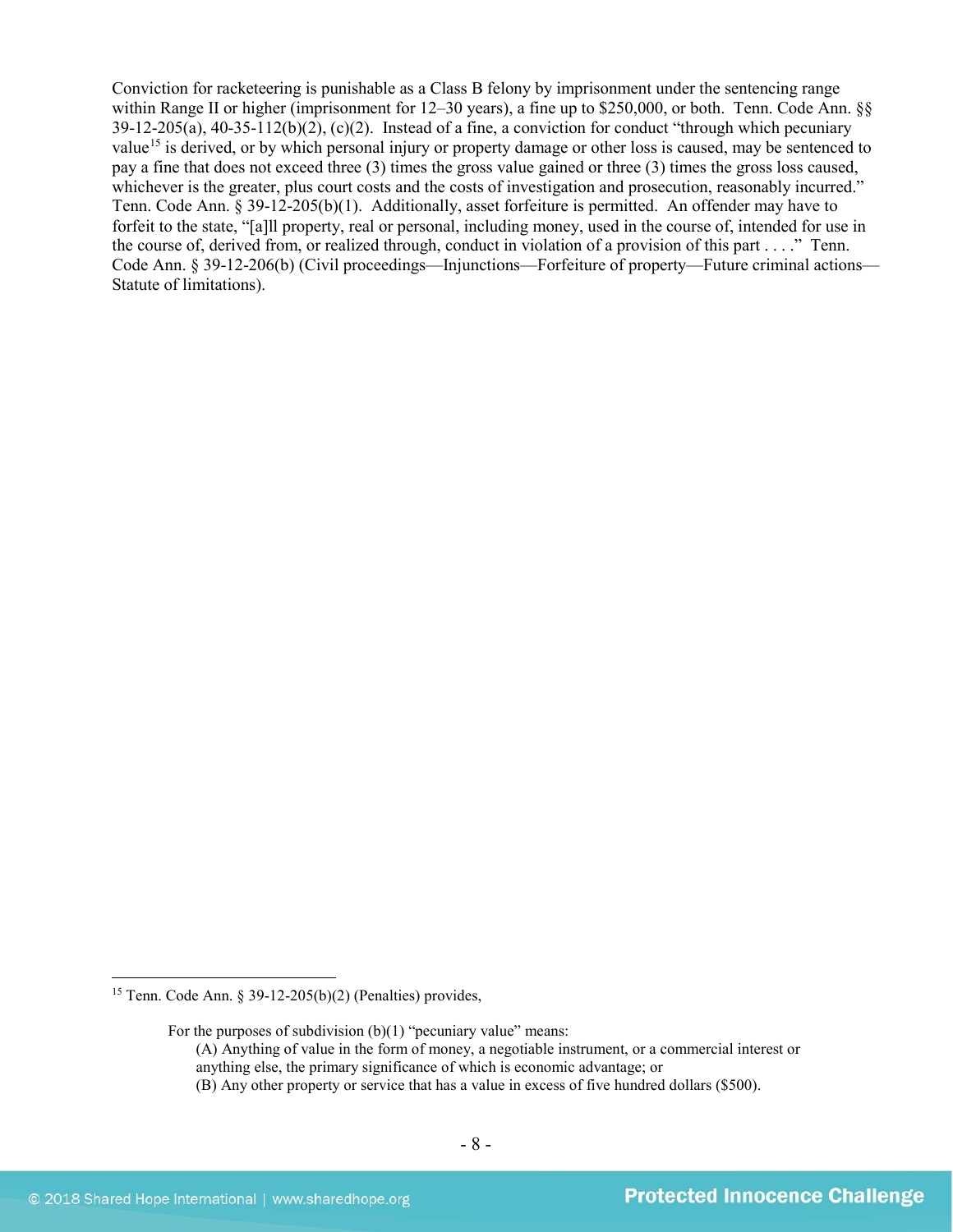Conviction for racketeering is punishable as a Class B felony by imprisonment under the sentencing range within Range II or higher (imprisonment for 12–30 years), a fine up to $250,000, or both. Tenn. Code Ann. §§ 39-12-205(a), 40-35-112(b)(2), (c)(2). Instead of a fine, a conviction for conduct "through which pecuniary value[15] is derived, or by which personal injury or property damage or other loss is caused, may be sentenced to pay a fine that does not exceed three (3) times the gross value gained or three (3) times the gross loss caused, whichever is the greater, plus court costs and the costs of investigation and prosecution, reasonably incurred." Tenn. Code Ann. § 39-12-205(b)(1). Additionally, asset forfeiture is permitted. An offender may have to forfeit to the state, "[a]ll property, real or personal, including money, used in the course of, intended for use in the course of, derived from, or realized through, conduct in violation of a provision of this part . . . ." Tenn. Code Ann. § 39-12-206(b) (Civil proceedings—Injunctions—Forfeiture of property—Future criminal actions—Statute of limitations).

---

[15] Tenn. Code Ann. § 39-12-205(b)(2) (Penalties) provides,

> For the purposes of subdivision (b)(1) "pecuniary value" means:
> (A) Anything of value in the form of money, a negotiable instrument, or a commercial interest or anything else, the primary significance of which is economic advantage; or
> (B) Any other property or service that has a value in excess of five hundred dollars ($500).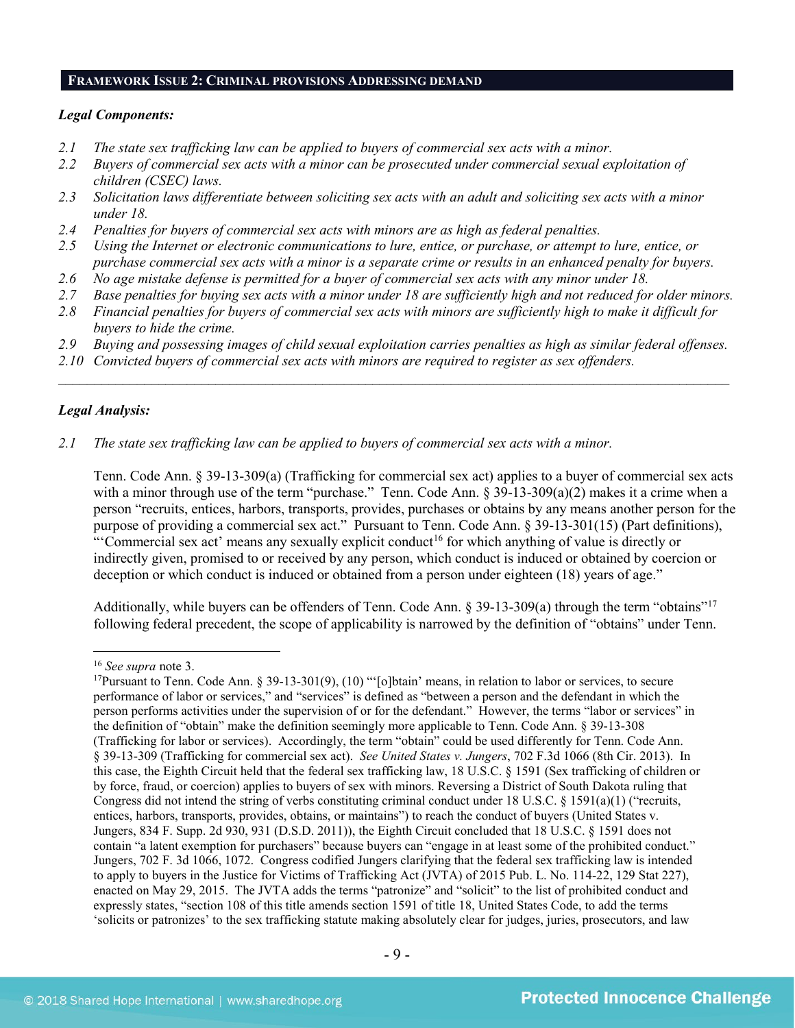## Framework Issue 2: Criminal provisions Addressing demand

***Legal Components:***

*2.1 The state sex trafficking law can be applied to buyers of commercial sex acts with a minor.*
*2.2 Buyers of commercial sex acts with a minor can be prosecuted under commercial sexual exploitation of children (CSEC) laws.*
*2.3 Solicitation laws differentiate between soliciting sex acts with an adult and soliciting sex acts with a minor under 18.*
*2.4 Penalties for buyers of commercial sex acts with minors are as high as federal penalties.*
*2.5 Using the Internet or electronic communications to lure, entice, or purchase, or attempt to lure, entice, or purchase commercial sex acts with a minor is a separate crime or results in an enhanced penalty for buyers.*
*2.6 No age mistake defense is permitted for a buyer of commercial sex acts with any minor under 18.*
*2.7 Base penalties for buying sex acts with a minor under 18 are sufficiently high and not reduced for older minors.*
*2.8 Financial penalties for buyers of commercial sex acts with minors are sufficiently high to make it difficult for buyers to hide the crime.*
*2.9 Buying and possessing images of child sexual exploitation carries penalties as high as similar federal offenses.*
*2.10 Convicted buyers of commercial sex acts with minors are required to register as sex offenders.*

---

***Legal Analysis:***

*2.1 The state sex trafficking law can be applied to buyers of commercial sex acts with a minor.*

Tenn. Code Ann. § 39-13-309(a) (Trafficking for commercial sex act) applies to a buyer of commercial sex acts with a minor through use of the term "purchase." Tenn. Code Ann. § 39-13-309(a)(2) makes it a crime when a person "recruits, entices, harbors, transports, provides, purchases or obtains by any means another person for the purpose of providing a commercial sex act." Pursuant to Tenn. Code Ann. § 39-13-301(15) (Part definitions), "'Commercial sex act' means any sexually explicit conduct[16] for which anything of value is directly or indirectly given, promised to or received by any person, which conduct is induced or obtained by coercion or deception or which conduct is induced or obtained from a person under eighteen (18) years of age."

Additionally, while buyers can be offenders of Tenn. Code Ann. § 39-13-309(a) through the term "obtains"[17] following federal precedent, the scope of applicability is narrowed by the definition of "obtains" under Tenn.

---

[16] *See supra* note 3.

[17] Pursuant to Tenn. Code Ann. § 39-13-301(9), (10) "'[o]btain' means, in relation to labor or services, to secure performance of labor or services," and "services" is defined as "between a person and the defendant in which the person performs activities under the supervision of or for the defendant." However, the terms "labor or services" in the definition of "obtain" make the definition seemingly more applicable to Tenn. Code Ann. § 39-13-308 (Trafficking for labor or services). Accordingly, the term "obtain" could be used differently for Tenn. Code Ann. § 39-13-309 (Trafficking for commercial sex act). *See United States v. Jungers*, 702 F.3d 1066 (8th Cir. 2013). In this case, the Eighth Circuit held that the federal sex trafficking law, 18 U.S.C. § 1591 (Sex trafficking of children or by force, fraud, or coercion) applies to buyers of sex with minors. Reversing a District of South Dakota ruling that Congress did not intend the string of verbs constituting criminal conduct under 18 U.S.C. § 1591(a)(1) ("recruits, entices, harbors, transports, provides, obtains, or maintains") to reach the conduct of buyers (United States v. Jungers, 834 F. Supp. 2d 930, 931 (D.S.D. 2011)), the Eighth Circuit concluded that 18 U.S.C. § 1591 does not contain "a latent exemption for purchasers" because buyers can "engage in at least some of the prohibited conduct." Jungers, 702 F. 3d 1066, 1072. Congress codified Jungers clarifying that the federal sex trafficking law is intended to apply to buyers in the Justice for Victims of Trafficking Act (JVTA) of 2015 Pub. L. No. 114-22, 129 Stat 227), enacted on May 29, 2015. The JVTA adds the terms "patronize" and "solicit" to the list of prohibited conduct and expressly states, "section 108 of this title amends section 1591 of title 18, United States Code, to add the terms 'solicits or patronizes' to the sex trafficking statute making absolutely clear for judges, juries, prosecutors, and law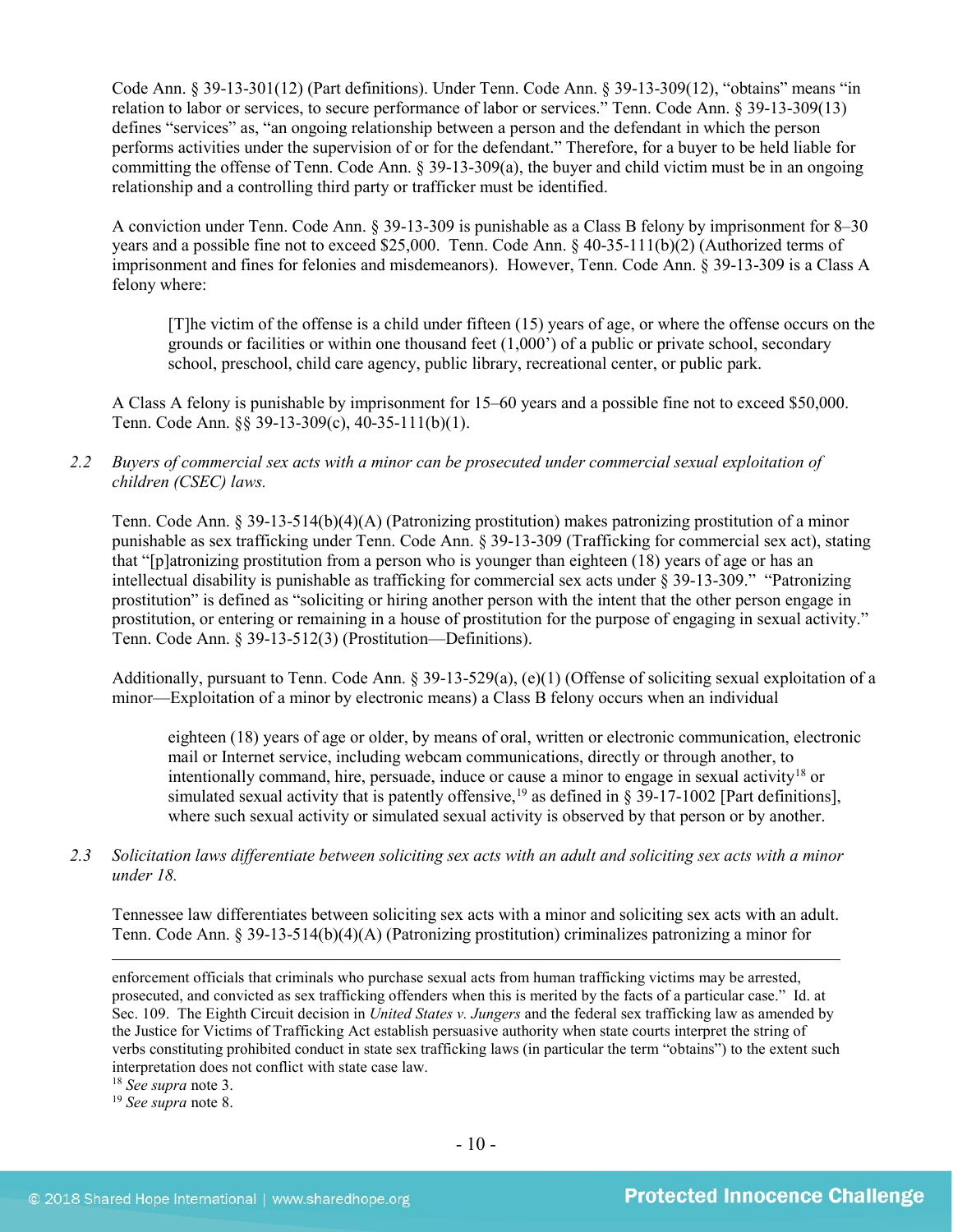Code Ann. § 39-13-301(12) (Part definitions). Under Tenn. Code Ann. § 39-13-309(12), "obtains" means "in relation to labor or services, to secure performance of labor or services." Tenn. Code Ann. § 39-13-309(13) defines "services" as, "an ongoing relationship between a person and the defendant in which the person performs activities under the supervision of or for the defendant." Therefore, for a buyer to be held liable for committing the offense of Tenn. Code Ann. § 39-13-309(a), the buyer and child victim must be in an ongoing relationship and a controlling third party or trafficker must be identified.

A conviction under Tenn. Code Ann. § 39-13-309 is punishable as a Class B felony by imprisonment for 8–30 years and a possible fine not to exceed $25,000. Tenn. Code Ann. § 40-35-111(b)(2) (Authorized terms of imprisonment and fines for felonies and misdemeanors). However, Tenn. Code Ann. § 39-13-309 is a Class A felony where:

> [T]he victim of the offense is a child under fifteen (15) years of age, or where the offense occurs on the grounds or facilities or within one thousand feet (1,000') of a public or private school, secondary school, preschool, child care agency, public library, recreational center, or public park.

A Class A felony is punishable by imprisonment for 15–60 years and a possible fine not to exceed $50,000. Tenn. Code Ann. §§ 39-13-309(c), 40-35-111(b)(1).

*2.2 Buyers of commercial sex acts with a minor can be prosecuted under commercial sexual exploitation of children (CSEC) laws.*

Tenn. Code Ann. § 39-13-514(b)(4)(A) (Patronizing prostitution) makes patronizing prostitution of a minor punishable as sex trafficking under Tenn. Code Ann. § 39-13-309 (Trafficking for commercial sex act), stating that "[p]atronizing prostitution from a person who is younger than eighteen (18) years of age or has an intellectual disability is punishable as trafficking for commercial sex acts under § 39-13-309." "Patronizing prostitution" is defined as "soliciting or hiring another person with the intent that the other person engage in prostitution, or entering or remaining in a house of prostitution for the purpose of engaging in sexual activity." Tenn. Code Ann. § 39-13-512(3) (Prostitution—Definitions).

Additionally, pursuant to Tenn. Code Ann. § 39-13-529(a), (e)(1) (Offense of soliciting sexual exploitation of a minor—Exploitation of a minor by electronic means) a Class B felony occurs when an individual

> eighteen (18) years of age or older, by means of oral, written or electronic communication, electronic mail or Internet service, including webcam communications, directly or through another, to intentionally command, hire, persuade, induce or cause a minor to engage in sexual activity[18] or simulated sexual activity that is patently offensive,[19] as defined in § 39-17-1002 [Part definitions], where such sexual activity or simulated sexual activity is observed by that person or by another.

*2.3 Solicitation laws differentiate between soliciting sex acts with an adult and soliciting sex acts with a minor under 18.*

Tennessee law differentiates between soliciting sex acts with a minor and soliciting sex acts with an adult. Tenn. Code Ann. § 39-13-514(b)(4)(A) (Patronizing prostitution) criminalizes patronizing a minor for

---

enforcement officials that criminals who purchase sexual acts from human trafficking victims may be arrested, prosecuted, and convicted as sex trafficking offenders when this is merited by the facts of a particular case." Id. at Sec. 109. The Eighth Circuit decision in *United States v. Jungers* and the federal sex trafficking law as amended by the Justice for Victims of Trafficking Act establish persuasive authority when state courts interpret the string of verbs constituting prohibited conduct in state sex trafficking laws (in particular the term "obtains") to the extent such interpretation does not conflict with state case law.

[18] *See supra* note 3.

[19] *See supra* note 8.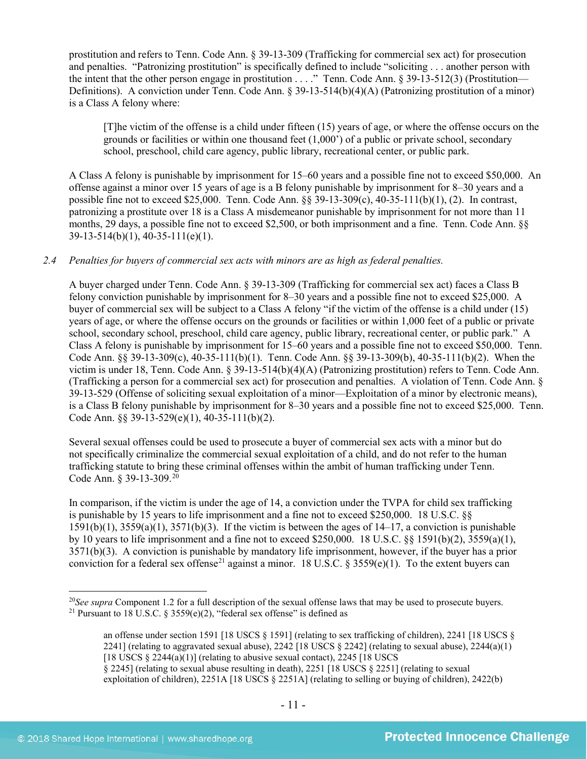prostitution and refers to Tenn. Code Ann. § 39-13-309 (Trafficking for commercial sex act) for prosecution and penalties. "Patronizing prostitution" is specifically defined to include "soliciting . . . another person with the intent that the other person engage in prostitution . . . ." Tenn. Code Ann. § 39-13-512(3) (Prostitution—Definitions). A conviction under Tenn. Code Ann. § 39-13-514(b)(4)(A) (Patronizing prostitution of a minor) is a Class A felony where:

> [T]he victim of the offense is a child under fifteen (15) years of age, or where the offense occurs on the grounds or facilities or within one thousand feet (1,000') of a public or private school, secondary school, preschool, child care agency, public library, recreational center, or public park.

A Class A felony is punishable by imprisonment for 15–60 years and a possible fine not to exceed $50,000. An offense against a minor over 15 years of age is a B felony punishable by imprisonment for 8–30 years and a possible fine not to exceed $25,000. Tenn. Code Ann. §§ 39-13-309(c), 40-35-111(b)(1), (2). In contrast, patronizing a prostitute over 18 is a Class A misdemeanor punishable by imprisonment for not more than 11 months, 29 days, a possible fine not to exceed $2,500, or both imprisonment and a fine. Tenn. Code Ann. §§ 39-13-514(b)(1), 40-35-111(e)(1).

*2.4 Penalties for buyers of commercial sex acts with minors are as high as federal penalties.*

A buyer charged under Tenn. Code Ann. § 39-13-309 (Trafficking for commercial sex act) faces a Class B felony conviction punishable by imprisonment for 8–30 years and a possible fine not to exceed $25,000. A buyer of commercial sex will be subject to a Class A felony "if the victim of the offense is a child under (15) years of age, or where the offense occurs on the grounds or facilities or within 1,000 feet of a public or private school, secondary school, preschool, child care agency, public library, recreational center, or public park." A Class A felony is punishable by imprisonment for 15–60 years and a possible fine not to exceed $50,000. Tenn. Code Ann. §§ 39-13-309(c), 40-35-111(b)(1). Tenn. Code Ann. §§ 39-13-309(b), 40-35-111(b)(2). When the victim is under 18, Tenn. Code Ann. § 39-13-514(b)(4)(A) (Patronizing prostitution) refers to Tenn. Code Ann. (Trafficking a person for a commercial sex act) for prosecution and penalties. A violation of Tenn. Code Ann. § 39-13-529 (Offense of soliciting sexual exploitation of a minor—Exploitation of a minor by electronic means), is a Class B felony punishable by imprisonment for 8–30 years and a possible fine not to exceed $25,000. Tenn. Code Ann. §§ 39-13-529(e)(1), 40-35-111(b)(2).

Several sexual offenses could be used to prosecute a buyer of commercial sex acts with a minor but do not specifically criminalize the commercial sexual exploitation of a child, and do not refer to the human trafficking statute to bring these criminal offenses within the ambit of human trafficking under Tenn. Code Ann. § 39-13-309.[20]

In comparison, if the victim is under the age of 14, a conviction under the TVPA for child sex trafficking is punishable by 15 years to life imprisonment and a fine not to exceed $250,000. 18 U.S.C. §§ 1591(b)(1), 3559(a)(1), 3571(b)(3). If the victim is between the ages of 14–17, a conviction is punishable by 10 years to life imprisonment and a fine not to exceed $250,000. 18 U.S.C. §§ 1591(b)(2), 3559(a)(1), 3571(b)(3). A conviction is punishable by mandatory life imprisonment, however, if the buyer has a prior conviction for a federal sex offense[21] against a minor. 18 U.S.C. § 3559(e)(1). To the extent buyers can

---

[20] *See supra* Component 1.2 for a full description of the sexual offense laws that may be used to prosecute buyers.

[21] Pursuant to 18 U.S.C. § 3559(e)(2), "federal sex offense" is defined as

> an offense under section 1591 [18 USCS § 1591] (relating to sex trafficking of children), 2241 [18 USCS § 2241] (relating to aggravated sexual abuse), 2242 [18 USCS § 2242] (relating to sexual abuse), 2244(a)(1) [18 USCS § 2244(a)(1)] (relating to abusive sexual contact), 2245 [18 USCS § 2245] (relating to sexual abuse resulting in death), 2251 [18 USCS § 2251] (relating to sexual exploitation of children), 2251A [18 USCS § 2251A] (relating to selling or buying of children), 2422(b)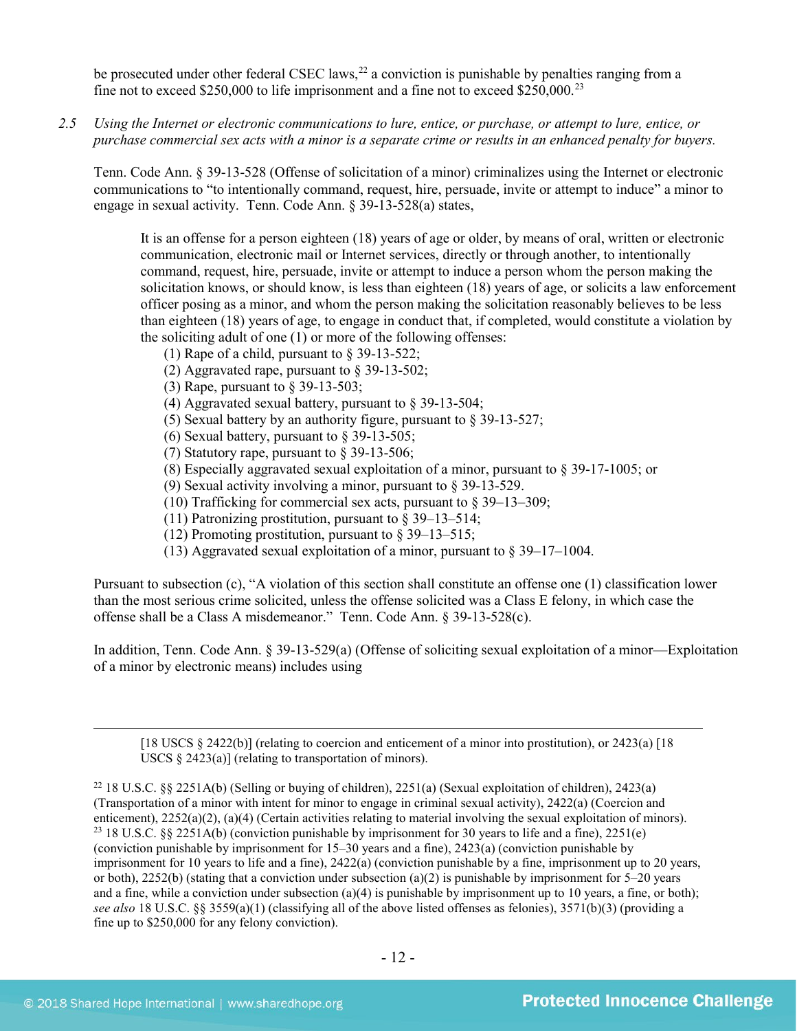be prosecuted under other federal CSEC laws,[22] a conviction is punishable by penalties ranging from a fine not to exceed $250,000 to life imprisonment and a fine not to exceed $250,000.[23]

*2.5 Using the Internet or electronic communications to lure, entice, or purchase, or attempt to lure, entice, or purchase commercial sex acts with a minor is a separate crime or results in an enhanced penalty for buyers.*

Tenn. Code Ann. § 39-13-528 (Offense of solicitation of a minor) criminalizes using the Internet or electronic communications to "to intentionally command, request, hire, persuade, invite or attempt to induce" a minor to engage in sexual activity. Tenn. Code Ann. § 39-13-528(a) states,

> It is an offense for a person eighteen (18) years of age or older, by means of oral, written or electronic communication, electronic mail or Internet services, directly or through another, to intentionally command, request, hire, persuade, invite or attempt to induce a person whom the person making the solicitation knows, or should know, is less than eighteen (18) years of age, or solicits a law enforcement officer posing as a minor, and whom the person making the solicitation reasonably believes to be less than eighteen (18) years of age, to engage in conduct that, if completed, would constitute a violation by the soliciting adult of one (1) or more of the following offenses:
>
> (1) Rape of a child, pursuant to § 39-13-522;
> (2) Aggravated rape, pursuant to § 39-13-502;
> (3) Rape, pursuant to § 39-13-503;
> (4) Aggravated sexual battery, pursuant to § 39-13-504;
> (5) Sexual battery by an authority figure, pursuant to § 39-13-527;
> (6) Sexual battery, pursuant to § 39-13-505;
> (7) Statutory rape, pursuant to § 39-13-506;
> (8) Especially aggravated sexual exploitation of a minor, pursuant to § 39-17-1005; or
> (9) Sexual activity involving a minor, pursuant to § 39-13-529.
> (10) Trafficking for commercial sex acts, pursuant to § 39–13–309;
> (11) Patronizing prostitution, pursuant to § 39–13–514;
> (12) Promoting prostitution, pursuant to § 39–13–515;
> (13) Aggravated sexual exploitation of a minor, pursuant to § 39–17–1004.

Pursuant to subsection (c), "A violation of this section shall constitute an offense one (1) classification lower than the most serious crime solicited, unless the offense solicited was a Class E felony, in which case the offense shall be a Class A misdemeanor." Tenn. Code Ann. § 39-13-528(c).

In addition, Tenn. Code Ann. § 39-13-529(a) (Offense of soliciting sexual exploitation of a minor—Exploitation of a minor by electronic means) includes using

---

[18 USCS § 2422(b)] (relating to coercion and enticement of a minor into prostitution), or 2423(a) [18 USCS § 2423(a)] (relating to transportation of minors).

[22] 18 U.S.C. §§ 2251A(b) (Selling or buying of children), 2251(a) (Sexual exploitation of children), 2423(a) (Transportation of a minor with intent for minor to engage in criminal sexual activity), 2422(a) (Coercion and enticement), 2252(a)(2), (a)(4) (Certain activities relating to material involving the sexual exploitation of minors).

[23] 18 U.S.C. §§ 2251A(b) (conviction punishable by imprisonment for 30 years to life and a fine), 2251(e) (conviction punishable by imprisonment for 15–30 years and a fine), 2423(a) (conviction punishable by imprisonment for 10 years to life and a fine), 2422(a) (conviction punishable by a fine, imprisonment up to 20 years, or both), 2252(b) (stating that a conviction under subsection (a)(2) is punishable by imprisonment for 5–20 years and a fine, while a conviction under subsection (a)(4) is punishable by imprisonment up to 10 years, a fine, or both); *see also* 18 U.S.C. §§ 3559(a)(1) (classifying all of the above listed offenses as felonies), 3571(b)(3) (providing a fine up to $250,000 for any felony conviction).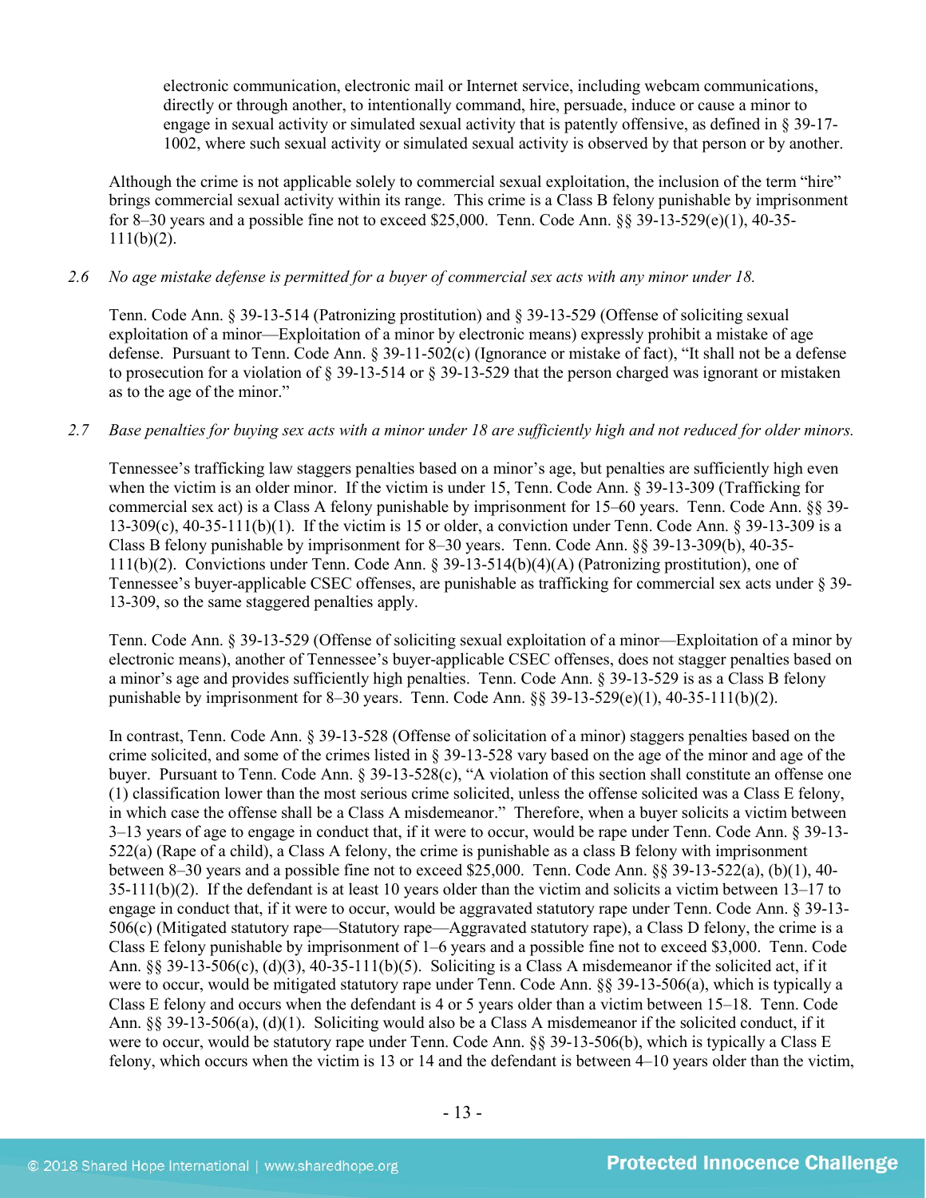> electronic communication, electronic mail or Internet service, including webcam communications, directly or through another, to intentionally command, hire, persuade, induce or cause a minor to engage in sexual activity or simulated sexual activity that is patently offensive, as defined in § 39-17-1002, where such sexual activity or simulated sexual activity is observed by that person or by another.

Although the crime is not applicable solely to commercial sexual exploitation, the inclusion of the term "hire" brings commercial sexual activity within its range. This crime is a Class B felony punishable by imprisonment for 8–30 years and a possible fine not to exceed $25,000. Tenn. Code Ann. §§ 39-13-529(e)(1), 40-35-111(b)(2).

*2.6 No age mistake defense is permitted for a buyer of commercial sex acts with any minor under 18.*

Tenn. Code Ann. § 39-13-514 (Patronizing prostitution) and § 39-13-529 (Offense of soliciting sexual exploitation of a minor—Exploitation of a minor by electronic means) expressly prohibit a mistake of age defense. Pursuant to Tenn. Code Ann. § 39-11-502(c) (Ignorance or mistake of fact), "It shall not be a defense to prosecution for a violation of § 39-13-514 or § 39-13-529 that the person charged was ignorant or mistaken as to the age of the minor."

*2.7 Base penalties for buying sex acts with a minor under 18 are sufficiently high and not reduced for older minors.*

Tennessee's trafficking law staggers penalties based on a minor's age, but penalties are sufficiently high even when the victim is an older minor. If the victim is under 15, Tenn. Code Ann. § 39-13-309 (Trafficking for commercial sex act) is a Class A felony punishable by imprisonment for 15–60 years. Tenn. Code Ann. §§ 39-13-309(c), 40-35-111(b)(1). If the victim is 15 or older, a conviction under Tenn. Code Ann. § 39-13-309 is a Class B felony punishable by imprisonment for 8–30 years. Tenn. Code Ann. §§ 39-13-309(b), 40-35-111(b)(2). Convictions under Tenn. Code Ann. § 39-13-514(b)(4)(A) (Patronizing prostitution), one of Tennessee's buyer-applicable CSEC offenses, are punishable as trafficking for commercial sex acts under § 39-13-309, so the same staggered penalties apply.

Tenn. Code Ann. § 39-13-529 (Offense of soliciting sexual exploitation of a minor—Exploitation of a minor by electronic means), another of Tennessee's buyer-applicable CSEC offenses, does not stagger penalties based on a minor's age and provides sufficiently high penalties. Tenn. Code Ann. § 39-13-529 is as a Class B felony punishable by imprisonment for 8–30 years. Tenn. Code Ann. §§ 39-13-529(e)(1), 40-35-111(b)(2).

In contrast, Tenn. Code Ann. § 39-13-528 (Offense of solicitation of a minor) staggers penalties based on the crime solicited, and some of the crimes listed in § 39-13-528 vary based on the age of the minor and age of the buyer. Pursuant to Tenn. Code Ann. § 39-13-528(c), "A violation of this section shall constitute an offense one (1) classification lower than the most serious crime solicited, unless the offense solicited was a Class E felony, in which case the offense shall be a Class A misdemeanor." Therefore, when a buyer solicits a victim between 3–13 years of age to engage in conduct that, if it were to occur, would be rape under Tenn. Code Ann. § 39-13-522(a) (Rape of a child), a Class A felony, the crime is punishable as a class B felony with imprisonment between 8–30 years and a possible fine not to exceed $25,000. Tenn. Code Ann. §§ 39-13-522(a), (b)(1), 40-35-111(b)(2). If the defendant is at least 10 years older than the victim and solicits a victim between 13–17 to engage in conduct that, if it were to occur, would be aggravated statutory rape under Tenn. Code Ann. § 39-13-506(c) (Mitigated statutory rape—Statutory rape—Aggravated statutory rape), a Class D felony, the crime is a Class E felony punishable by imprisonment of 1–6 years and a possible fine not to exceed $3,000. Tenn. Code Ann. §§ 39-13-506(c), (d)(3), 40-35-111(b)(5). Soliciting is a Class A misdemeanor if the solicited act, if it were to occur, would be mitigated statutory rape under Tenn. Code Ann. §§ 39-13-506(a), which is typically a Class E felony and occurs when the defendant is 4 or 5 years older than a victim between 15–18. Tenn. Code Ann. §§ 39-13-506(a), (d)(1). Soliciting would also be a Class A misdemeanor if the solicited conduct, if it were to occur, would be statutory rape under Tenn. Code Ann. §§ 39-13-506(b), which is typically a Class E felony, which occurs when the victim is 13 or 14 and the defendant is between 4–10 years older than the victim,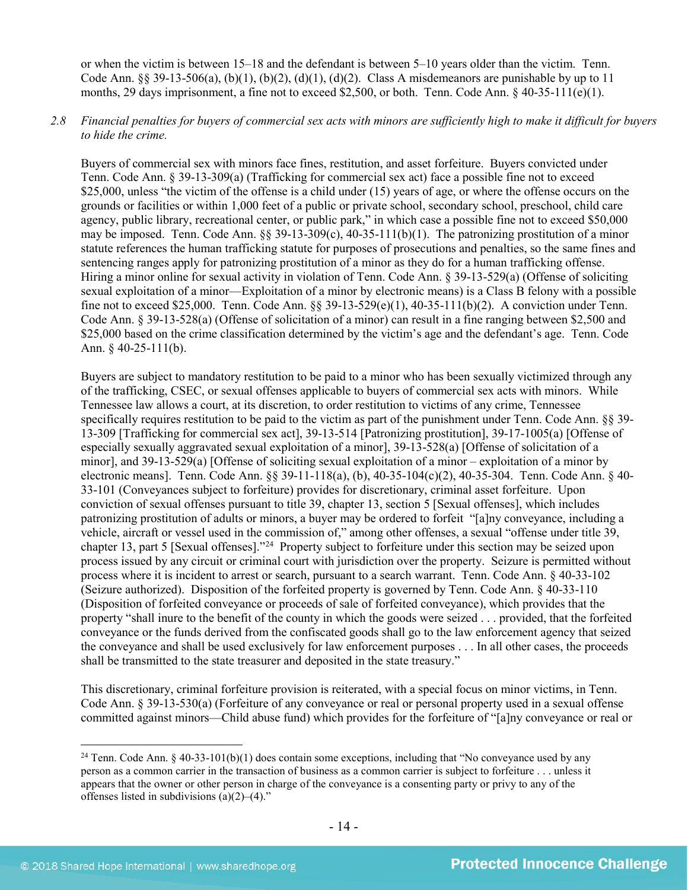or when the victim is between 15–18 and the defendant is between 5–10 years older than the victim. Tenn. Code Ann. §§ 39-13-506(a), (b)(1), (b)(2), (d)(1), (d)(2). Class A misdemeanors are punishable by up to 11 months, 29 days imprisonment, a fine not to exceed $2,500, or both. Tenn. Code Ann. § 40-35-111(e)(1).

*2.8 Financial penalties for buyers of commercial sex acts with minors are sufficiently high to make it difficult for buyers to hide the crime.*

Buyers of commercial sex with minors face fines, restitution, and asset forfeiture. Buyers convicted under Tenn. Code Ann. § 39-13-309(a) (Trafficking for commercial sex act) face a possible fine not to exceed $25,000, unless "the victim of the offense is a child under (15) years of age, or where the offense occurs on the grounds or facilities or within 1,000 feet of a public or private school, secondary school, preschool, child care agency, public library, recreational center, or public park," in which case a possible fine not to exceed $50,000 may be imposed. Tenn. Code Ann. §§ 39-13-309(c), 40-35-111(b)(1). The patronizing prostitution of a minor statute references the human trafficking statute for purposes of prosecutions and penalties, so the same fines and sentencing ranges apply for patronizing prostitution of a minor as they do for a human trafficking offense. Hiring a minor online for sexual activity in violation of Tenn. Code Ann. § 39-13-529(a) (Offense of soliciting sexual exploitation of a minor—Exploitation of a minor by electronic means) is a Class B felony with a possible fine not to exceed $25,000. Tenn. Code Ann. §§ 39-13-529(e)(1), 40-35-111(b)(2). A conviction under Tenn. Code Ann. § 39-13-528(a) (Offense of solicitation of a minor) can result in a fine ranging between $2,500 and $25,000 based on the crime classification determined by the victim's age and the defendant's age. Tenn. Code Ann. § 40-25-111(b).

Buyers are subject to mandatory restitution to be paid to a minor who has been sexually victimized through any of the trafficking, CSEC, or sexual offenses applicable to buyers of commercial sex acts with minors. While Tennessee law allows a court, at its discretion, to order restitution to victims of any crime, Tennessee specifically requires restitution to be paid to the victim as part of the punishment under Tenn. Code Ann. §§ 39-13-309 [Trafficking for commercial sex act], 39-13-514 [Patronizing prostitution], 39-17-1005(a) [Offense of especially sexually aggravated sexual exploitation of a minor], 39-13-528(a) [Offense of solicitation of a minor], and 39-13-529(a) [Offense of soliciting sexual exploitation of a minor – exploitation of a minor by electronic means]. Tenn. Code Ann. §§ 39-11-118(a), (b), 40-35-104(c)(2), 40-35-304. Tenn. Code Ann. § 40-33-101 (Conveyances subject to forfeiture) provides for discretionary, criminal asset forfeiture. Upon conviction of sexual offenses pursuant to title 39, chapter 13, section 5 [Sexual offenses], which includes patronizing prostitution of adults or minors, a buyer may be ordered to forfeit "[a]ny conveyance, including a vehicle, aircraft or vessel used in the commission of," among other offenses, a sexual "offense under title 39, chapter 13, part 5 [Sexual offenses]."[24] Property subject to forfeiture under this section may be seized upon process issued by any circuit or criminal court with jurisdiction over the property. Seizure is permitted without process where it is incident to arrest or search, pursuant to a search warrant. Tenn. Code Ann. § 40-33-102 (Seizure authorized). Disposition of the forfeited property is governed by Tenn. Code Ann. § 40-33-110 (Disposition of forfeited conveyance or proceeds of sale of forfeited conveyance), which provides that the property "shall inure to the benefit of the county in which the goods were seized . . . provided, that the forfeited conveyance or the funds derived from the confiscated goods shall go to the law enforcement agency that seized the conveyance and shall be used exclusively for law enforcement purposes . . . In all other cases, the proceeds shall be transmitted to the state treasurer and deposited in the state treasury."

This discretionary, criminal forfeiture provision is reiterated, with a special focus on minor victims, in Tenn. Code Ann. § 39-13-530(a) (Forfeiture of any conveyance or real or personal property used in a sexual offense committed against minors—Child abuse fund) which provides for the forfeiture of "[a]ny conveyance or real or

---

[24] Tenn. Code Ann. § 40-33-101(b)(1) does contain some exceptions, including that "No conveyance used by any person as a common carrier in the transaction of business as a common carrier is subject to forfeiture . . . unless it appears that the owner or other person in charge of the conveyance is a consenting party or privy to any of the offenses listed in subdivisions (a)(2)–(4)."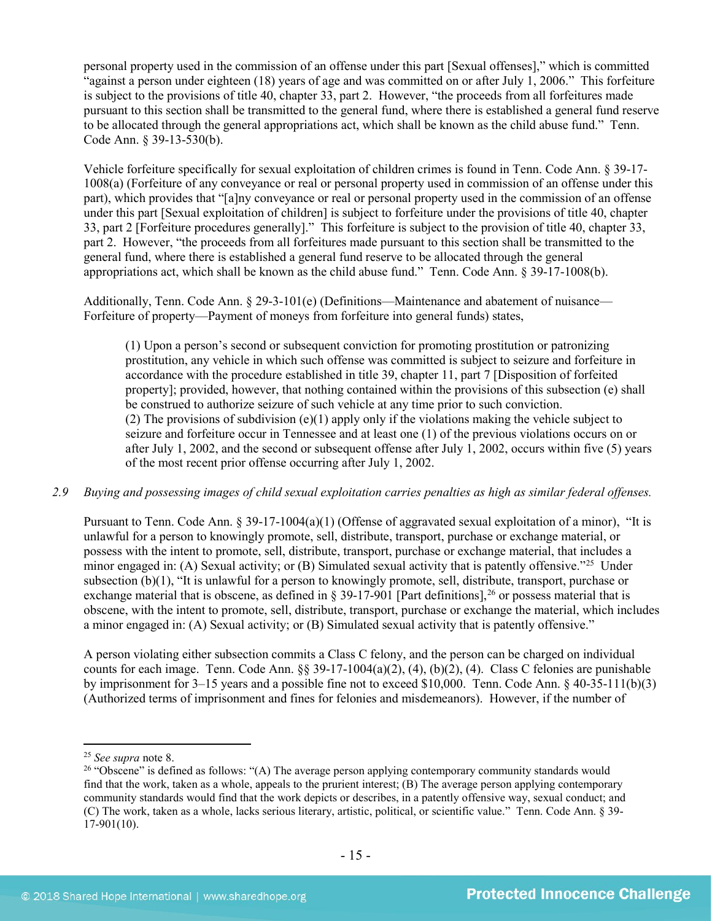personal property used in the commission of an offense under this part [Sexual offenses]," which is committed "against a person under eighteen (18) years of age and was committed on or after July 1, 2006." This forfeiture is subject to the provisions of title 40, chapter 33, part 2. However, "the proceeds from all forfeitures made pursuant to this section shall be transmitted to the general fund, where there is established a general fund reserve to be allocated through the general appropriations act, which shall be known as the child abuse fund." Tenn. Code Ann. § 39-13-530(b).

Vehicle forfeiture specifically for sexual exploitation of children crimes is found in Tenn. Code Ann. § 39-17-1008(a) (Forfeiture of any conveyance or real or personal property used in commission of an offense under this part), which provides that "[a]ny conveyance or real or personal property used in the commission of an offense under this part [Sexual exploitation of children] is subject to forfeiture under the provisions of title 40, chapter 33, part 2 [Forfeiture procedures generally]." This forfeiture is subject to the provision of title 40, chapter 33, part 2. However, "the proceeds from all forfeitures made pursuant to this section shall be transmitted to the general fund, where there is established a general fund reserve to be allocated through the general appropriations act, which shall be known as the child abuse fund." Tenn. Code Ann. § 39-17-1008(b).

Additionally, Tenn. Code Ann. § 29-3-101(e) (Definitions—Maintenance and abatement of nuisance—Forfeiture of property—Payment of moneys from forfeiture into general funds) states,

> (1) Upon a person's second or subsequent conviction for promoting prostitution or patronizing prostitution, any vehicle in which such offense was committed is subject to seizure and forfeiture in accordance with the procedure established in title 39, chapter 11, part 7 [Disposition of forfeited property]; provided, however, that nothing contained within the provisions of this subsection (e) shall be construed to authorize seizure of such vehicle at any time prior to such conviction.
> (2) The provisions of subdivision (e)(1) apply only if the violations making the vehicle subject to seizure and forfeiture occur in Tennessee and at least one (1) of the previous violations occurs on or after July 1, 2002, and the second or subsequent offense after July 1, 2002, occurs within five (5) years of the most recent prior offense occurring after July 1, 2002.

*2.9 Buying and possessing images of child sexual exploitation carries penalties as high as similar federal offenses.*

Pursuant to Tenn. Code Ann. § 39-17-1004(a)(1) (Offense of aggravated sexual exploitation of a minor), "It is unlawful for a person to knowingly promote, sell, distribute, transport, purchase or exchange material, or possess with the intent to promote, sell, distribute, transport, purchase or exchange material, that includes a minor engaged in: (A) Sexual activity; or (B) Simulated sexual activity that is patently offensive."[25] Under subsection (b)(1), "It is unlawful for a person to knowingly promote, sell, distribute, transport, purchase or exchange material that is obscene, as defined in § 39-17-901 [Part definitions],[26] or possess material that is obscene, with the intent to promote, sell, distribute, transport, purchase or exchange the material, which includes a minor engaged in: (A) Sexual activity; or (B) Simulated sexual activity that is patently offensive."

A person violating either subsection commits a Class C felony, and the person can be charged on individual counts for each image. Tenn. Code Ann. §§ 39-17-1004(a)(2), (4), (b)(2), (4). Class C felonies are punishable by imprisonment for 3–15 years and a possible fine not to exceed $10,000. Tenn. Code Ann. § 40-35-111(b)(3) (Authorized terms of imprisonment and fines for felonies and misdemeanors). However, if the number of

---

[25] *See supra* note 8.

[26] "Obscene" is defined as follows: "(A) The average person applying contemporary community standards would find that the work, taken as a whole, appeals to the prurient interest; (B) The average person applying contemporary community standards would find that the work depicts or describes, in a patently offensive way, sexual conduct; and (C) The work, taken as a whole, lacks serious literary, artistic, political, or scientific value." Tenn. Code Ann. § 39-17-901(10).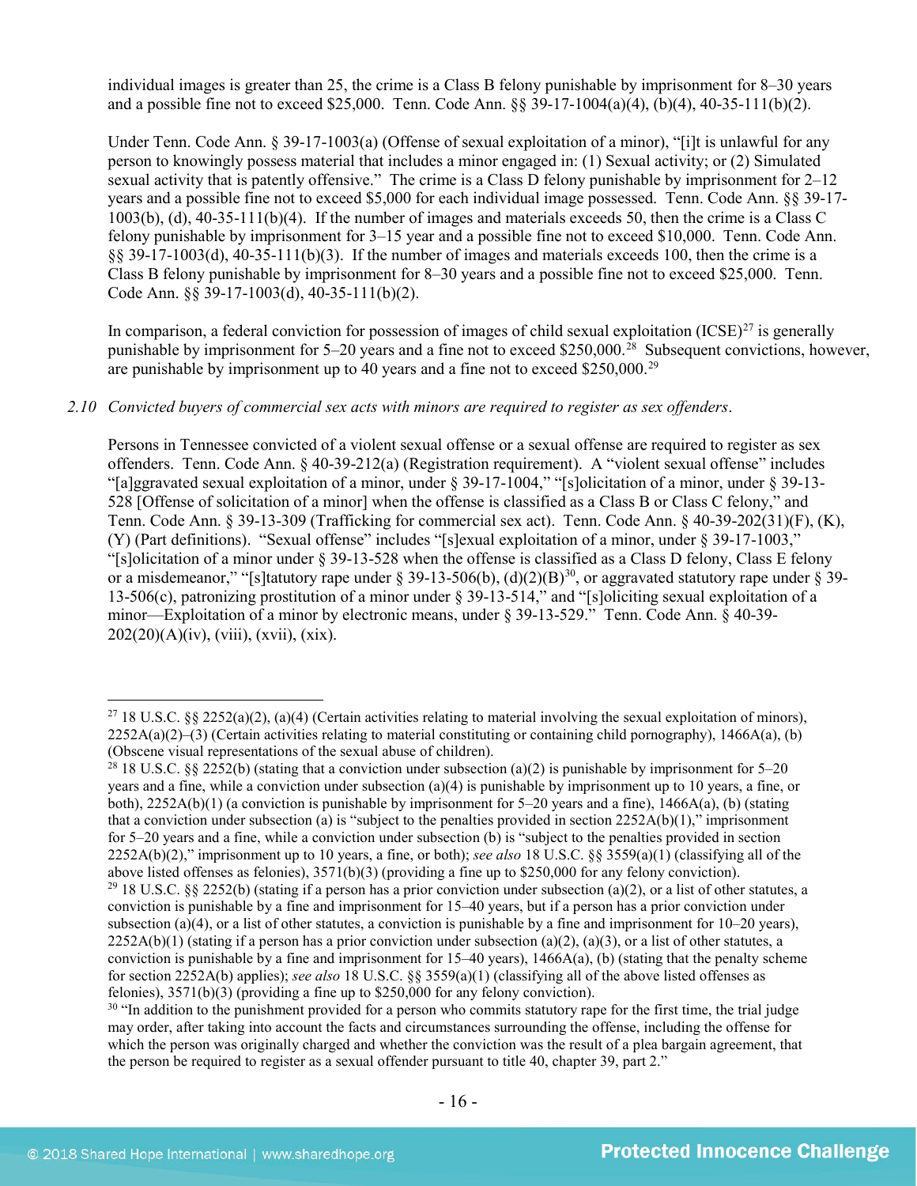individual images is greater than 25, the crime is a Class B felony punishable by imprisonment for 8–30 years and a possible fine not to exceed $25,000. Tenn. Code Ann. §§ 39-17-1004(a)(4), (b)(4), 40-35-111(b)(2).

Under Tenn. Code Ann. § 39-17-1003(a) (Offense of sexual exploitation of a minor), "[i]t is unlawful for any person to knowingly possess material that includes a minor engaged in: (1) Sexual activity; or (2) Simulated sexual activity that is patently offensive." The crime is a Class D felony punishable by imprisonment for 2–12 years and a possible fine not to exceed $5,000 for each individual image possessed. Tenn. Code Ann. §§ 39-17-1003(b), (d), 40-35-111(b)(4). If the number of images and materials exceeds 50, then the crime is a Class C felony punishable by imprisonment for 3–15 year and a possible fine not to exceed $10,000. Tenn. Code Ann. §§ 39-17-1003(d), 40-35-111(b)(3). If the number of images and materials exceeds 100, then the crime is a Class B felony punishable by imprisonment for 8–30 years and a possible fine not to exceed $25,000. Tenn. Code Ann. §§ 39-17-1003(d), 40-35-111(b)(2).

In comparison, a federal conviction for possession of images of child sexual exploitation (ICSE)[27] is generally punishable by imprisonment for 5–20 years and a fine not to exceed $250,000.[28] Subsequent convictions, however, are punishable by imprisonment up to 40 years and a fine not to exceed $250,000.[29]

*2.10 Convicted buyers of commercial sex acts with minors are required to register as sex offenders.*

Persons in Tennessee convicted of a violent sexual offense or a sexual offense are required to register as sex offenders. Tenn. Code Ann. § 40-39-212(a) (Registration requirement). A "violent sexual offense" includes "[a]ggravated sexual exploitation of a minor, under § 39-17-1004," "[s]olicitation of a minor, under § 39-13-528 [Offense of solicitation of a minor] when the offense is classified as a Class B or Class C felony," and Tenn. Code Ann. § 39-13-309 (Trafficking for commercial sex act). Tenn. Code Ann. § 40-39-202(31)(F), (K), (Y) (Part definitions). "Sexual offense" includes "[s]exual exploitation of a minor, under § 39-17-1003," "[s]olicitation of a minor under § 39-13-528 when the offense is classified as a Class D felony, Class E felony or a misdemeanor," "[s]tatutory rape under § 39-13-506(b), (d)(2)(B)[30], or aggravated statutory rape under § 39-13-506(c), patronizing prostitution of a minor under § 39-13-514," and "[s]oliciting sexual exploitation of a minor—Exploitation of a minor by electronic means, under § 39-13-529." Tenn. Code Ann. § 40-39-202(20)(A)(iv), (viii), (xvii), (xix).

---

[27] 18 U.S.C. §§ 2252(a)(2), (a)(4) (Certain activities relating to material involving the sexual exploitation of minors), 2252A(a)(2)–(3) (Certain activities relating to material constituting or containing child pornography), 1466A(a), (b) (Obscene visual representations of the sexual abuse of children).

[28] 18 U.S.C. §§ 2252(b) (stating that a conviction under subsection (a)(2) is punishable by imprisonment for 5–20 years and a fine, while a conviction under subsection (a)(4) is punishable by imprisonment up to 10 years, a fine, or both), 2252A(b)(1) (a conviction is punishable by imprisonment for 5–20 years and a fine), 1466A(a), (b) (stating that a conviction under subsection (a) is "subject to the penalties provided in section 2252A(b)(1)," imprisonment for 5–20 years and a fine, while a conviction under subsection (b) is "subject to the penalties provided in section 2252A(b)(2)," imprisonment up to 10 years, a fine, or both); *see also* 18 U.S.C. §§ 3559(a)(1) (classifying all of the above listed offenses as felonies), 3571(b)(3) (providing a fine up to $250,000 for any felony conviction).

[29] 18 U.S.C. §§ 2252(b) (stating if a person has a prior conviction under subsection (a)(2), or a list of other statutes, a conviction is punishable by a fine and imprisonment for 15–40 years, but if a person has a prior conviction under subsection (a)(4), or a list of other statutes, a conviction is punishable by a fine and imprisonment for 10–20 years), 2252A(b)(1) (stating if a person has a prior conviction under subsection (a)(2), (a)(3), or a list of other statutes, a conviction is punishable by a fine and imprisonment for 15–40 years), 1466A(a), (b) (stating that the penalty scheme for section 2252A(b) applies); *see also* 18 U.S.C. §§ 3559(a)(1) (classifying all of the above listed offenses as felonies), 3571(b)(3) (providing a fine up to $250,000 for any felony conviction).

[30] "In addition to the punishment provided for a person who commits statutory rape for the first time, the trial judge may order, after taking into account the facts and circumstances surrounding the offense, including the offense for which the person was originally charged and whether the conviction was the result of a plea bargain agreement, that the person be required to register as a sexual offender pursuant to title 40, chapter 39, part 2."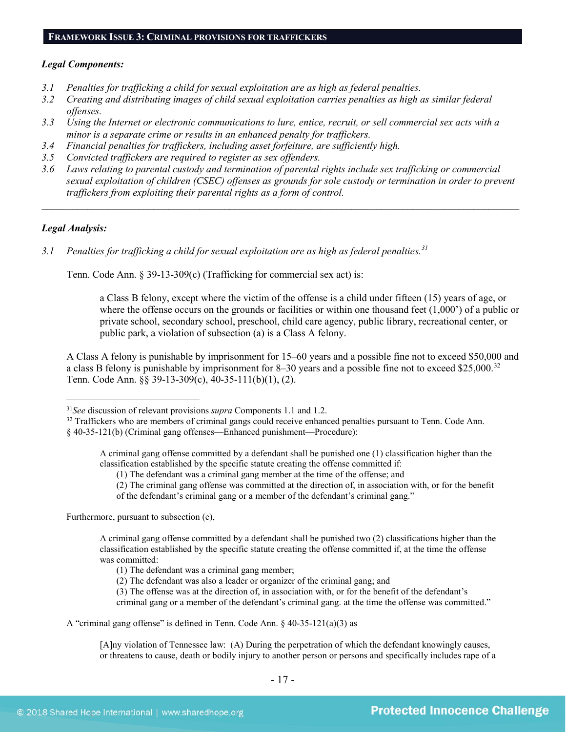**FRAMEWORK ISSUE 3: CRIMINAL PROVISIONS FOR TRAFFICKERS**

***Legal Components:***

*3.1 Penalties for trafficking a child for sexual exploitation are as high as federal penalties.*
*3.2 Creating and distributing images of child sexual exploitation carries penalties as high as similar federal offenses.*
*3.3 Using the Internet or electronic communications to lure, entice, recruit, or sell commercial sex acts with a minor is a separate crime or results in an enhanced penalty for traffickers.*
*3.4 Financial penalties for traffickers, including asset forfeiture, are sufficiently high.*
*3.5 Convicted traffickers are required to register as sex offenders.*
*3.6 Laws relating to parental custody and termination of parental rights include sex trafficking or commercial sexual exploitation of children (CSEC) offenses as grounds for sole custody or termination in order to prevent traffickers from exploiting their parental rights as a form of control.*

---

***Legal Analysis:***

*3.1 Penalties for trafficking a child for sexual exploitation are as high as federal penalties.*[31]

Tenn. Code Ann. § 39-13-309(c) (Trafficking for commercial sex act) is:

> a Class B felony, except where the victim of the offense is a child under fifteen (15) years of age, or where the offense occurs on the grounds or facilities or within one thousand feet (1,000') of a public or private school, secondary school, preschool, child care agency, public library, recreational center, or public park, a violation of subsection (a) is a Class A felony.

A Class A felony is punishable by imprisonment for 15–60 years and a possible fine not to exceed $50,000 and a class B felony is punishable by imprisonment for 8–30 years and a possible fine not to exceed $25,000.[32] Tenn. Code Ann. §§ 39-13-309(c), 40-35-111(b)(1), (2).

---

[31] *See* discussion of relevant provisions *supra* Components 1.1 and 1.2.

[32] Traffickers who are members of criminal gangs could receive enhanced penalties pursuant to Tenn. Code Ann. § 40-35-121(b) (Criminal gang offenses—Enhanced punishment—Procedure):

> A criminal gang offense committed by a defendant shall be punished one (1) classification higher than the classification established by the specific statute creating the offense committed if:
> (1) The defendant was a criminal gang member at the time of the offense; and
> (2) The criminal gang offense was committed at the direction of, in association with, or for the benefit of the defendant's criminal gang or a member of the defendant's criminal gang."

Furthermore, pursuant to subsection (e),

> A criminal gang offense committed by a defendant shall be punished two (2) classifications higher than the classification established by the specific statute creating the offense committed if, at the time the offense was committed:
> (1) The defendant was a criminal gang member;
> (2) The defendant was also a leader or organizer of the criminal gang; and
> (3) The offense was at the direction of, in association with, or for the benefit of the defendant's criminal gang or a member of the defendant's criminal gang. at the time the offense was committed."

A "criminal gang offense" is defined in Tenn. Code Ann. § 40-35-121(a)(3) as

> [A]ny violation of Tennessee law: (A) During the perpetration of which the defendant knowingly causes, or threatens to cause, death or bodily injury to another person or persons and specifically includes rape of a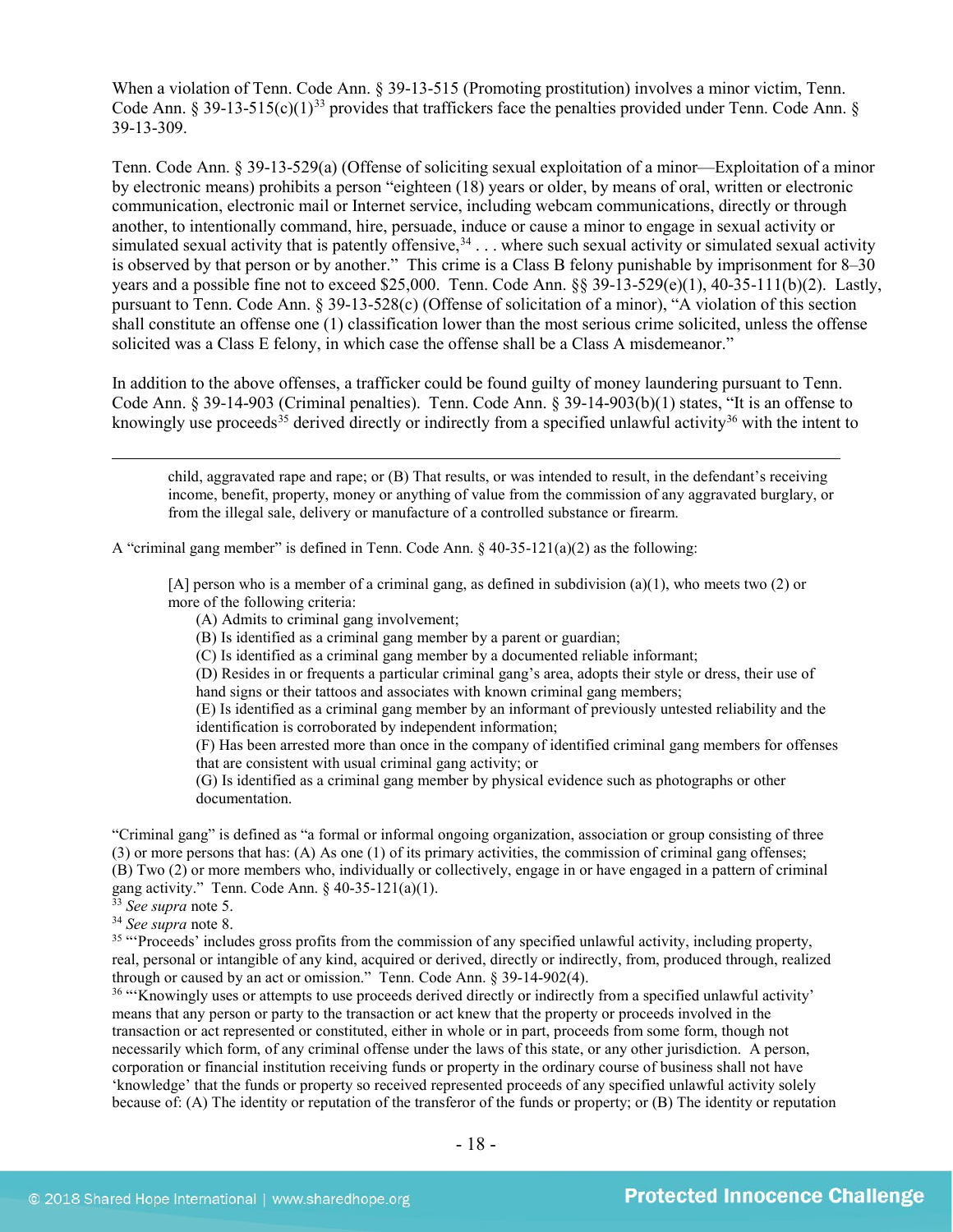When a violation of Tenn. Code Ann. § 39-13-515 (Promoting prostitution) involves a minor victim, Tenn. Code Ann. § 39-13-515(c)(1)[33] provides that traffickers face the penalties provided under Tenn. Code Ann. § 39-13-309.

Tenn. Code Ann. § 39-13-529(a) (Offense of soliciting sexual exploitation of a minor—Exploitation of a minor by electronic means) prohibits a person "eighteen (18) years or older, by means of oral, written or electronic communication, electronic mail or Internet service, including webcam communications, directly or through another, to intentionally command, hire, persuade, induce or cause a minor to engage in sexual activity or simulated sexual activity that is patently offensive,[34] . . . where such sexual activity or simulated sexual activity is observed by that person or by another." This crime is a Class B felony punishable by imprisonment for 8–30 years and a possible fine not to exceed $25,000. Tenn. Code Ann. §§ 39-13-529(e)(1), 40-35-111(b)(2). Lastly, pursuant to Tenn. Code Ann. § 39-13-528(c) (Offense of solicitation of a minor), "A violation of this section shall constitute an offense one (1) classification lower than the most serious crime solicited, unless the offense solicited was a Class E felony, in which case the offense shall be a Class A misdemeanor."

In addition to the above offenses, a trafficker could be found guilty of money laundering pursuant to Tenn. Code Ann. § 39-14-903 (Criminal penalties). Tenn. Code Ann. § 39-14-903(b)(1) states, "It is an offense to knowingly use proceeds[35] derived directly or indirectly from a specified unlawful activity[36] with the intent to

---

> child, aggravated rape and rape; or (B) That results, or was intended to result, in the defendant's receiving income, benefit, property, money or anything of value from the commission of any aggravated burglary, or from the illegal sale, delivery or manufacture of a controlled substance or firearm.

A "criminal gang member" is defined in Tenn. Code Ann. § 40-35-121(a)(2) as the following:

> [A] person who is a member of a criminal gang, as defined in subdivision (a)(1), who meets two (2) or more of the following criteria:
> (A) Admits to criminal gang involvement;
> (B) Is identified as a criminal gang member by a parent or guardian;
> (C) Is identified as a criminal gang member by a documented reliable informant;
> (D) Resides in or frequents a particular criminal gang's area, adopts their style or dress, their use of hand signs or their tattoos and associates with known criminal gang members;
> (E) Is identified as a criminal gang member by an informant of previously untested reliability and the identification is corroborated by independent information;
> (F) Has been arrested more than once in the company of identified criminal gang members for offenses that are consistent with usual criminal gang activity; or
> (G) Is identified as a criminal gang member by physical evidence such as photographs or other documentation.

"Criminal gang" is defined as "a formal or informal ongoing organization, association or group consisting of three (3) or more persons that has: (A) As one (1) of its primary activities, the commission of criminal gang offenses; (B) Two (2) or more members who, individually or collectively, engage in or have engaged in a pattern of criminal gang activity." Tenn. Code Ann. § 40-35-121(a)(1).

[33] *See supra* note 5.

[34] *See supra* note 8.

[35] "'Proceeds' includes gross profits from the commission of any specified unlawful activity, including property, real, personal or intangible of any kind, acquired or derived, directly or indirectly, from, produced through, realized through or caused by an act or omission." Tenn. Code Ann. § 39-14-902(4).

[36] "'Knowingly uses or attempts to use proceeds derived directly or indirectly from a specified unlawful activity' means that any person or party to the transaction or act knew that the property or proceeds involved in the transaction or act represented or constituted, either in whole or in part, proceeds from some form, though not necessarily which form, of any criminal offense under the laws of this state, or any other jurisdiction. A person, corporation or financial institution receiving funds or property in the ordinary course of business shall not have 'knowledge' that the funds or property so received represented proceeds of any specified unlawful activity solely because of: (A) The identity or reputation of the transferor of the funds or property; or (B) The identity or reputation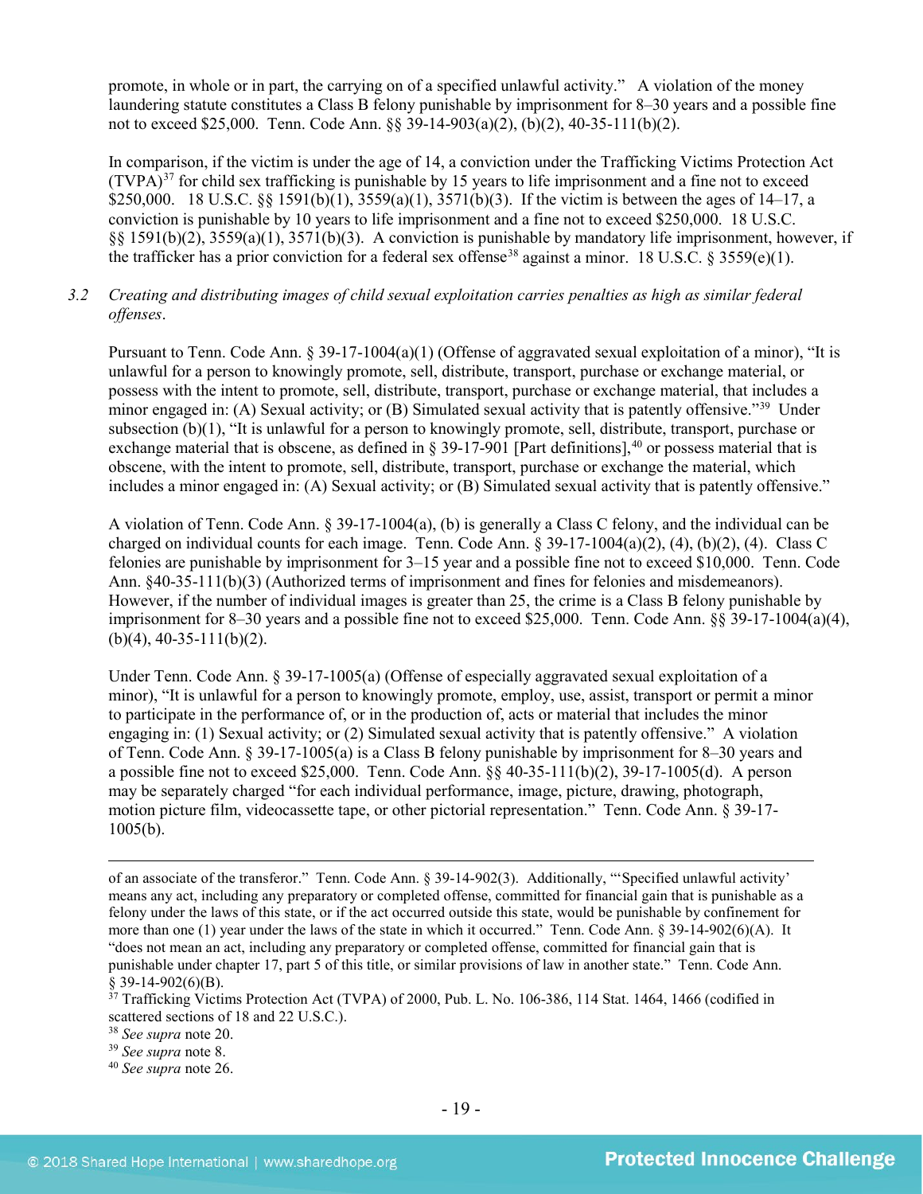promote, in whole or in part, the carrying on of a specified unlawful activity." A violation of the money laundering statute constitutes a Class B felony punishable by imprisonment for 8–30 years and a possible fine not to exceed $25,000. Tenn. Code Ann. §§ 39-14-903(a)(2), (b)(2), 40-35-111(b)(2).

In comparison, if the victim is under the age of 14, a conviction under the Trafficking Victims Protection Act (TVPA)[37] for child sex trafficking is punishable by 15 years to life imprisonment and a fine not to exceed $250,000. 18 U.S.C. §§ 1591(b)(1), 3559(a)(1), 3571(b)(3). If the victim is between the ages of 14–17, a conviction is punishable by 10 years to life imprisonment and a fine not to exceed $250,000. 18 U.S.C. §§ 1591(b)(2), 3559(a)(1), 3571(b)(3). A conviction is punishable by mandatory life imprisonment, however, if the trafficker has a prior conviction for a federal sex offense[38] against a minor. 18 U.S.C. § 3559(e)(1).

3.2 *Creating and distributing images of child sexual exploitation carries penalties as high as similar federal offenses.*

Pursuant to Tenn. Code Ann. § 39-17-1004(a)(1) (Offense of aggravated sexual exploitation of a minor), "It is unlawful for a person to knowingly promote, sell, distribute, transport, purchase or exchange material, or possess with the intent to promote, sell, distribute, transport, purchase or exchange material, that includes a minor engaged in: (A) Sexual activity; or (B) Simulated sexual activity that is patently offensive."[39] Under subsection (b)(1), "It is unlawful for a person to knowingly promote, sell, distribute, transport, purchase or exchange material that is obscene, as defined in § 39-17-901 [Part definitions],[40] or possess material that is obscene, with the intent to promote, sell, distribute, transport, purchase or exchange the material, which includes a minor engaged in: (A) Sexual activity; or (B) Simulated sexual activity that is patently offensive."

A violation of Tenn. Code Ann. § 39-17-1004(a), (b) is generally a Class C felony, and the individual can be charged on individual counts for each image. Tenn. Code Ann. § 39-17-1004(a)(2), (4), (b)(2), (4). Class C felonies are punishable by imprisonment for 3–15 year and a possible fine not to exceed $10,000. Tenn. Code Ann. §40-35-111(b)(3) (Authorized terms of imprisonment and fines for felonies and misdemeanors). However, if the number of individual images is greater than 25, the crime is a Class B felony punishable by imprisonment for 8–30 years and a possible fine not to exceed $25,000. Tenn. Code Ann. §§ 39-17-1004(a)(4), (b)(4), 40-35-111(b)(2).

Under Tenn. Code Ann. § 39-17-1005(a) (Offense of especially aggravated sexual exploitation of a minor), "It is unlawful for a person to knowingly promote, employ, use, assist, transport or permit a minor to participate in the performance of, or in the production of, acts or material that includes the minor engaging in: (1) Sexual activity; or (2) Simulated sexual activity that is patently offensive." A violation of Tenn. Code Ann. § 39-17-1005(a) is a Class B felony punishable by imprisonment for 8–30 years and a possible fine not to exceed $25,000. Tenn. Code Ann. §§ 40-35-111(b)(2), 39-17-1005(d). A person may be separately charged "for each individual performance, image, picture, drawing, photograph, motion picture film, videocassette tape, or other pictorial representation." Tenn. Code Ann. § 39-17-1005(b).

---

of an associate of the transferor." Tenn. Code Ann. § 39-14-902(3). Additionally, "'Specified unlawful activity' means any act, including any preparatory or completed offense, committed for financial gain that is punishable as a felony under the laws of this state, or if the act occurred outside this state, would be punishable by confinement for more than one (1) year under the laws of the state in which it occurred." Tenn. Code Ann. § 39-14-902(6)(A). It "does not mean an act, including any preparatory or completed offense, committed for financial gain that is punishable under chapter 17, part 5 of this title, or similar provisions of law in another state." Tenn. Code Ann. § 39-14-902(6)(B).

[37] Trafficking Victims Protection Act (TVPA) of 2000, Pub. L. No. 106-386, 114 Stat. 1464, 1466 (codified in scattered sections of 18 and 22 U.S.C.).

[38] *See supra* note 20.

[39] *See supra* note 8.

[40] *See supra* note 26.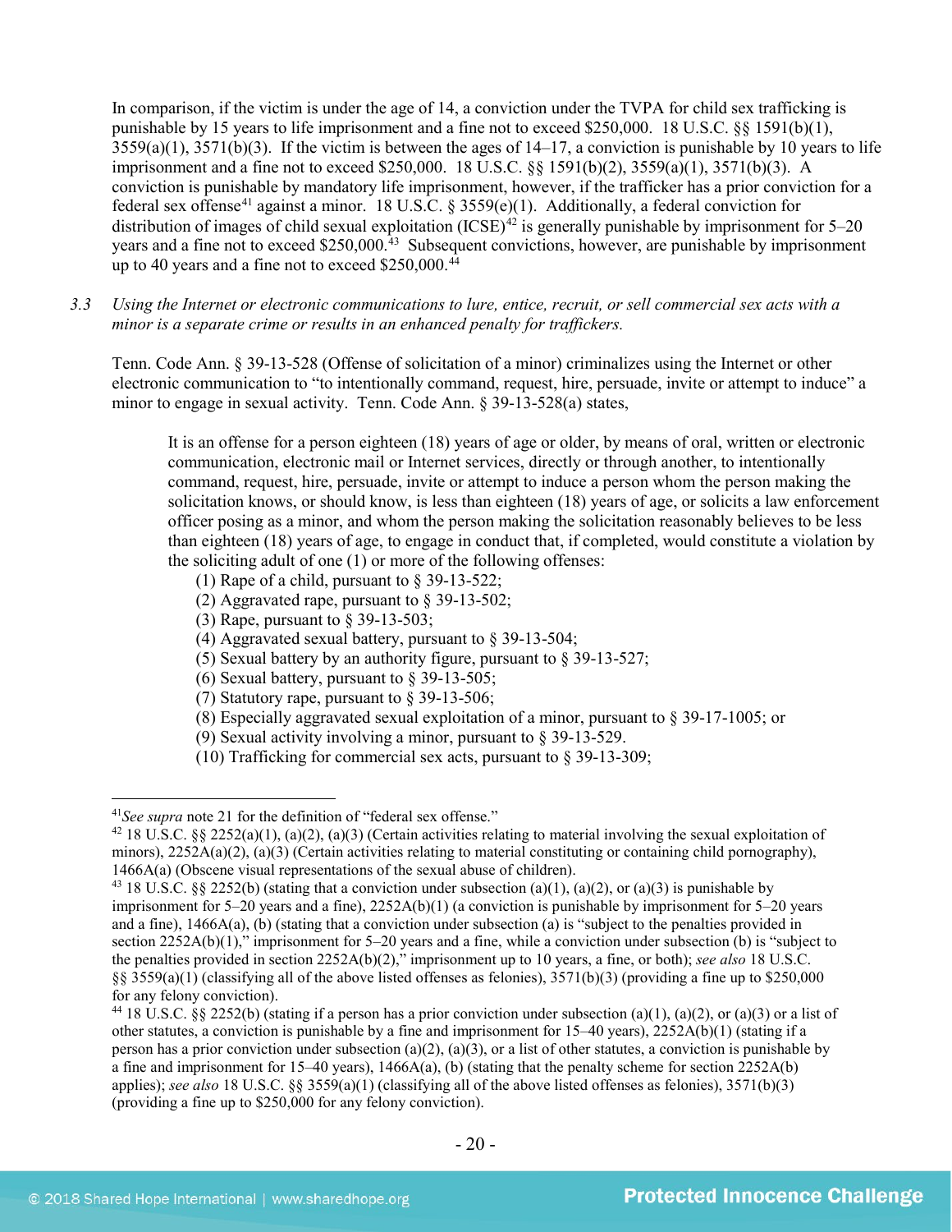In comparison, if the victim is under the age of 14, a conviction under the TVPA for child sex trafficking is punishable by 15 years to life imprisonment and a fine not to exceed $250,000. 18 U.S.C. §§ 1591(b)(1), 3559(a)(1), 3571(b)(3). If the victim is between the ages of 14–17, a conviction is punishable by 10 years to life imprisonment and a fine not to exceed $250,000. 18 U.S.C. §§ 1591(b)(2), 3559(a)(1), 3571(b)(3). A conviction is punishable by mandatory life imprisonment, however, if the trafficker has a prior conviction for a federal sex offense[41] against a minor. 18 U.S.C. § 3559(e)(1). Additionally, a federal conviction for distribution of images of child sexual exploitation (ICSE)[42] is generally punishable by imprisonment for 5–20 years and a fine not to exceed $250,000.[43] Subsequent convictions, however, are punishable by imprisonment up to 40 years and a fine not to exceed $250,000.[44]

3.3 *Using the Internet or electronic communications to lure, entice, recruit, or sell commercial sex acts with a minor is a separate crime or results in an enhanced penalty for traffickers.*

Tenn. Code Ann. § 39-13-528 (Offense of solicitation of a minor) criminalizes using the Internet or other electronic communication to "to intentionally command, request, hire, persuade, invite or attempt to induce" a minor to engage in sexual activity. Tenn. Code Ann. § 39-13-528(a) states,

> It is an offense for a person eighteen (18) years of age or older, by means of oral, written or electronic communication, electronic mail or Internet services, directly or through another, to intentionally command, request, hire, persuade, invite or attempt to induce a person whom the person making the solicitation knows, or should know, is less than eighteen (18) years of age, or solicits a law enforcement officer posing as a minor, and whom the person making the solicitation reasonably believes to be less than eighteen (18) years of age, to engage in conduct that, if completed, would constitute a violation by the soliciting adult of one (1) or more of the following offenses:
>
> (1) Rape of a child, pursuant to § 39-13-522;
> (2) Aggravated rape, pursuant to § 39-13-502;
> (3) Rape, pursuant to § 39-13-503;
> (4) Aggravated sexual battery, pursuant to § 39-13-504;
> (5) Sexual battery by an authority figure, pursuant to § 39-13-527;
> (6) Sexual battery, pursuant to § 39-13-505;
> (7) Statutory rape, pursuant to § 39-13-506;
> (8) Especially aggravated sexual exploitation of a minor, pursuant to § 39-17-1005; or
> (9) Sexual activity involving a minor, pursuant to § 39-13-529.
> (10) Trafficking for commercial sex acts, pursuant to § 39-13-309;

---

[41] *See supra* note 21 for the definition of "federal sex offense."

[42] 18 U.S.C. §§ 2252(a)(1), (a)(2), (a)(3) (Certain activities relating to material involving the sexual exploitation of minors), 2252A(a)(2), (a)(3) (Certain activities relating to material constituting or containing child pornography), 1466A(a) (Obscene visual representations of the sexual abuse of children).

[43] 18 U.S.C. §§ 2252(b) (stating that a conviction under subsection (a)(1), (a)(2), or (a)(3) is punishable by imprisonment for 5–20 years and a fine), 2252A(b)(1) (a conviction is punishable by imprisonment for 5–20 years and a fine), 1466A(a), (b) (stating that a conviction under subsection (a) is "subject to the penalties provided in section 2252A(b)(1)," imprisonment for 5–20 years and a fine, while a conviction under subsection (b) is "subject to the penalties provided in section 2252A(b)(2)," imprisonment up to 10 years, a fine, or both); *see also* 18 U.S.C. §§ 3559(a)(1) (classifying all of the above listed offenses as felonies), 3571(b)(3) (providing a fine up to $250,000 for any felony conviction).

[44] 18 U.S.C. §§ 2252(b) (stating if a person has a prior conviction under subsection (a)(1), (a)(2), or (a)(3) or a list of other statutes, a conviction is punishable by a fine and imprisonment for 15–40 years), 2252A(b)(1) (stating if a person has a prior conviction under subsection (a)(2), (a)(3), or a list of other statutes, a conviction is punishable by a fine and imprisonment for 15–40 years), 1466A(a), (b) (stating that the penalty scheme for section 2252A(b) applies); *see also* 18 U.S.C. §§ 3559(a)(1) (classifying all of the above listed offenses as felonies), 3571(b)(3) (providing a fine up to $250,000 for any felony conviction).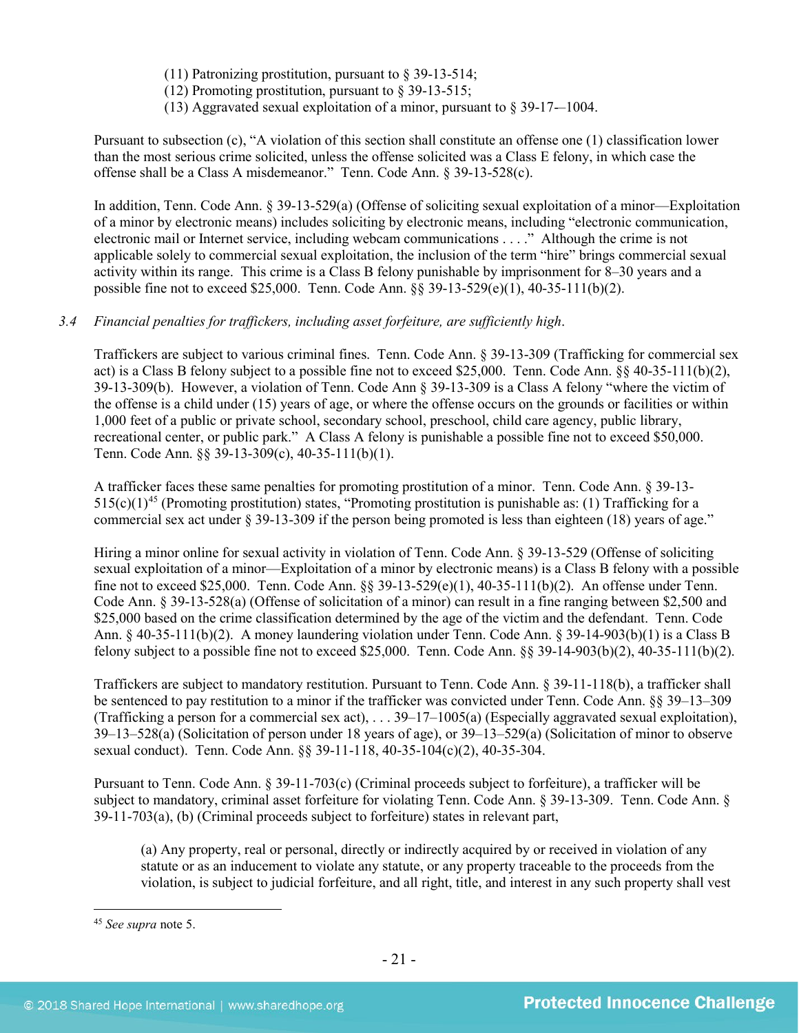(11) Patronizing prostitution, pursuant to § 39-13-514;
(12) Promoting prostitution, pursuant to § 39-13-515;
(13) Aggravated sexual exploitation of a minor, pursuant to § 39-17-–1004.

Pursuant to subsection (c), "A violation of this section shall constitute an offense one (1) classification lower than the most serious crime solicited, unless the offense solicited was a Class E felony, in which case the offense shall be a Class A misdemeanor." Tenn. Code Ann. § 39-13-528(c).

In addition, Tenn. Code Ann. § 39-13-529(a) (Offense of soliciting sexual exploitation of a minor—Exploitation of a minor by electronic means) includes soliciting by electronic means, including "electronic communication, electronic mail or Internet service, including webcam communications . . . ." Although the crime is not applicable solely to commercial sexual exploitation, the inclusion of the term "hire" brings commercial sexual activity within its range. This crime is a Class B felony punishable by imprisonment for 8–30 years and a possible fine not to exceed $25,000. Tenn. Code Ann. §§ 39-13-529(e)(1), 40-35-111(b)(2).

*3.4 Financial penalties for traffickers, including asset forfeiture, are sufficiently high.*

Traffickers are subject to various criminal fines. Tenn. Code Ann. § 39-13-309 (Trafficking for commercial sex act) is a Class B felony subject to a possible fine not to exceed $25,000. Tenn. Code Ann. §§ 40-35-111(b)(2), 39-13-309(b). However, a violation of Tenn. Code Ann § 39-13-309 is a Class A felony "where the victim of the offense is a child under (15) years of age, or where the offense occurs on the grounds or facilities or within 1,000 feet of a public or private school, secondary school, preschool, child care agency, public library, recreational center, or public park." A Class A felony is punishable a possible fine not to exceed $50,000. Tenn. Code Ann. §§ 39-13-309(c), 40-35-111(b)(1).

A trafficker faces these same penalties for promoting prostitution of a minor. Tenn. Code Ann. § 39-13-515(c)(1)[45] (Promoting prostitution) states, "Promoting prostitution is punishable as: (1) Trafficking for a commercial sex act under § 39-13-309 if the person being promoted is less than eighteen (18) years of age."

Hiring a minor online for sexual activity in violation of Tenn. Code Ann. § 39-13-529 (Offense of soliciting sexual exploitation of a minor—Exploitation of a minor by electronic means) is a Class B felony with a possible fine not to exceed $25,000. Tenn. Code Ann. §§ 39-13-529(e)(1), 40-35-111(b)(2). An offense under Tenn. Code Ann. § 39-13-528(a) (Offense of solicitation of a minor) can result in a fine ranging between $2,500 and $25,000 based on the crime classification determined by the age of the victim and the defendant. Tenn. Code Ann. § 40-35-111(b)(2). A money laundering violation under Tenn. Code Ann. § 39-14-903(b)(1) is a Class B felony subject to a possible fine not to exceed $25,000. Tenn. Code Ann. §§ 39-14-903(b)(2), 40-35-111(b)(2).

Traffickers are subject to mandatory restitution. Pursuant to Tenn. Code Ann. § 39-11-118(b), a trafficker shall be sentenced to pay restitution to a minor if the trafficker was convicted under Tenn. Code Ann. §§ 39–13–309 (Trafficking a person for a commercial sex act), . . . 39–17–1005(a) (Especially aggravated sexual exploitation), 39–13–528(a) (Solicitation of person under 18 years of age), or 39–13–529(a) (Solicitation of minor to observe sexual conduct). Tenn. Code Ann. §§ 39-11-118, 40-35-104(c)(2), 40-35-304.

Pursuant to Tenn. Code Ann. § 39-11-703(c) (Criminal proceeds subject to forfeiture), a trafficker will be subject to mandatory, criminal asset forfeiture for violating Tenn. Code Ann. § 39-13-309. Tenn. Code Ann. § 39-11-703(a), (b) (Criminal proceeds subject to forfeiture) states in relevant part,

> (a) Any property, real or personal, directly or indirectly acquired by or received in violation of any statute or as an inducement to violate any statute, or any property traceable to the proceeds from the violation, is subject to judicial forfeiture, and all right, title, and interest in any such property shall vest

[45] *See supra* note 5.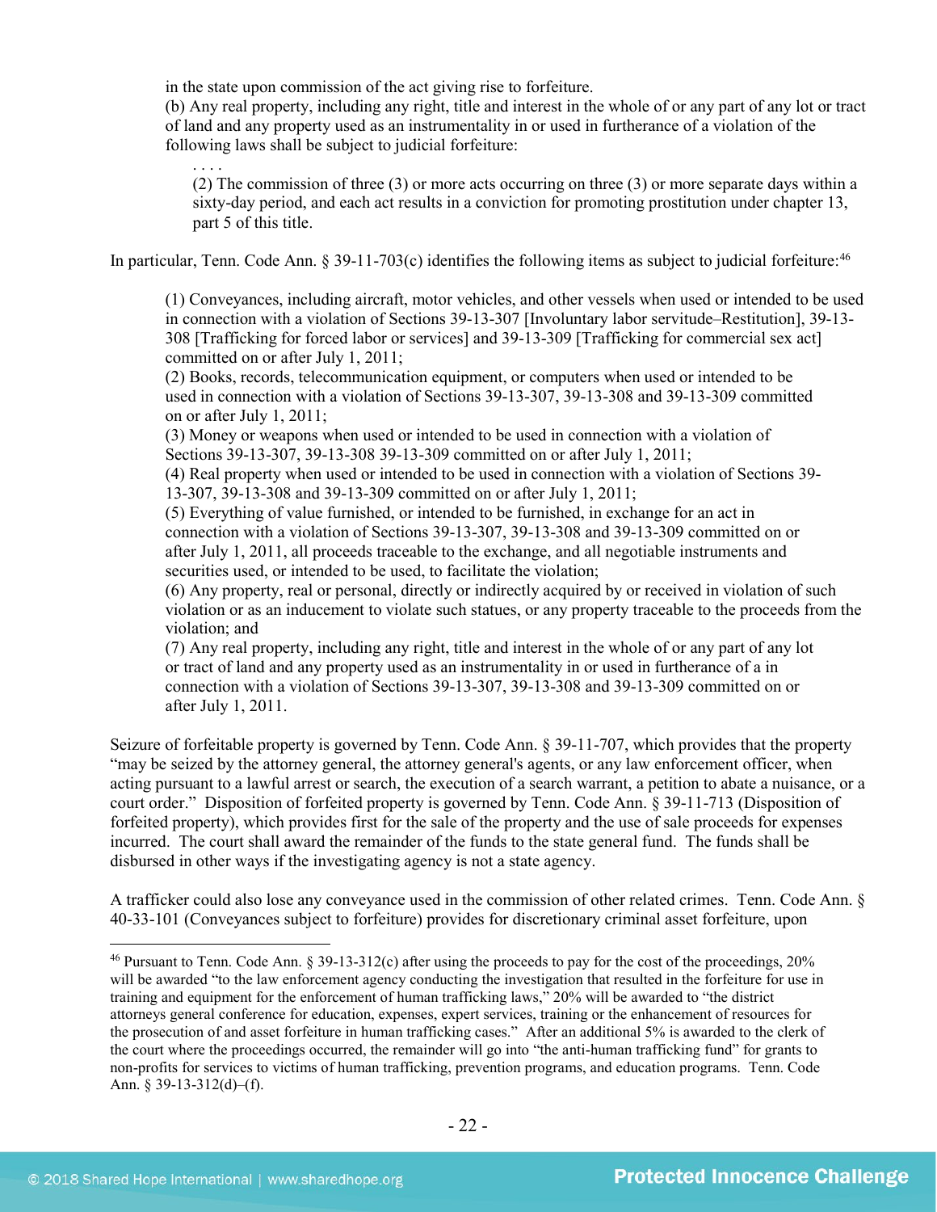in the state upon commission of the act giving rise to forfeiture.

(b) Any real property, including any right, title and interest in the whole of or any part of any lot or tract of land and any property used as an instrumentality in or used in furtherance of a violation of the following laws shall be subject to judicial forfeiture:

> . . . .
>
> (2) The commission of three (3) or more acts occurring on three (3) or more separate days within a sixty-day period, and each act results in a conviction for promoting prostitution under chapter 13, part 5 of this title.

In particular, Tenn. Code Ann. § 39-11-703(c) identifies the following items as subject to judicial forfeiture:[46]

> (1) Conveyances, including aircraft, motor vehicles, and other vessels when used or intended to be used in connection with a violation of Sections 39-13-307 [Involuntary labor servitude–Restitution], 39-13-308 [Trafficking for forced labor or services] and 39-13-309 [Trafficking for commercial sex act] committed on or after July 1, 2011;
>
> (2) Books, records, telecommunication equipment, or computers when used or intended to be used in connection with a violation of Sections 39-13-307, 39-13-308 and 39-13-309 committed on or after July 1, 2011;
>
> (3) Money or weapons when used or intended to be used in connection with a violation of Sections 39-13-307, 39-13-308 39-13-309 committed on or after July 1, 2011;
>
> (4) Real property when used or intended to be used in connection with a violation of Sections 39-13-307, 39-13-308 and 39-13-309 committed on or after July 1, 2011;
>
> (5) Everything of value furnished, or intended to be furnished, in exchange for an act in connection with a violation of Sections 39-13-307, 39-13-308 and 39-13-309 committed on or after July 1, 2011, all proceeds traceable to the exchange, and all negotiable instruments and securities used, or intended to be used, to facilitate the violation;
>
> (6) Any property, real or personal, directly or indirectly acquired by or received in violation of such violation or as an inducement to violate such statues, or any property traceable to the proceeds from the violation; and
>
> (7) Any real property, including any right, title and interest in the whole of or any part of any lot or tract of land and any property used as an instrumentality in or used in furtherance of a in connection with a violation of Sections 39-13-307, 39-13-308 and 39-13-309 committed on or after July 1, 2011.

Seizure of forfeitable property is governed by Tenn. Code Ann. § 39-11-707, which provides that the property "may be seized by the attorney general, the attorney general's agents, or any law enforcement officer, when acting pursuant to a lawful arrest or search, the execution of a search warrant, a petition to abate a nuisance, or a court order." Disposition of forfeited property is governed by Tenn. Code Ann. § 39-11-713 (Disposition of forfeited property), which provides first for the sale of the property and the use of sale proceeds for expenses incurred. The court shall award the remainder of the funds to the state general fund. The funds shall be disbursed in other ways if the investigating agency is not a state agency.

A trafficker could also lose any conveyance used in the commission of other related crimes. Tenn. Code Ann. § 40-33-101 (Conveyances subject to forfeiture) provides for discretionary criminal asset forfeiture, upon

---

[46] Pursuant to Tenn. Code Ann. § 39-13-312(c) after using the proceeds to pay for the cost of the proceedings, 20% will be awarded "to the law enforcement agency conducting the investigation that resulted in the forfeiture for use in training and equipment for the enforcement of human trafficking laws," 20% will be awarded to "the district attorneys general conference for education, expenses, expert services, training or the enhancement of resources for the prosecution of and asset forfeiture in human trafficking cases." After an additional 5% is awarded to the clerk of the court where the proceedings occurred, the remainder will go into "the anti-human trafficking fund" for grants to non-profits for services to victims of human trafficking, prevention programs, and education programs. Tenn. Code Ann. § 39-13-312(d)–(f).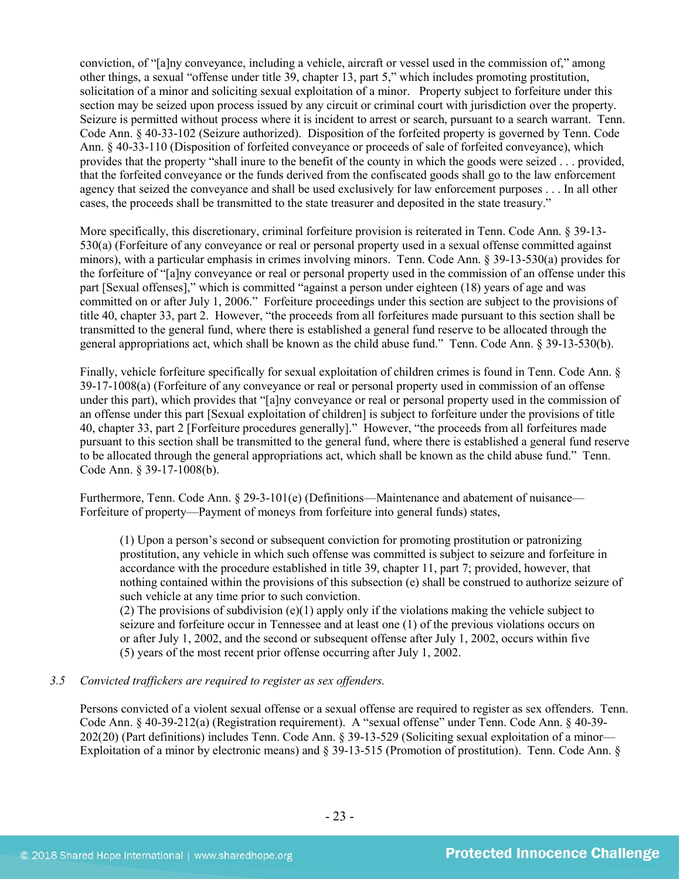conviction, of "[a]ny conveyance, including a vehicle, aircraft or vessel used in the commission of," among other things, a sexual "offense under title 39, chapter 13, part 5," which includes promoting prostitution, solicitation of a minor and soliciting sexual exploitation of a minor. Property subject to forfeiture under this section may be seized upon process issued by any circuit or criminal court with jurisdiction over the property. Seizure is permitted without process where it is incident to arrest or search, pursuant to a search warrant. Tenn. Code Ann. § 40-33-102 (Seizure authorized). Disposition of the forfeited property is governed by Tenn. Code Ann. § 40-33-110 (Disposition of forfeited conveyance or proceeds of sale of forfeited conveyance), which provides that the property "shall inure to the benefit of the county in which the goods were seized . . . provided, that the forfeited conveyance or the funds derived from the confiscated goods shall go to the law enforcement agency that seized the conveyance and shall be used exclusively for law enforcement purposes . . . In all other cases, the proceeds shall be transmitted to the state treasurer and deposited in the state treasury."

More specifically, this discretionary, criminal forfeiture provision is reiterated in Tenn. Code Ann. § 39-13-530(a) (Forfeiture of any conveyance or real or personal property used in a sexual offense committed against minors), with a particular emphasis in crimes involving minors. Tenn. Code Ann. § 39-13-530(a) provides for the forfeiture of "[a]ny conveyance or real or personal property used in the commission of an offense under this part [Sexual offenses]," which is committed "against a person under eighteen (18) years of age and was committed on or after July 1, 2006." Forfeiture proceedings under this section are subject to the provisions of title 40, chapter 33, part 2. However, "the proceeds from all forfeitures made pursuant to this section shall be transmitted to the general fund, where there is established a general fund reserve to be allocated through the general appropriations act, which shall be known as the child abuse fund." Tenn. Code Ann. § 39-13-530(b).

Finally, vehicle forfeiture specifically for sexual exploitation of children crimes is found in Tenn. Code Ann. § 39-17-1008(a) (Forfeiture of any conveyance or real or personal property used in commission of an offense under this part), which provides that "[a]ny conveyance or real or personal property used in the commission of an offense under this part [Sexual exploitation of children] is subject to forfeiture under the provisions of title 40, chapter 33, part 2 [Forfeiture procedures generally]." However, "the proceeds from all forfeitures made pursuant to this section shall be transmitted to the general fund, where there is established a general fund reserve to be allocated through the general appropriations act, which shall be known as the child abuse fund." Tenn. Code Ann. § 39-17-1008(b).

Furthermore, Tenn. Code Ann. § 29-3-101(e) (Definitions—Maintenance and abatement of nuisance—Forfeiture of property—Payment of moneys from forfeiture into general funds) states,

> (1) Upon a person's second or subsequent conviction for promoting prostitution or patronizing prostitution, any vehicle in which such offense was committed is subject to seizure and forfeiture in accordance with the procedure established in title 39, chapter 11, part 7; provided, however, that nothing contained within the provisions of this subsection (e) shall be construed to authorize seizure of such vehicle at any time prior to such conviction.
> (2) The provisions of subdivision (e)(1) apply only if the violations making the vehicle subject to seizure and forfeiture occur in Tennessee and at least one (1) of the previous violations occurs on or after July 1, 2002, and the second or subsequent offense after July 1, 2002, occurs within five (5) years of the most recent prior offense occurring after July 1, 2002.

*3.5 Convicted traffickers are required to register as sex offenders.*

Persons convicted of a violent sexual offense or a sexual offense are required to register as sex offenders. Tenn. Code Ann. § 40-39-212(a) (Registration requirement). A "sexual offense" under Tenn. Code Ann. § 40-39-202(20) (Part definitions) includes Tenn. Code Ann. § 39-13-529 (Soliciting sexual exploitation of a minor—Exploitation of a minor by electronic means) and § 39-13-515 (Promotion of prostitution). Tenn. Code Ann. §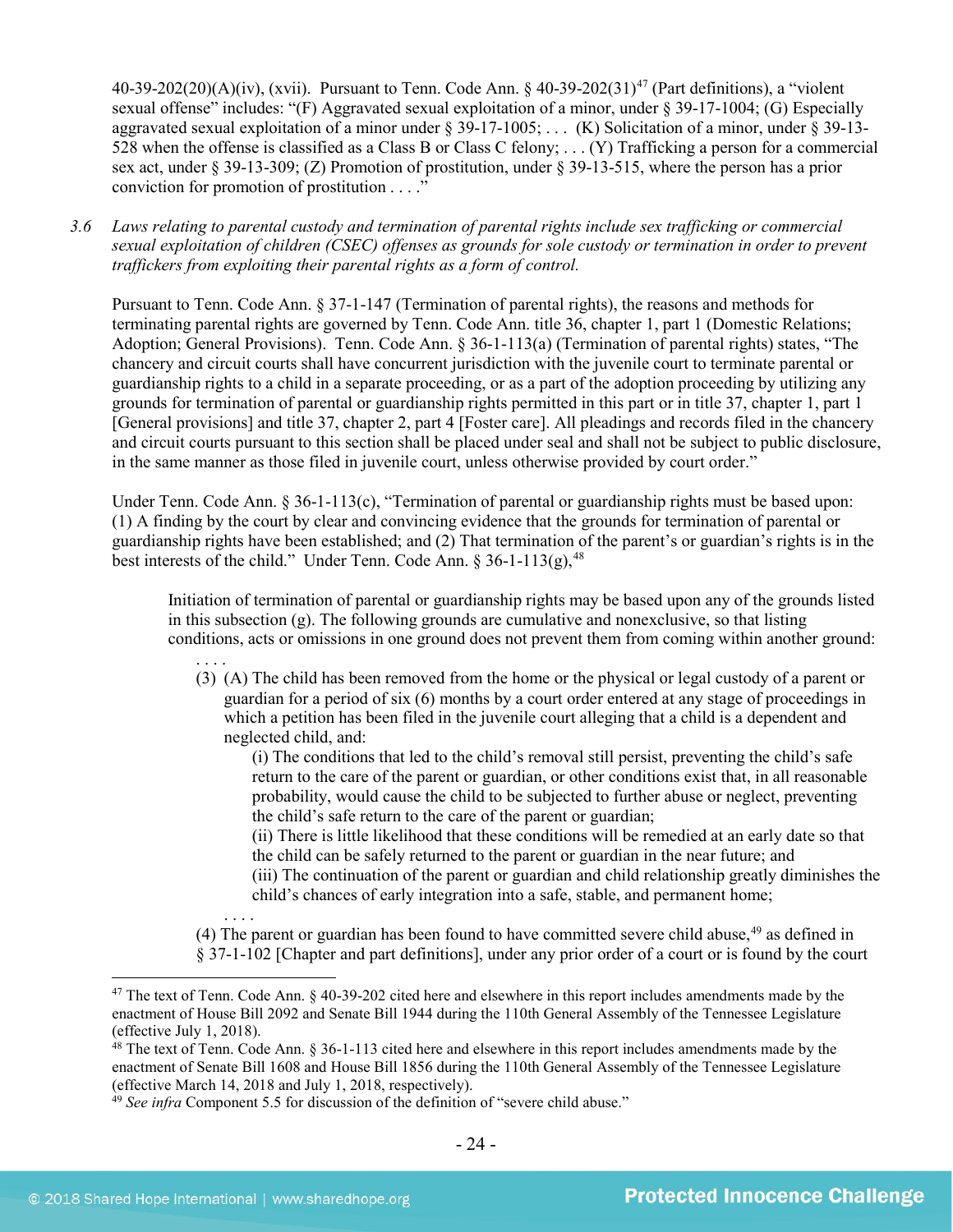40-39-202(20)(A)(iv), (xvii). Pursuant to Tenn. Code Ann. § 40-39-202(31)[47] (Part definitions), a "violent sexual offense" includes: "(F) Aggravated sexual exploitation of a minor, under § 39-17-1004; (G) Especially aggravated sexual exploitation of a minor under § 39-17-1005; . . . (K) Solicitation of a minor, under § 39-13-528 when the offense is classified as a Class B or Class C felony; . . . (Y) Trafficking a person for a commercial sex act, under § 39-13-309; (Z) Promotion of prostitution, under § 39-13-515, where the person has a prior conviction for promotion of prostitution . . . ."

3.6 *Laws relating to parental custody and termination of parental rights include sex trafficking or commercial sexual exploitation of children (CSEC) offenses as grounds for sole custody or termination in order to prevent traffickers from exploiting their parental rights as a form of control.*

Pursuant to Tenn. Code Ann. § 37-1-147 (Termination of parental rights), the reasons and methods for terminating parental rights are governed by Tenn. Code Ann. title 36, chapter 1, part 1 (Domestic Relations; Adoption; General Provisions). Tenn. Code Ann. § 36-1-113(a) (Termination of parental rights) states, "The chancery and circuit courts shall have concurrent jurisdiction with the juvenile court to terminate parental or guardianship rights to a child in a separate proceeding, or as a part of the adoption proceeding by utilizing any grounds for termination of parental or guardianship rights permitted in this part or in title 37, chapter 1, part 1 [General provisions] and title 37, chapter 2, part 4 [Foster care]. All pleadings and records filed in the chancery and circuit courts pursuant to this section shall be placed under seal and shall not be subject to public disclosure, in the same manner as those filed in juvenile court, unless otherwise provided by court order."

Under Tenn. Code Ann. § 36-1-113(c), "Termination of parental or guardianship rights must be based upon: (1) A finding by the court by clear and convincing evidence that the grounds for termination of parental or guardianship rights have been established; and (2) That termination of the parent's or guardian's rights is in the best interests of the child." Under Tenn. Code Ann. § 36-1-113(g),[48]

> Initiation of termination of parental or guardianship rights may be based upon any of the grounds listed in this subsection (g). The following grounds are cumulative and nonexclusive, so that listing conditions, acts or omissions in one ground does not prevent them from coming within another ground:
>
> . . . .
>
> (3) (A) The child has been removed from the home or the physical or legal custody of a parent or guardian for a period of six (6) months by a court order entered at any stage of proceedings in which a petition has been filed in the juvenile court alleging that a child is a dependent and neglected child, and:
>
> (i) The conditions that led to the child's removal still persist, preventing the child's safe return to the care of the parent or guardian, or other conditions exist that, in all reasonable probability, would cause the child to be subjected to further abuse or neglect, preventing the child's safe return to the care of the parent or guardian;
>
> (ii) There is little likelihood that these conditions will be remedied at an early date so that the child can be safely returned to the parent or guardian in the near future; and
>
> (iii) The continuation of the parent or guardian and child relationship greatly diminishes the child's chances of early integration into a safe, stable, and permanent home;
>
> . . . .
>
> (4) The parent or guardian has been found to have committed severe child abuse,[49] as defined in § 37-1-102 [Chapter and part definitions], under any prior order of a court or is found by the court

---

[47] The text of Tenn. Code Ann. § 40-39-202 cited here and elsewhere in this report includes amendments made by the enactment of House Bill 2092 and Senate Bill 1944 during the 110th General Assembly of the Tennessee Legislature (effective July 1, 2018).

[48] The text of Tenn. Code Ann. § 36-1-113 cited here and elsewhere in this report includes amendments made by the enactment of Senate Bill 1608 and House Bill 1856 during the 110th General Assembly of the Tennessee Legislature (effective March 14, 2018 and July 1, 2018, respectively).

[49] *See infra* Component 5.5 for discussion of the definition of "severe child abuse."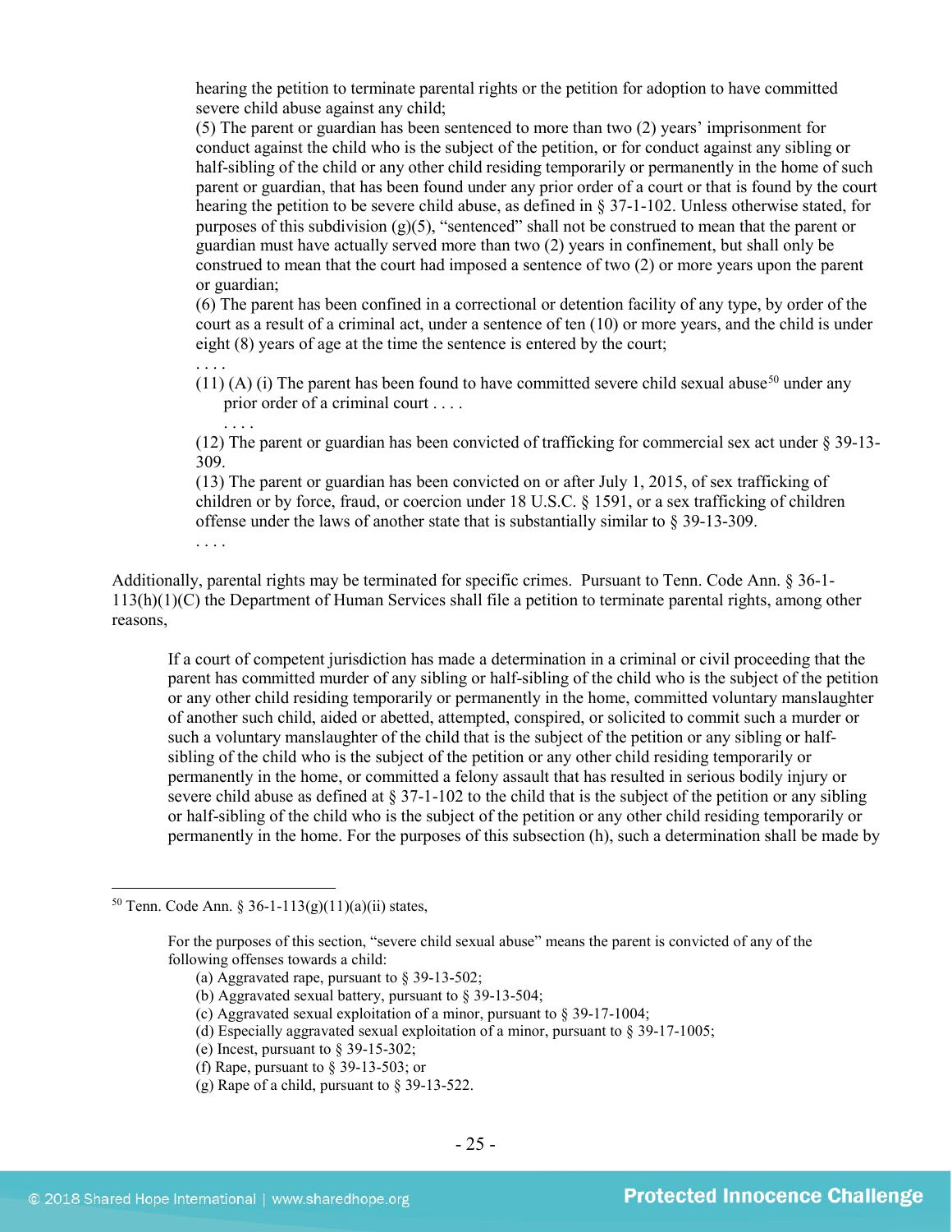hearing the petition to terminate parental rights or the petition for adoption to have committed severe child abuse against any child;

(5) The parent or guardian has been sentenced to more than two (2) years' imprisonment for conduct against the child who is the subject of the petition, or for conduct against any sibling or half-sibling of the child or any other child residing temporarily or permanently in the home of such parent or guardian, that has been found under any prior order of a court or that is found by the court hearing the petition to be severe child abuse, as defined in § 37-1-102. Unless otherwise stated, for purposes of this subdivision (g)(5), "sentenced" shall not be construed to mean that the parent or guardian must have actually served more than two (2) years in confinement, but shall only be construed to mean that the court had imposed a sentence of two (2) or more years upon the parent or guardian;

(6) The parent has been confined in a correctional or detention facility of any type, by order of the court as a result of a criminal act, under a sentence of ten (10) or more years, and the child is under eight (8) years of age at the time the sentence is entered by the court;

. . . .

(11) (A) (i) The parent has been found to have committed severe child sexual abuse[50] under any prior order of a criminal court . . . .

. . . .

(12) The parent or guardian has been convicted of trafficking for commercial sex act under § 39-13-309.

(13) The parent or guardian has been convicted on or after July 1, 2015, of sex trafficking of children or by force, fraud, or coercion under 18 U.S.C. § 1591, or a sex trafficking of children offense under the laws of another state that is substantially similar to § 39-13-309.

. . . .

Additionally, parental rights may be terminated for specific crimes. Pursuant to Tenn. Code Ann. § 36-1-113(h)(1)(C) the Department of Human Services shall file a petition to terminate parental rights, among other reasons,

> If a court of competent jurisdiction has made a determination in a criminal or civil proceeding that the parent has committed murder of any sibling or half-sibling of the child who is the subject of the petition or any other child residing temporarily or permanently in the home, committed voluntary manslaughter of another such child, aided or abetted, attempted, conspired, or solicited to commit such a murder or such a voluntary manslaughter of the child that is the subject of the petition or any sibling or half-sibling of the child who is the subject of the petition or any other child residing temporarily or permanently in the home, or committed a felony assault that has resulted in serious bodily injury or severe child abuse as defined at § 37-1-102 to the child that is the subject of the petition or any sibling or half-sibling of the child who is the subject of the petition or any other child residing temporarily or permanently in the home. For the purposes of this subsection (h), such a determination shall be made by

---

[50] Tenn. Code Ann. § 36-1-113(g)(11)(a)(ii) states,

> For the purposes of this section, "severe child sexual abuse" means the parent is convicted of any of the following offenses towards a child:
>
> (a) Aggravated rape, pursuant to § 39-13-502;
> (b) Aggravated sexual battery, pursuant to § 39-13-504;
> (c) Aggravated sexual exploitation of a minor, pursuant to § 39-17-1004;
> (d) Especially aggravated sexual exploitation of a minor, pursuant to § 39-17-1005;
> (e) Incest, pursuant to § 39-15-302;
> (f) Rape, pursuant to § 39-13-503; or
> (g) Rape of a child, pursuant to § 39-13-522.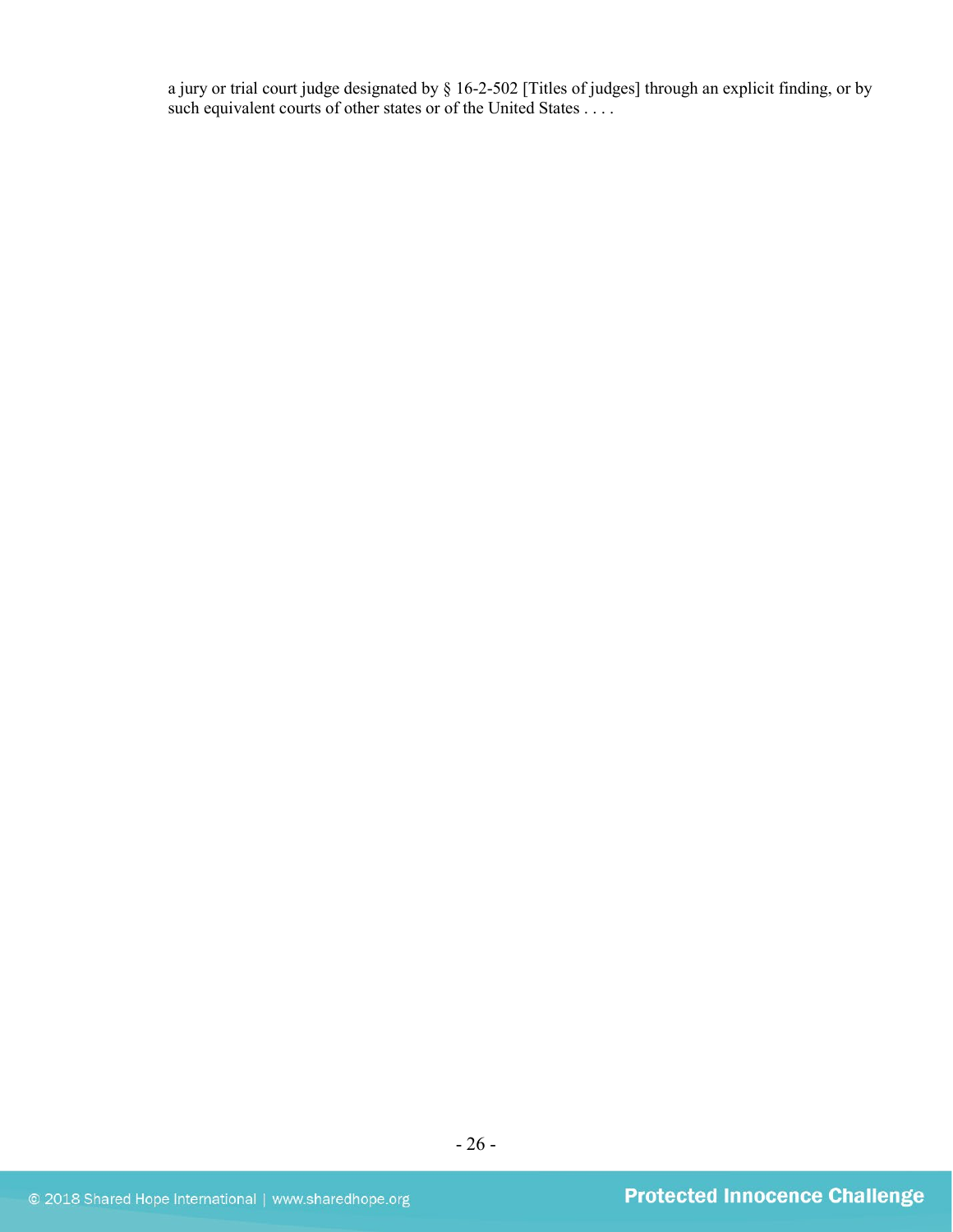a jury or trial court judge designated by § 16-2-502 [Titles of judges] through an explicit finding, or by such equivalent courts of other states or of the United States . . . .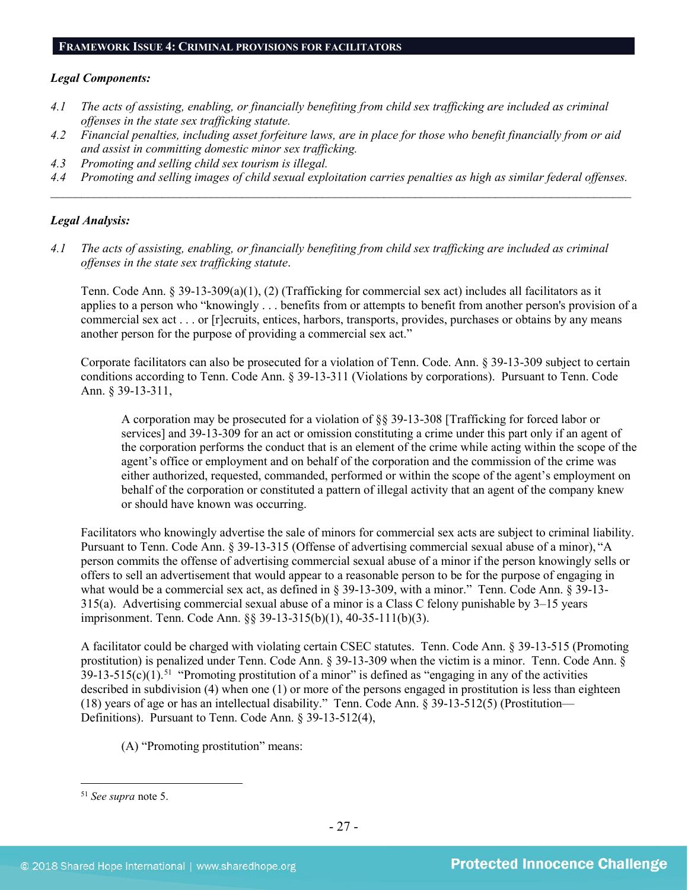## FRAMEWORK ISSUE 4: CRIMINAL PROVISIONS FOR FACILITATORS

***Legal Components:***

*4.1 The acts of assisting, enabling, or financially benefiting from child sex trafficking are included as criminal offenses in the state sex trafficking statute.*

*4.2 Financial penalties, including asset forfeiture laws, are in place for those who benefit financially from or aid and assist in committing domestic minor sex trafficking.*

*4.3 Promoting and selling child sex tourism is illegal.*

*4.4 Promoting and selling images of child sexual exploitation carries penalties as high as similar federal offenses.*

---

***Legal Analysis:***

*4.1 The acts of assisting, enabling, or financially benefiting from child sex trafficking are included as criminal offenses in the state sex trafficking statute.*

Tenn. Code Ann. § 39-13-309(a)(1), (2) (Trafficking for commercial sex act) includes all facilitators as it applies to a person who "knowingly . . . benefits from or attempts to benefit from another person's provision of a commercial sex act . . . or [r]ecruits, entices, harbors, transports, provides, purchases or obtains by any means another person for the purpose of providing a commercial sex act."

Corporate facilitators can also be prosecuted for a violation of Tenn. Code. Ann. § 39-13-309 subject to certain conditions according to Tenn. Code Ann. § 39-13-311 (Violations by corporations). Pursuant to Tenn. Code Ann. § 39-13-311,

> A corporation may be prosecuted for a violation of §§ 39-13-308 [Trafficking for forced labor or services] and 39-13-309 for an act or omission constituting a crime under this part only if an agent of the corporation performs the conduct that is an element of the crime while acting within the scope of the agent's office or employment and on behalf of the corporation and the commission of the crime was either authorized, requested, commanded, performed or within the scope of the agent's employment on behalf of the corporation or constituted a pattern of illegal activity that an agent of the company knew or should have known was occurring.

Facilitators who knowingly advertise the sale of minors for commercial sex acts are subject to criminal liability. Pursuant to Tenn. Code Ann. § 39-13-315 (Offense of advertising commercial sexual abuse of a minor), "A person commits the offense of advertising commercial sexual abuse of a minor if the person knowingly sells or offers to sell an advertisement that would appear to a reasonable person to be for the purpose of engaging in what would be a commercial sex act, as defined in § 39-13-309, with a minor." Tenn. Code Ann. § 39-13-315(a). Advertising commercial sexual abuse of a minor is a Class C felony punishable by 3–15 years imprisonment. Tenn. Code Ann. §§ 39-13-315(b)(1), 40-35-111(b)(3).

A facilitator could be charged with violating certain CSEC statutes. Tenn. Code Ann. § 39-13-515 (Promoting prostitution) is penalized under Tenn. Code Ann. § 39-13-309 when the victim is a minor. Tenn. Code Ann. § 39-13-515(c)(1).[51] "Promoting prostitution of a minor" is defined as "engaging in any of the activities described in subdivision (4) when one (1) or more of the persons engaged in prostitution is less than eighteen (18) years of age or has an intellectual disability." Tenn. Code Ann. § 39-13-512(5) (Prostitution—Definitions). Pursuant to Tenn. Code Ann. § 39-13-512(4),

> (A) "Promoting prostitution" means:

---

[51] *See supra* note 5.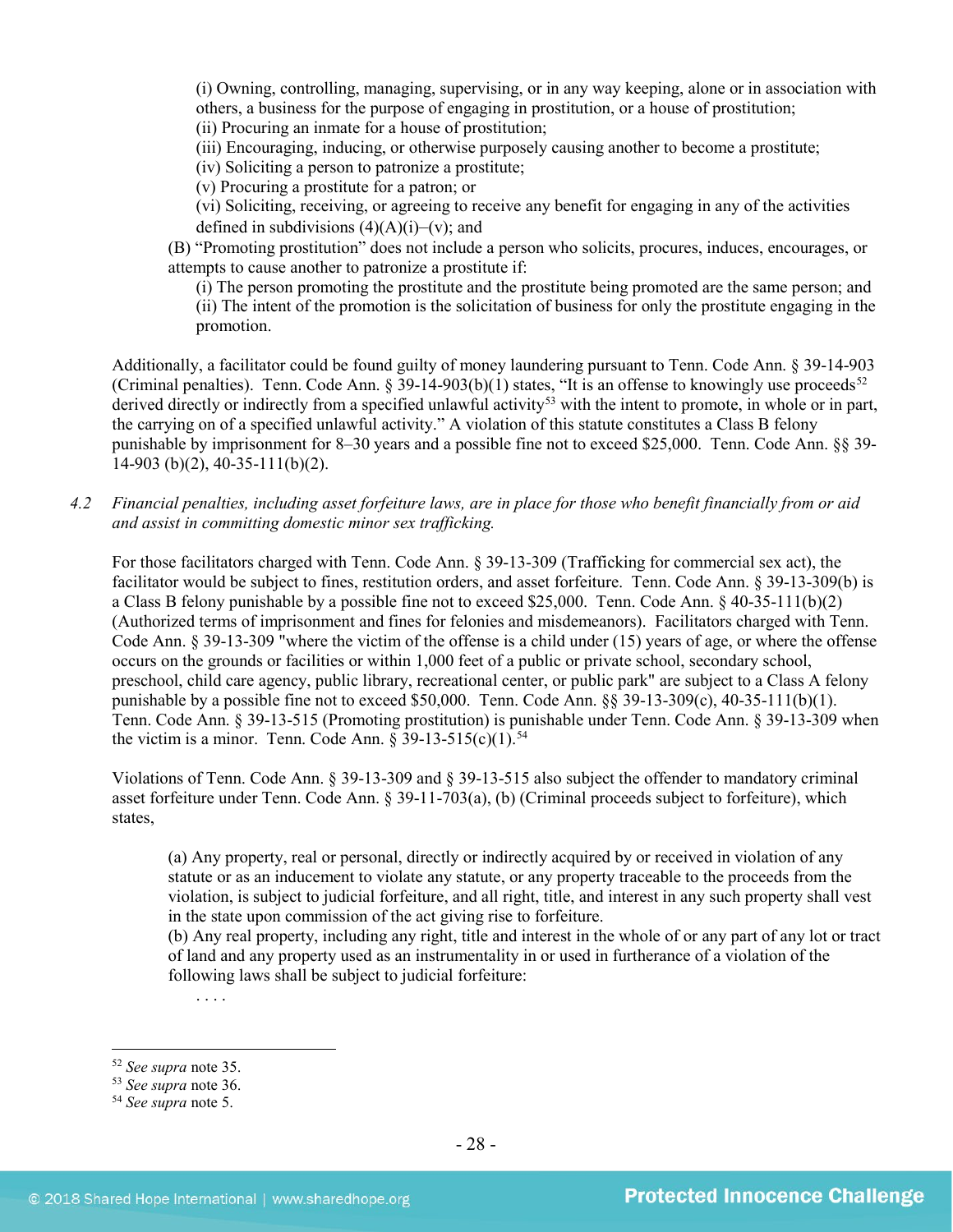(i) Owning, controlling, managing, supervising, or in any way keeping, alone or in association with others, a business for the purpose of engaging in prostitution, or a house of prostitution;
(ii) Procuring an inmate for a house of prostitution;
(iii) Encouraging, inducing, or otherwise purposely causing another to become a prostitute;
(iv) Soliciting a person to patronize a prostitute;
(v) Procuring a prostitute for a patron; or
(vi) Soliciting, receiving, or agreeing to receive any benefit for engaging in any of the activities defined in subdivisions (4)(A)(i)–(v); and

(B) "Promoting prostitution" does not include a person who solicits, procures, induces, encourages, or attempts to cause another to patronize a prostitute if:
(i) The person promoting the prostitute and the prostitute being promoted are the same person; and
(ii) The intent of the promotion is the solicitation of business for only the prostitute engaging in the promotion.

Additionally, a facilitator could be found guilty of money laundering pursuant to Tenn. Code Ann. § 39-14-903 (Criminal penalties). Tenn. Code Ann. § 39-14-903(b)(1) states, "It is an offense to knowingly use proceeds[52] derived directly or indirectly from a specified unlawful activity[53] with the intent to promote, in whole or in part, the carrying on of a specified unlawful activity." A violation of this statute constitutes a Class B felony punishable by imprisonment for 8–30 years and a possible fine not to exceed $25,000. Tenn. Code Ann. §§ 39-14-903 (b)(2), 40-35-111(b)(2).

*4.2 Financial penalties, including asset forfeiture laws, are in place for those who benefit financially from or aid and assist in committing domestic minor sex trafficking.*

For those facilitators charged with Tenn. Code Ann. § 39-13-309 (Trafficking for commercial sex act), the facilitator would be subject to fines, restitution orders, and asset forfeiture. Tenn. Code Ann. § 39-13-309(b) is a Class B felony punishable by a possible fine not to exceed $25,000. Tenn. Code Ann. § 40-35-111(b)(2) (Authorized terms of imprisonment and fines for felonies and misdemeanors). Facilitators charged with Tenn. Code Ann. § 39-13-309 "where the victim of the offense is a child under (15) years of age, or where the offense occurs on the grounds or facilities or within 1,000 feet of a public or private school, secondary school, preschool, child care agency, public library, recreational center, or public park" are subject to a Class A felony punishable by a possible fine not to exceed $50,000. Tenn. Code Ann. §§ 39-13-309(c), 40-35-111(b)(1). Tenn. Code Ann. § 39-13-515 (Promoting prostitution) is punishable under Tenn. Code Ann. § 39-13-309 when the victim is a minor. Tenn. Code Ann. § 39-13-515(c)(1).[54]

Violations of Tenn. Code Ann. § 39-13-309 and § 39-13-515 also subject the offender to mandatory criminal asset forfeiture under Tenn. Code Ann. § 39-11-703(a), (b) (Criminal proceeds subject to forfeiture), which states,

> (a) Any property, real or personal, directly or indirectly acquired by or received in violation of any statute or as an inducement to violate any statute, or any property traceable to the proceeds from the violation, is subject to judicial forfeiture, and all right, title, and interest in any such property shall vest in the state upon commission of the act giving rise to forfeiture.
> (b) Any real property, including any right, title and interest in the whole of or any part of any lot or tract of land and any property used as an instrumentality in or used in furtherance of a violation of the following laws shall be subject to judicial forfeiture:
>
> . . . .

---

[52] *See supra* note 35.
[53] *See supra* note 36.
[54] *See supra* note 5.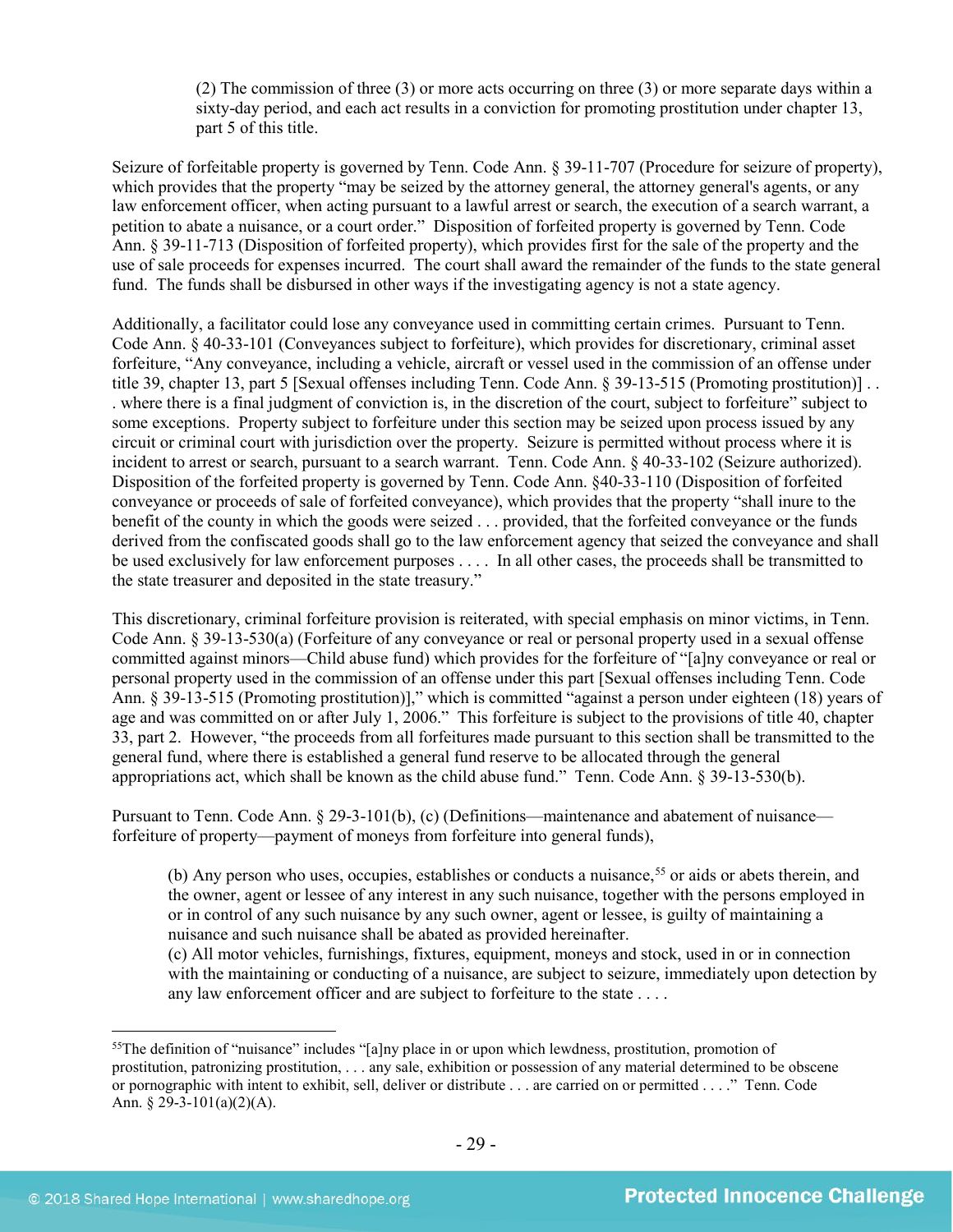> (2) The commission of three (3) or more acts occurring on three (3) or more separate days within a sixty-day period, and each act results in a conviction for promoting prostitution under chapter 13, part 5 of this title.

Seizure of forfeitable property is governed by Tenn. Code Ann. § 39-11-707 (Procedure for seizure of property), which provides that the property "may be seized by the attorney general, the attorney general's agents, or any law enforcement officer, when acting pursuant to a lawful arrest or search, the execution of a search warrant, a petition to abate a nuisance, or a court order." Disposition of forfeited property is governed by Tenn. Code Ann. § 39-11-713 (Disposition of forfeited property), which provides first for the sale of the property and the use of sale proceeds for expenses incurred. The court shall award the remainder of the funds to the state general fund. The funds shall be disbursed in other ways if the investigating agency is not a state agency.

Additionally, a facilitator could lose any conveyance used in committing certain crimes. Pursuant to Tenn. Code Ann. § 40-33-101 (Conveyances subject to forfeiture), which provides for discretionary, criminal asset forfeiture, "Any conveyance, including a vehicle, aircraft or vessel used in the commission of an offense under title 39, chapter 13, part 5 [Sexual offenses including Tenn. Code Ann. § 39-13-515 (Promoting prostitution)] . . . where there is a final judgment of conviction is, in the discretion of the court, subject to forfeiture" subject to some exceptions. Property subject to forfeiture under this section may be seized upon process issued by any circuit or criminal court with jurisdiction over the property. Seizure is permitted without process where it is incident to arrest or search, pursuant to a search warrant. Tenn. Code Ann. § 40-33-102 (Seizure authorized). Disposition of the forfeited property is governed by Tenn. Code Ann. §40-33-110 (Disposition of forfeited conveyance or proceeds of sale of forfeited conveyance), which provides that the property "shall inure to the benefit of the county in which the goods were seized . . . provided, that the forfeited conveyance or the funds derived from the confiscated goods shall go to the law enforcement agency that seized the conveyance and shall be used exclusively for law enforcement purposes . . . . In all other cases, the proceeds shall be transmitted to the state treasurer and deposited in the state treasury."

This discretionary, criminal forfeiture provision is reiterated, with special emphasis on minor victims, in Tenn. Code Ann. § 39-13-530(a) (Forfeiture of any conveyance or real or personal property used in a sexual offense committed against minors—Child abuse fund) which provides for the forfeiture of "[a]ny conveyance or real or personal property used in the commission of an offense under this part [Sexual offenses including Tenn. Code Ann. § 39-13-515 (Promoting prostitution)]," which is committed "against a person under eighteen (18) years of age and was committed on or after July 1, 2006." This forfeiture is subject to the provisions of title 40, chapter 33, part 2. However, "the proceeds from all forfeitures made pursuant to this section shall be transmitted to the general fund, where there is established a general fund reserve to be allocated through the general appropriations act, which shall be known as the child abuse fund." Tenn. Code Ann. § 39-13-530(b).

Pursuant to Tenn. Code Ann. § 29-3-101(b), (c) (Definitions—maintenance and abatement of nuisance—forfeiture of property—payment of moneys from forfeiture into general funds),

> (b) Any person who uses, occupies, establishes or conducts a nuisance,[55] or aids or abets therein, and the owner, agent or lessee of any interest in any such nuisance, together with the persons employed in or in control of any such nuisance by any such owner, agent or lessee, is guilty of maintaining a nuisance and such nuisance shall be abated as provided hereinafter.
> (c) All motor vehicles, furnishings, fixtures, equipment, moneys and stock, used in or in connection with the maintaining or conducting of a nuisance, are subject to seizure, immediately upon detection by any law enforcement officer and are subject to forfeiture to the state . . . .

---

[55] The definition of "nuisance" includes "[a]ny place in or upon which lewdness, prostitution, promotion of prostitution, patronizing prostitution, . . . any sale, exhibition or possession of any material determined to be obscene or pornographic with intent to exhibit, sell, deliver or distribute . . . are carried on or permitted . . . ." Tenn. Code Ann. § 29-3-101(a)(2)(A).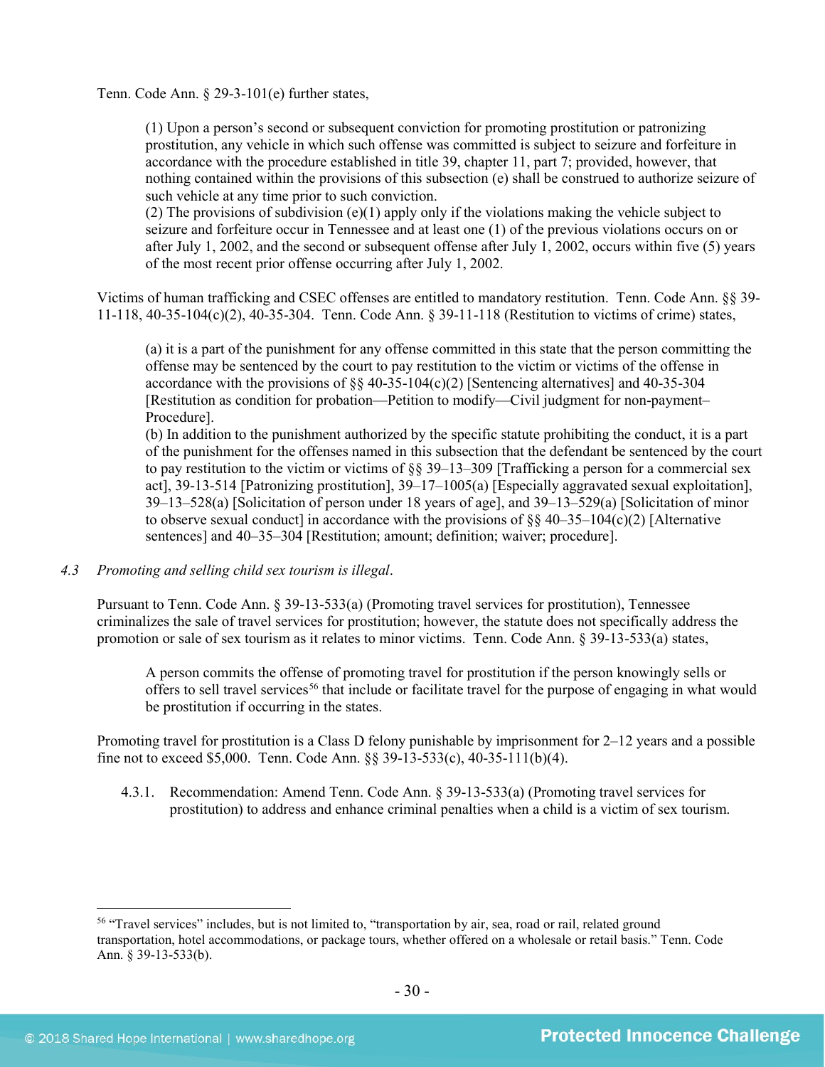Tenn. Code Ann. § 29-3-101(e) further states,

> (1) Upon a person's second or subsequent conviction for promoting prostitution or patronizing prostitution, any vehicle in which such offense was committed is subject to seizure and forfeiture in accordance with the procedure established in title 39, chapter 11, part 7; provided, however, that nothing contained within the provisions of this subsection (e) shall be construed to authorize seizure of such vehicle at any time prior to such conviction.
> (2) The provisions of subdivision (e)(1) apply only if the violations making the vehicle subject to seizure and forfeiture occur in Tennessee and at least one (1) of the previous violations occurs on or after July 1, 2002, and the second or subsequent offense after July 1, 2002, occurs within five (5) years of the most recent prior offense occurring after July 1, 2002.

Victims of human trafficking and CSEC offenses are entitled to mandatory restitution. Tenn. Code Ann. §§ 39-11-118, 40-35-104(c)(2), 40-35-304. Tenn. Code Ann. § 39-11-118 (Restitution to victims of crime) states,

> (a) it is a part of the punishment for any offense committed in this state that the person committing the offense may be sentenced by the court to pay restitution to the victim or victims of the offense in accordance with the provisions of §§ 40-35-104(c)(2) [Sentencing alternatives] and 40-35-304 [Restitution as condition for probation—Petition to modify—Civil judgment for non-payment–Procedure].
> (b) In addition to the punishment authorized by the specific statute prohibiting the conduct, it is a part of the punishment for the offenses named in this subsection that the defendant be sentenced by the court to pay restitution to the victim or victims of §§ 39–13–309 [Trafficking a person for a commercial sex act], 39-13-514 [Patronizing prostitution], 39–17–1005(a) [Especially aggravated sexual exploitation], 39–13–528(a) [Solicitation of person under 18 years of age], and 39–13–529(a) [Solicitation of minor to observe sexual conduct] in accordance with the provisions of §§ 40–35–104(c)(2) [Alternative sentences] and 40–35–304 [Restitution; amount; definition; waiver; procedure].

4.3 *Promoting and selling child sex tourism is illegal*.

Pursuant to Tenn. Code Ann. § 39-13-533(a) (Promoting travel services for prostitution), Tennessee criminalizes the sale of travel services for prostitution; however, the statute does not specifically address the promotion or sale of sex tourism as it relates to minor victims. Tenn. Code Ann. § 39-13-533(a) states,

> A person commits the offense of promoting travel for prostitution if the person knowingly sells or offers to sell travel services[56] that include or facilitate travel for the purpose of engaging in what would be prostitution if occurring in the states.

Promoting travel for prostitution is a Class D felony punishable by imprisonment for 2–12 years and a possible fine not to exceed $5,000. Tenn. Code Ann. §§ 39-13-533(c), 40-35-111(b)(4).

4.3.1. Recommendation: Amend Tenn. Code Ann. § 39-13-533(a) (Promoting travel services for prostitution) to address and enhance criminal penalties when a child is a victim of sex tourism.

---

[56] "Travel services" includes, but is not limited to, "transportation by air, sea, road or rail, related ground transportation, hotel accommodations, or package tours, whether offered on a wholesale or retail basis." Tenn. Code Ann. § 39-13-533(b).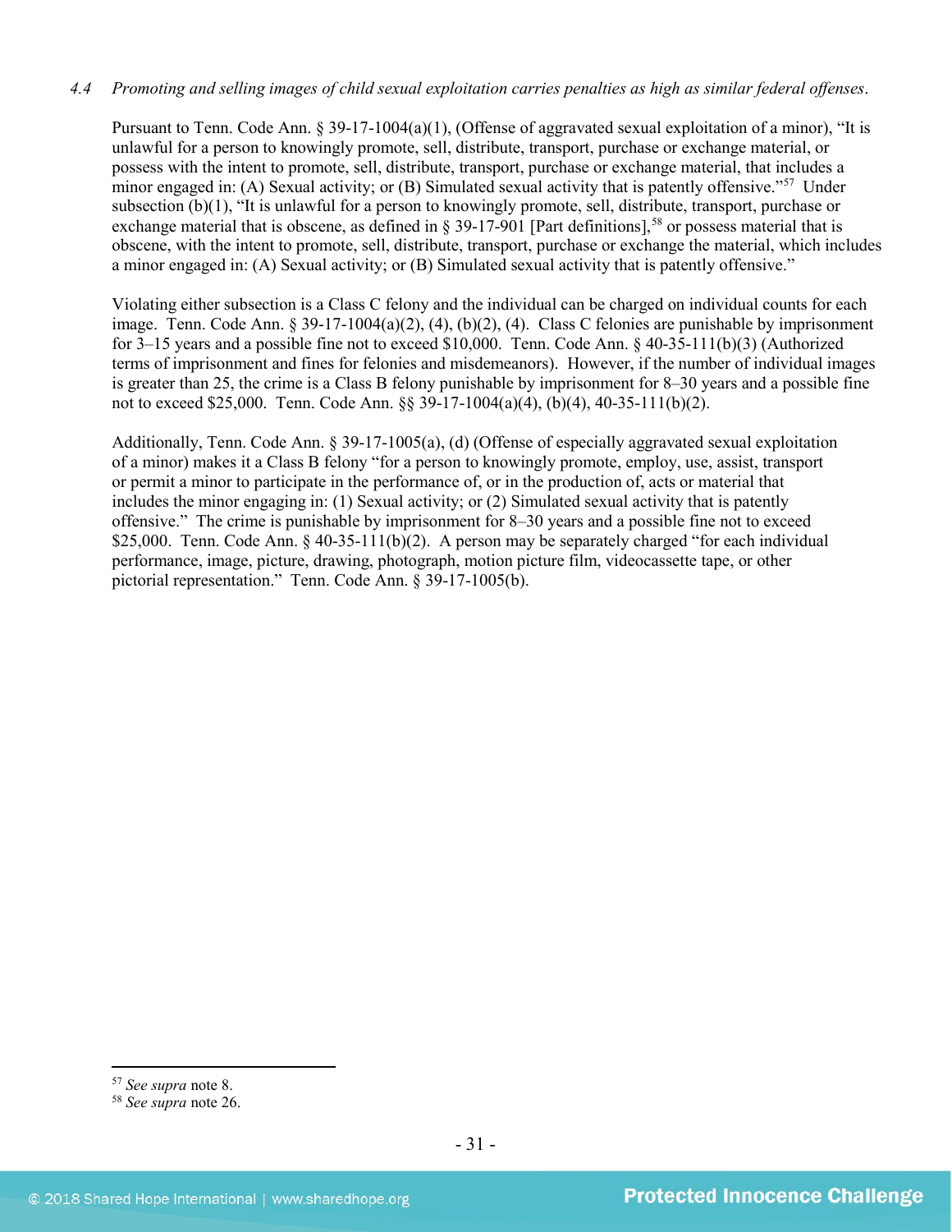*4.4 Promoting and selling images of child sexual exploitation carries penalties as high as similar federal offenses.*

Pursuant to Tenn. Code Ann. § 39-17-1004(a)(1), (Offense of aggravated sexual exploitation of a minor), "It is unlawful for a person to knowingly promote, sell, distribute, transport, purchase or exchange material, or possess with the intent to promote, sell, distribute, transport, purchase or exchange material, that includes a minor engaged in: (A) Sexual activity; or (B) Simulated sexual activity that is patently offensive."[57] Under subsection (b)(1), "It is unlawful for a person to knowingly promote, sell, distribute, transport, purchase or exchange material that is obscene, as defined in § 39-17-901 [Part definitions],[58] or possess material that is obscene, with the intent to promote, sell, distribute, transport, purchase or exchange the material, which includes a minor engaged in: (A) Sexual activity; or (B) Simulated sexual activity that is patently offensive."

Violating either subsection is a Class C felony and the individual can be charged on individual counts for each image. Tenn. Code Ann. § 39-17-1004(a)(2), (4), (b)(2), (4). Class C felonies are punishable by imprisonment for 3–15 years and a possible fine not to exceed $10,000. Tenn. Code Ann. § 40-35-111(b)(3) (Authorized terms of imprisonment and fines for felonies and misdemeanors). However, if the number of individual images is greater than 25, the crime is a Class B felony punishable by imprisonment for 8–30 years and a possible fine not to exceed $25,000. Tenn. Code Ann. §§ 39-17-1004(a)(4), (b)(4), 40-35-111(b)(2).

Additionally, Tenn. Code Ann. § 39-17-1005(a), (d) (Offense of especially aggravated sexual exploitation of a minor) makes it a Class B felony "for a person to knowingly promote, employ, use, assist, transport or permit a minor to participate in the performance of, or in the production of, acts or material that includes the minor engaging in: (1) Sexual activity; or (2) Simulated sexual activity that is patently offensive." The crime is punishable by imprisonment for 8–30 years and a possible fine not to exceed $25,000. Tenn. Code Ann. § 40-35-111(b)(2). A person may be separately charged "for each individual performance, image, picture, drawing, photograph, motion picture film, videocassette tape, or other pictorial representation." Tenn. Code Ann. § 39-17-1005(b).

---

[57] *See supra* note 8.

[58] *See supra* note 26.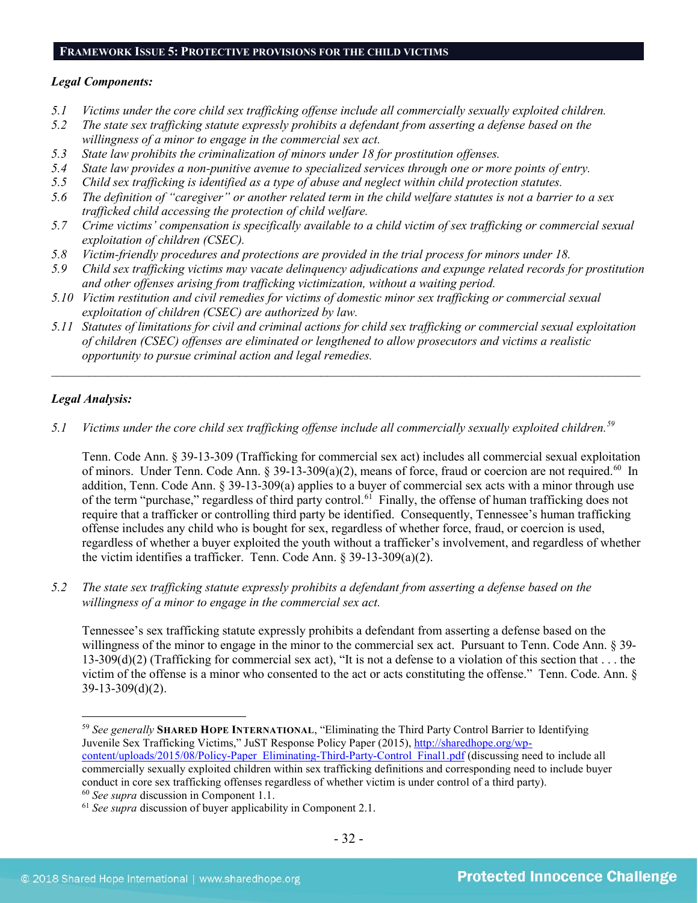## FRAMEWORK ISSUE 5: PROTECTIVE PROVISIONS FOR THE CHILD VICTIMS

***Legal Components:***

*5.1 Victims under the core child sex trafficking offense include all commercially sexually exploited children.*
*5.2 The state sex trafficking statute expressly prohibits a defendant from asserting a defense based on the willingness of a minor to engage in the commercial sex act.*
*5.3 State law prohibits the criminalization of minors under 18 for prostitution offenses.*
*5.4 State law provides a non-punitive avenue to specialized services through one or more points of entry.*
*5.5 Child sex trafficking is identified as a type of abuse and neglect within child protection statutes.*
*5.6 The definition of "caregiver" or another related term in the child welfare statutes is not a barrier to a sex trafficked child accessing the protection of child welfare.*
*5.7 Crime victims' compensation is specifically available to a child victim of sex trafficking or commercial sexual exploitation of children (CSEC).*
*5.8 Victim-friendly procedures and protections are provided in the trial process for minors under 18.*
*5.9 Child sex trafficking victims may vacate delinquency adjudications and expunge related records for prostitution and other offenses arising from trafficking victimization, without a waiting period.*
*5.10 Victim restitution and civil remedies for victims of domestic minor sex trafficking or commercial sexual exploitation of children (CSEC) are authorized by law.*
*5.11 Statutes of limitations for civil and criminal actions for child sex trafficking or commercial sexual exploitation of children (CSEC) offenses are eliminated or lengthened to allow prosecutors and victims a realistic opportunity to pursue criminal action and legal remedies.*

---

***Legal Analysis:***

*5.1 Victims under the core child sex trafficking offense include all commercially sexually exploited children.*[59]

Tenn. Code Ann. § 39-13-309 (Trafficking for commercial sex act) includes all commercial sexual exploitation of minors. Under Tenn. Code Ann. § 39-13-309(a)(2), means of force, fraud or coercion are not required.[60] In addition, Tenn. Code Ann. § 39-13-309(a) applies to a buyer of commercial sex acts with a minor through use of the term "purchase," regardless of third party control.[61] Finally, the offense of human trafficking does not require that a trafficker or controlling third party be identified. Consequently, Tennessee's human trafficking offense includes any child who is bought for sex, regardless of whether force, fraud, or coercion is used, regardless of whether a buyer exploited the youth without a trafficker's involvement, and regardless of whether the victim identifies a trafficker. Tenn. Code Ann. § 39-13-309(a)(2).

*5.2 The state sex trafficking statute expressly prohibits a defendant from asserting a defense based on the willingness of a minor to engage in the commercial sex act.*

Tennessee's sex trafficking statute expressly prohibits a defendant from asserting a defense based on the willingness of the minor to engage in the minor to the commercial sex act. Pursuant to Tenn. Code Ann. § 39-13-309(d)(2) (Trafficking for commercial sex act), "It is not a defense to a violation of this section that . . . the victim of the offense is a minor who consented to the act or acts constituting the offense." Tenn. Code. Ann. § 39-13-309(d)(2).

---

[59] *See generally* **SHARED HOPE INTERNATIONAL**, "Eliminating the Third Party Control Barrier to Identifying Juvenile Sex Trafficking Victims," JuST Response Policy Paper (2015), http://sharedhope.org/wp-content/uploads/2015/08/Policy-Paper_Eliminating-Third-Party-Control_Final1.pdf (discussing need to include all commercially sexually exploited children within sex trafficking definitions and corresponding need to include buyer conduct in core sex trafficking offenses regardless of whether victim is under control of a third party).
[60] *See supra* discussion in Component 1.1.
[61] *See supra* discussion of buyer applicability in Component 2.1.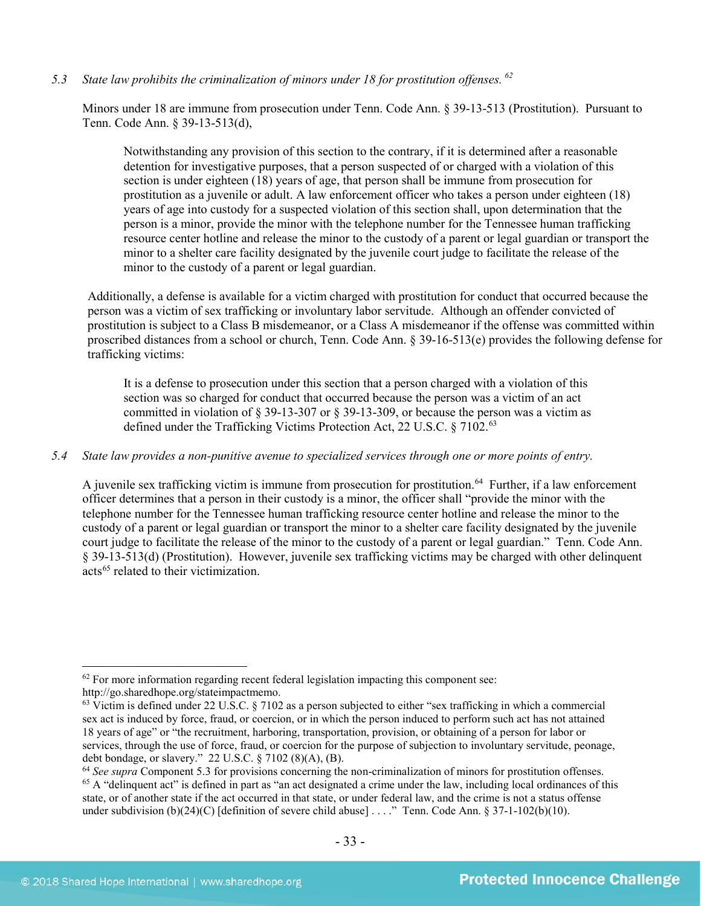*5.3 State law prohibits the criminalization of minors under 18 for prostitution offenses.* [62]

Minors under 18 are immune from prosecution under Tenn. Code Ann. § 39-13-513 (Prostitution). Pursuant to Tenn. Code Ann. § 39-13-513(d),

> Notwithstanding any provision of this section to the contrary, if it is determined after a reasonable detention for investigative purposes, that a person suspected of or charged with a violation of this section is under eighteen (18) years of age, that person shall be immune from prosecution for prostitution as a juvenile or adult. A law enforcement officer who takes a person under eighteen (18) years of age into custody for a suspected violation of this section shall, upon determination that the person is a minor, provide the minor with the telephone number for the Tennessee human trafficking resource center hotline and release the minor to the custody of a parent or legal guardian or transport the minor to a shelter care facility designated by the juvenile court judge to facilitate the release of the minor to the custody of a parent or legal guardian.

Additionally, a defense is available for a victim charged with prostitution for conduct that occurred because the person was a victim of sex trafficking or involuntary labor servitude. Although an offender convicted of prostitution is subject to a Class B misdemeanor, or a Class A misdemeanor if the offense was committed within proscribed distances from a school or church, Tenn. Code Ann. § 39-16-513(e) provides the following defense for trafficking victims:

> It is a defense to prosecution under this section that a person charged with a violation of this section was so charged for conduct that occurred because the person was a victim of an act committed in violation of § 39-13-307 or § 39-13-309, or because the person was a victim as defined under the Trafficking Victims Protection Act, 22 U.S.C. § 7102.[63]

*5.4 State law provides a non-punitive avenue to specialized services through one or more points of entry.*

A juvenile sex trafficking victim is immune from prosecution for prostitution.[64] Further, if a law enforcement officer determines that a person in their custody is a minor, the officer shall "provide the minor with the telephone number for the Tennessee human trafficking resource center hotline and release the minor to the custody of a parent or legal guardian or transport the minor to a shelter care facility designated by the juvenile court judge to facilitate the release of the minor to the custody of a parent or legal guardian." Tenn. Code Ann. § 39-13-513(d) (Prostitution). However, juvenile sex trafficking victims may be charged with other delinquent acts[65] related to their victimization.

---

[62] For more information regarding recent federal legislation impacting this component see: http://go.sharedhope.org/stateimpactmemo.

[63] Victim is defined under 22 U.S.C. § 7102 as a person subjected to either "sex trafficking in which a commercial sex act is induced by force, fraud, or coercion, or in which the person induced to perform such act has not attained 18 years of age" or "the recruitment, harboring, transportation, provision, or obtaining of a person for labor or services, through the use of force, fraud, or coercion for the purpose of subjection to involuntary servitude, peonage, debt bondage, or slavery." 22 U.S.C. § 7102 (8)(A), (B).

[64] *See supra* Component 5.3 for provisions concerning the non-criminalization of minors for prostitution offenses.

[65] A "delinquent act" is defined in part as "an act designated a crime under the law, including local ordinances of this state, or of another state if the act occurred in that state, or under federal law, and the crime is not a status offense under subdivision (b)(24)(C) [definition of severe child abuse] . . . ." Tenn. Code Ann. § 37-1-102(b)(10).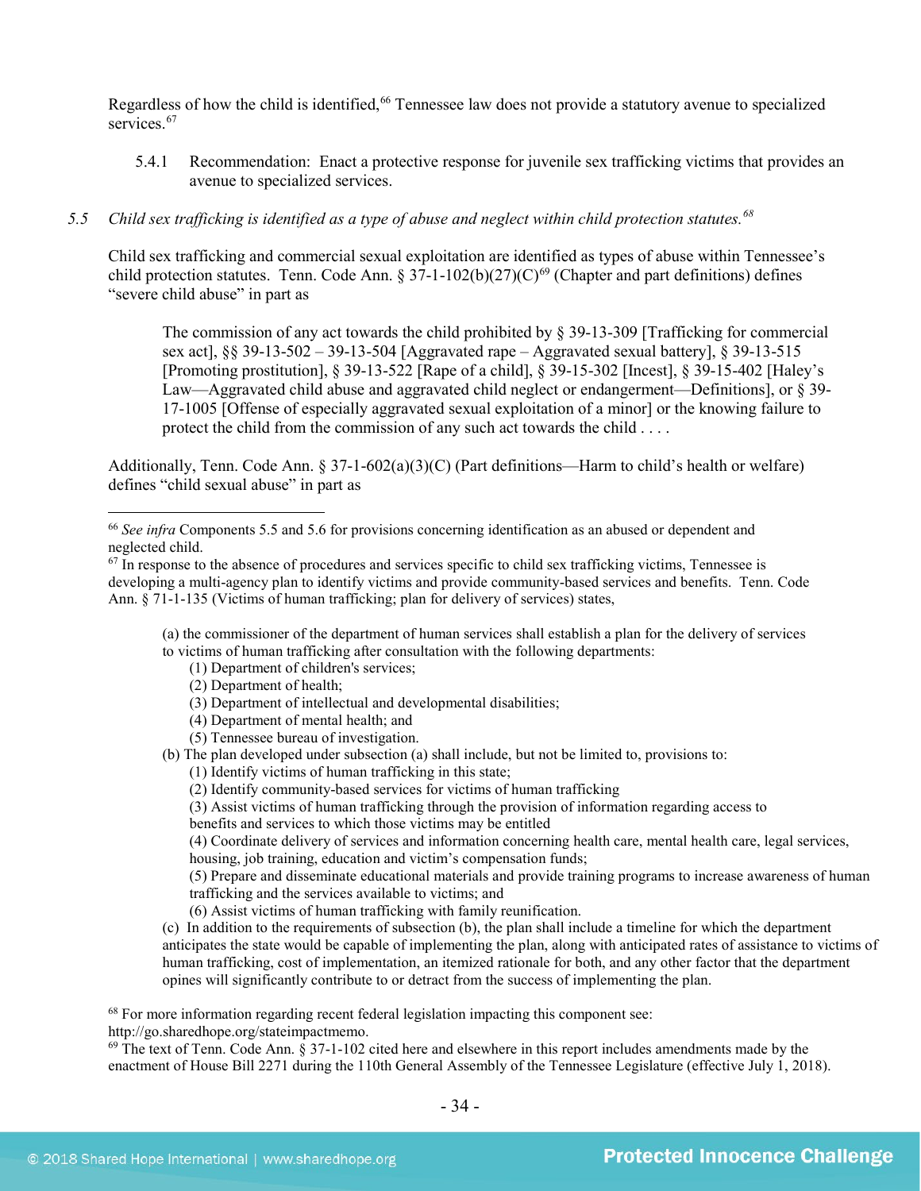Regardless of how the child is identified,[66] Tennessee law does not provide a statutory avenue to specialized services.[67]

5.4.1 Recommendation: Enact a protective response for juvenile sex trafficking victims that provides an avenue to specialized services.

*5.5 Child sex trafficking is identified as a type of abuse and neglect within child protection statutes.*[68]

Child sex trafficking and commercial sexual exploitation are identified as types of abuse within Tennessee's child protection statutes. Tenn. Code Ann. § 37-1-102(b)(27)(C)[69] (Chapter and part definitions) defines "severe child abuse" in part as

> The commission of any act towards the child prohibited by § 39-13-309 [Trafficking for commercial sex act], §§ 39-13-502 – 39-13-504 [Aggravated rape – Aggravated sexual battery], § 39-13-515 [Promoting prostitution], § 39-13-522 [Rape of a child], § 39-15-302 [Incest], § 39-15-402 [Haley's Law—Aggravated child abuse and aggravated child neglect or endangerment—Definitions], or § 39-17-1005 [Offense of especially aggravated sexual exploitation of a minor] or the knowing failure to protect the child from the commission of any such act towards the child . . . .

Additionally, Tenn. Code Ann. § 37-1-602(a)(3)(C) (Part definitions—Harm to child's health or welfare) defines "child sexual abuse" in part as

---

[66] *See infra* Components 5.5 and 5.6 for provisions concerning identification as an abused or dependent and neglected child.

[67] In response to the absence of procedures and services specific to child sex trafficking victims, Tennessee is developing a multi-agency plan to identify victims and provide community-based services and benefits. Tenn. Code Ann. § 71-1-135 (Victims of human trafficking; plan for delivery of services) states,

> (a) the commissioner of the department of human services shall establish a plan for the delivery of services to victims of human trafficking after consultation with the following departments:
> (1) Department of children's services;
> (2) Department of health;
> (3) Department of intellectual and developmental disabilities;
> (4) Department of mental health; and
> (5) Tennessee bureau of investigation.
> (b) The plan developed under subsection (a) shall include, but not be limited to, provisions to:
> (1) Identify victims of human trafficking in this state;
> (2) Identify community-based services for victims of human trafficking
> (3) Assist victims of human trafficking through the provision of information regarding access to benefits and services to which those victims may be entitled
> (4) Coordinate delivery of services and information concerning health care, mental health care, legal services, housing, job training, education and victim's compensation funds;
> (5) Prepare and disseminate educational materials and provide training programs to increase awareness of human trafficking and the services available to victims; and
> (6) Assist victims of human trafficking with family reunification.
> (c) In addition to the requirements of subsection (b), the plan shall include a timeline for which the department anticipates the state would be capable of implementing the plan, along with anticipated rates of assistance to victims of human trafficking, cost of implementation, an itemized rationale for both, and any other factor that the department opines will significantly contribute to or detract from the success of implementing the plan.

[68] For more information regarding recent federal legislation impacting this component see: http://go.sharedhope.org/stateimpactmemo.

[69] The text of Tenn. Code Ann. § 37-1-102 cited here and elsewhere in this report includes amendments made by the enactment of House Bill 2271 during the 110th General Assembly of the Tennessee Legislature (effective July 1, 2018).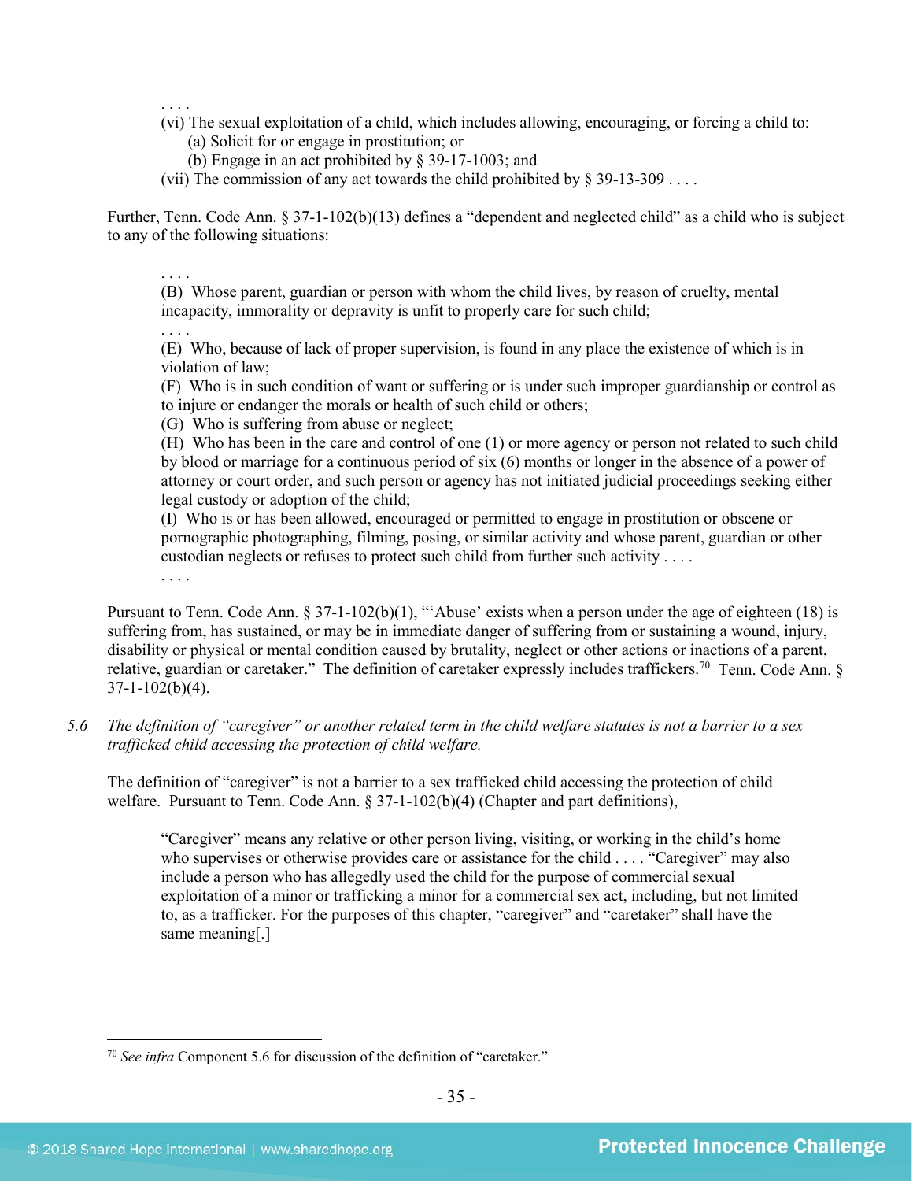. . . .

(vi) The sexual exploitation of a child, which includes allowing, encouraging, or forcing a child to:

(a) Solicit for or engage in prostitution; or

(b) Engage in an act prohibited by § 39-17-1003; and

(vii) The commission of any act towards the child prohibited by § 39-13-309 . . . .

Further, Tenn. Code Ann. § 37-1-102(b)(13) defines a "dependent and neglected child" as a child who is subject to any of the following situations:

> . . . .
>
> (B) Whose parent, guardian or person with whom the child lives, by reason of cruelty, mental incapacity, immorality or depravity is unfit to properly care for such child;
>
> . . . .
>
> (E) Who, because of lack of proper supervision, is found in any place the existence of which is in violation of law;
>
> (F) Who is in such condition of want or suffering or is under such improper guardianship or control as to injure or endanger the morals or health of such child or others;
>
> (G) Who is suffering from abuse or neglect;
>
> (H) Who has been in the care and control of one (1) or more agency or person not related to such child by blood or marriage for a continuous period of six (6) months or longer in the absence of a power of attorney or court order, and such person or agency has not initiated judicial proceedings seeking either legal custody or adoption of the child;
>
> (I) Who is or has been allowed, encouraged or permitted to engage in prostitution or obscene or pornographic photographing, filming, posing, or similar activity and whose parent, guardian or other custodian neglects or refuses to protect such child from further such activity . . . .
>
> . . . .

Pursuant to Tenn. Code Ann. § 37-1-102(b)(1), "'Abuse' exists when a person under the age of eighteen (18) is suffering from, has sustained, or may be in immediate danger of suffering from or sustaining a wound, injury, disability or physical or mental condition caused by brutality, neglect or other actions or inactions of a parent, relative, guardian or caretaker." The definition of caretaker expressly includes traffickers.[70] Tenn. Code Ann. § 37-1-102(b)(4).

*5.6 The definition of "caregiver" or another related term in the child welfare statutes is not a barrier to a sex trafficked child accessing the protection of child welfare.*

The definition of "caregiver" is not a barrier to a sex trafficked child accessing the protection of child welfare. Pursuant to Tenn. Code Ann. § 37-1-102(b)(4) (Chapter and part definitions),

> "Caregiver" means any relative or other person living, visiting, or working in the child's home who supervises or otherwise provides care or assistance for the child . . . . "Caregiver" may also include a person who has allegedly used the child for the purpose of commercial sexual exploitation of a minor or trafficking a minor for a commercial sex act, including, but not limited to, as a trafficker. For the purposes of this chapter, "caregiver" and "caretaker" shall have the same meaning[.]

---

[70] *See infra* Component 5.6 for discussion of the definition of "caretaker."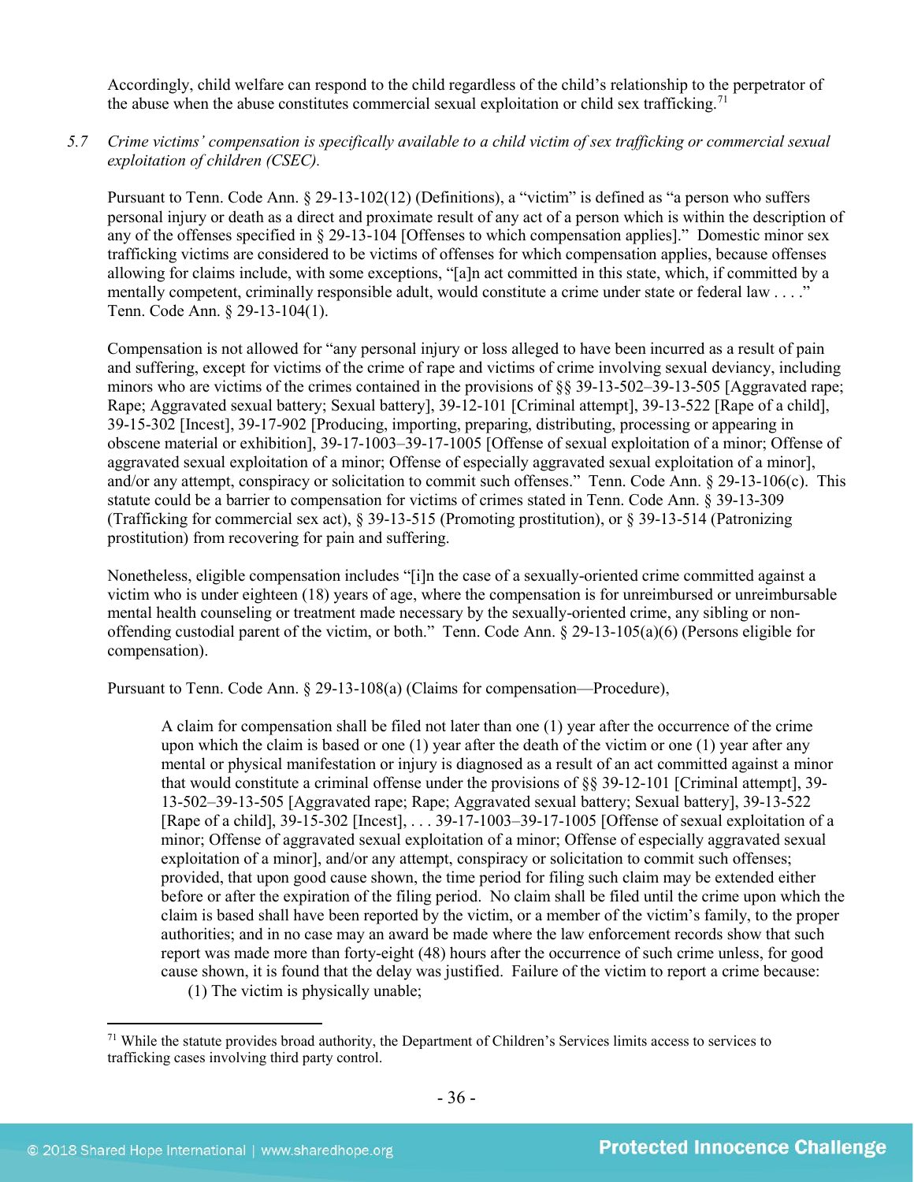Accordingly, child welfare can respond to the child regardless of the child's relationship to the perpetrator of the abuse when the abuse constitutes commercial sexual exploitation or child sex trafficking.[71]

5.7 *Crime victims' compensation is specifically available to a child victim of sex trafficking or commercial sexual exploitation of children (CSEC).*

Pursuant to Tenn. Code Ann. § 29-13-102(12) (Definitions), a "victim" is defined as "a person who suffers personal injury or death as a direct and proximate result of any act of a person which is within the description of any of the offenses specified in § 29-13-104 [Offenses to which compensation applies]." Domestic minor sex trafficking victims are considered to be victims of offenses for which compensation applies, because offenses allowing for claims include, with some exceptions, "[a]n act committed in this state, which, if committed by a mentally competent, criminally responsible adult, would constitute a crime under state or federal law . . . ." Tenn. Code Ann. § 29-13-104(1).

Compensation is not allowed for "any personal injury or loss alleged to have been incurred as a result of pain and suffering, except for victims of the crime of rape and victims of crime involving sexual deviancy, including minors who are victims of the crimes contained in the provisions of §§ 39-13-502–39-13-505 [Aggravated rape; Rape; Aggravated sexual battery; Sexual battery], 39-12-101 [Criminal attempt], 39-13-522 [Rape of a child], 39-15-302 [Incest], 39-17-902 [Producing, importing, preparing, distributing, processing or appearing in obscene material or exhibition], 39-17-1003–39-17-1005 [Offense of sexual exploitation of a minor; Offense of aggravated sexual exploitation of a minor; Offense of especially aggravated sexual exploitation of a minor], and/or any attempt, conspiracy or solicitation to commit such offenses." Tenn. Code Ann. § 29-13-106(c). This statute could be a barrier to compensation for victims of crimes stated in Tenn. Code Ann. § 39-13-309 (Trafficking for commercial sex act), § 39-13-515 (Promoting prostitution), or § 39-13-514 (Patronizing prostitution) from recovering for pain and suffering.

Nonetheless, eligible compensation includes "[i]n the case of a sexually-oriented crime committed against a victim who is under eighteen (18) years of age, where the compensation is for unreimbursed or unreimbursable mental health counseling or treatment made necessary by the sexually-oriented crime, any sibling or non-offending custodial parent of the victim, or both." Tenn. Code Ann. § 29-13-105(a)(6) (Persons eligible for compensation).

Pursuant to Tenn. Code Ann. § 29-13-108(a) (Claims for compensation—Procedure),

> A claim for compensation shall be filed not later than one (1) year after the occurrence of the crime upon which the claim is based or one (1) year after the death of the victim or one (1) year after any mental or physical manifestation or injury is diagnosed as a result of an act committed against a minor that would constitute a criminal offense under the provisions of §§ 39-12-101 [Criminal attempt], 39-13-502–39-13-505 [Aggravated rape; Rape; Aggravated sexual battery; Sexual battery], 39-13-522 [Rape of a child], 39-15-302 [Incest], . . . 39-17-1003–39-17-1005 [Offense of sexual exploitation of a minor; Offense of aggravated sexual exploitation of a minor; Offense of especially aggravated sexual exploitation of a minor], and/or any attempt, conspiracy or solicitation to commit such offenses; provided, that upon good cause shown, the time period for filing such claim may be extended either before or after the expiration of the filing period. No claim shall be filed until the crime upon which the claim is based shall have been reported by the victim, or a member of the victim's family, to the proper authorities; and in no case may an award be made where the law enforcement records show that such report was made more than forty-eight (48) hours after the occurrence of such crime unless, for good cause shown, it is found that the delay was justified. Failure of the victim to report a crime because:
>
> (1) The victim is physically unable;

[71] While the statute provides broad authority, the Department of Children's Services limits access to services to trafficking cases involving third party control.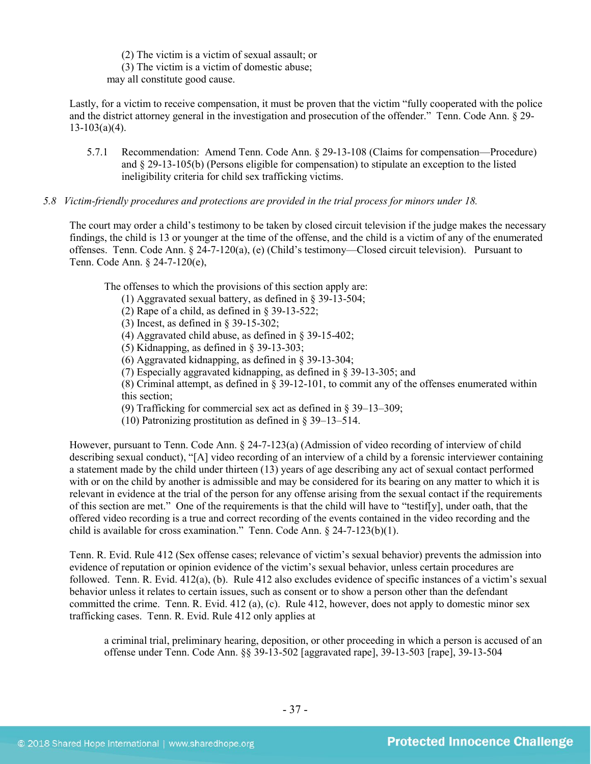(2) The victim is a victim of sexual assault; or
(3) The victim is a victim of domestic abuse;
may all constitute good cause.

Lastly, for a victim to receive compensation, it must be proven that the victim "fully cooperated with the police and the district attorney general in the investigation and prosecution of the offender." Tenn. Code Ann. § 29-13-103(a)(4).

5.7.1 Recommendation: Amend Tenn. Code Ann. § 29-13-108 (Claims for compensation—Procedure) and § 29-13-105(b) (Persons eligible for compensation) to stipulate an exception to the listed ineligibility criteria for child sex trafficking victims.

*5.8 Victim-friendly procedures and protections are provided in the trial process for minors under 18.*

The court may order a child's testimony to be taken by closed circuit television if the judge makes the necessary findings, the child is 13 or younger at the time of the offense, and the child is a victim of any of the enumerated offenses. Tenn. Code Ann. § 24-7-120(a), (e) (Child's testimony—Closed circuit television). Pursuant to Tenn. Code Ann. § 24-7-120(e),

> The offenses to which the provisions of this section apply are:
> (1) Aggravated sexual battery, as defined in § 39-13-504;
> (2) Rape of a child, as defined in § 39-13-522;
> (3) Incest, as defined in § 39-15-302;
> (4) Aggravated child abuse, as defined in § 39-15-402;
> (5) Kidnapping, as defined in § 39-13-303;
> (6) Aggravated kidnapping, as defined in § 39-13-304;
> (7) Especially aggravated kidnapping, as defined in § 39-13-305; and
> (8) Criminal attempt, as defined in § 39-12-101, to commit any of the offenses enumerated within this section;
> (9) Trafficking for commercial sex act as defined in § 39–13–309;
> (10) Patronizing prostitution as defined in § 39–13–514.

However, pursuant to Tenn. Code Ann. § 24-7-123(a) (Admission of video recording of interview of child describing sexual conduct), "[A] video recording of an interview of a child by a forensic interviewer containing a statement made by the child under thirteen (13) years of age describing any act of sexual contact performed with or on the child by another is admissible and may be considered for its bearing on any matter to which it is relevant in evidence at the trial of the person for any offense arising from the sexual contact if the requirements of this section are met." One of the requirements is that the child will have to "testif[y], under oath, that the offered video recording is a true and correct recording of the events contained in the video recording and the child is available for cross examination." Tenn. Code Ann. § 24-7-123(b)(1).

Tenn. R. Evid. Rule 412 (Sex offense cases; relevance of victim's sexual behavior) prevents the admission into evidence of reputation or opinion evidence of the victim's sexual behavior, unless certain procedures are followed. Tenn. R. Evid. 412(a), (b). Rule 412 also excludes evidence of specific instances of a victim's sexual behavior unless it relates to certain issues, such as consent or to show a person other than the defendant committed the crime. Tenn. R. Evid. 412 (a), (c). Rule 412, however, does not apply to domestic minor sex trafficking cases. Tenn. R. Evid. Rule 412 only applies at

> a criminal trial, preliminary hearing, deposition, or other proceeding in which a person is accused of an offense under Tenn. Code Ann. §§ 39-13-502 [aggravated rape], 39-13-503 [rape], 39-13-504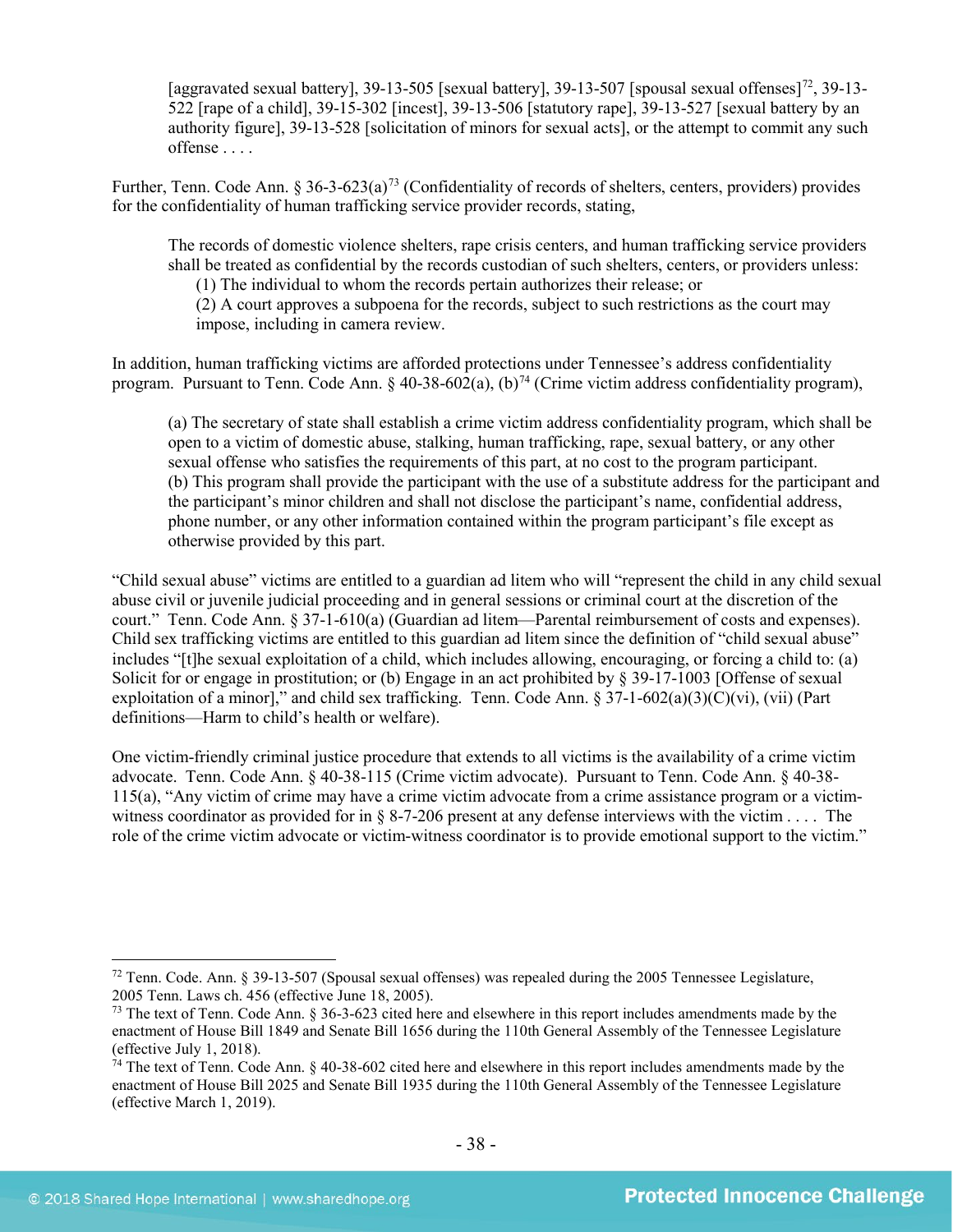> [aggravated sexual battery], 39-13-505 [sexual battery], 39-13-507 [spousal sexual offenses][72], 39-13-522 [rape of a child], 39-15-302 [incest], 39-13-506 [statutory rape], 39-13-527 [sexual battery by an authority figure], 39-13-528 [solicitation of minors for sexual acts], or the attempt to commit any such offense . . . .

Further, Tenn. Code Ann. § 36-3-623(a)[73] (Confidentiality of records of shelters, centers, providers) provides for the confidentiality of human trafficking service provider records, stating,

> The records of domestic violence shelters, rape crisis centers, and human trafficking service providers shall be treated as confidential by the records custodian of such shelters, centers, or providers unless:
>
> (1) The individual to whom the records pertain authorizes their release; or
>
> (2) A court approves a subpoena for the records, subject to such restrictions as the court may impose, including in camera review.

In addition, human trafficking victims are afforded protections under Tennessee's address confidentiality program. Pursuant to Tenn. Code Ann. § 40-38-602(a), (b)[74] (Crime victim address confidentiality program),

> (a) The secretary of state shall establish a crime victim address confidentiality program, which shall be open to a victim of domestic abuse, stalking, human trafficking, rape, sexual battery, or any other sexual offense who satisfies the requirements of this part, at no cost to the program participant.
>
> (b) This program shall provide the participant with the use of a substitute address for the participant and the participant's minor children and shall not disclose the participant's name, confidential address, phone number, or any other information contained within the program participant's file except as otherwise provided by this part.

"Child sexual abuse" victims are entitled to a guardian ad litem who will "represent the child in any child sexual abuse civil or juvenile judicial proceeding and in general sessions or criminal court at the discretion of the court." Tenn. Code Ann. § 37-1-610(a) (Guardian ad litem—Parental reimbursement of costs and expenses). Child sex trafficking victims are entitled to this guardian ad litem since the definition of "child sexual abuse" includes "[t]he sexual exploitation of a child, which includes allowing, encouraging, or forcing a child to: (a) Solicit for or engage in prostitution; or (b) Engage in an act prohibited by § 39-17-1003 [Offense of sexual exploitation of a minor]," and child sex trafficking. Tenn. Code Ann. § 37-1-602(a)(3)(C)(vi), (vii) (Part definitions—Harm to child's health or welfare).

One victim-friendly criminal justice procedure that extends to all victims is the availability of a crime victim advocate. Tenn. Code Ann. § 40-38-115 (Crime victim advocate). Pursuant to Tenn. Code Ann. § 40-38-115(a), "Any victim of crime may have a crime victim advocate from a crime assistance program or a victim-witness coordinator as provided for in § 8-7-206 present at any defense interviews with the victim . . . . The role of the crime victim advocate or victim-witness coordinator is to provide emotional support to the victim."

---

[72] Tenn. Code. Ann. § 39-13-507 (Spousal sexual offenses) was repealed during the 2005 Tennessee Legislature, 2005 Tenn. Laws ch. 456 (effective June 18, 2005).

[73] The text of Tenn. Code Ann. § 36-3-623 cited here and elsewhere in this report includes amendments made by the enactment of House Bill 1849 and Senate Bill 1656 during the 110th General Assembly of the Tennessee Legislature (effective July 1, 2018).

[74] The text of Tenn. Code Ann. § 40-38-602 cited here and elsewhere in this report includes amendments made by the enactment of House Bill 2025 and Senate Bill 1935 during the 110th General Assembly of the Tennessee Legislature (effective March 1, 2019).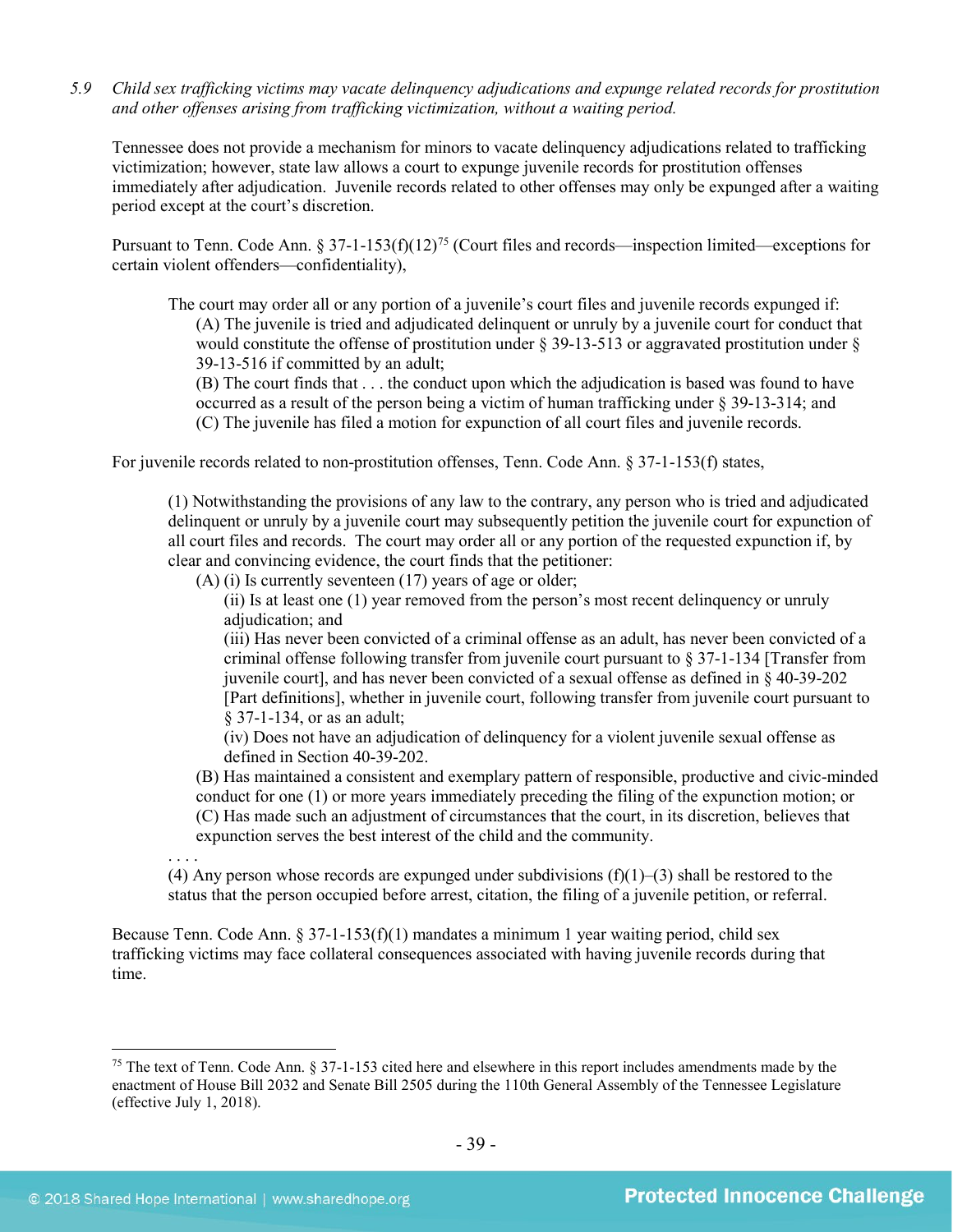*5.9 Child sex trafficking victims may vacate delinquency adjudications and expunge related records for prostitution and other offenses arising from trafficking victimization, without a waiting period.*

Tennessee does not provide a mechanism for minors to vacate delinquency adjudications related to trafficking victimization; however, state law allows a court to expunge juvenile records for prostitution offenses immediately after adjudication. Juvenile records related to other offenses may only be expunged after a waiting period except at the court's discretion.

Pursuant to Tenn. Code Ann. § 37-1-153(f)(12)[75] (Court files and records—inspection limited—exceptions for certain violent offenders—confidentiality),

> The court may order all or any portion of a juvenile's court files and juvenile records expunged if:
> (A) The juvenile is tried and adjudicated delinquent or unruly by a juvenile court for conduct that would constitute the offense of prostitution under § 39-13-513 or aggravated prostitution under § 39-13-516 if committed by an adult;
> (B) The court finds that . . . the conduct upon which the adjudication is based was found to have occurred as a result of the person being a victim of human trafficking under § 39-13-314; and
> (C) The juvenile has filed a motion for expunction of all court files and juvenile records.

For juvenile records related to non-prostitution offenses, Tenn. Code Ann. § 37-1-153(f) states,

> (1) Notwithstanding the provisions of any law to the contrary, any person who is tried and adjudicated delinquent or unruly by a juvenile court may subsequently petition the juvenile court for expunction of all court files and records. The court may order all or any portion of the requested expunction if, by clear and convincing evidence, the court finds that the petitioner:
> (A) (i) Is currently seventeen (17) years of age or older;
> (ii) Is at least one (1) year removed from the person's most recent delinquency or unruly adjudication; and
> (iii) Has never been convicted of a criminal offense as an adult, has never been convicted of a criminal offense following transfer from juvenile court pursuant to § 37-1-134 [Transfer from juvenile court], and has never been convicted of a sexual offense as defined in § 40-39-202 [Part definitions], whether in juvenile court, following transfer from juvenile court pursuant to § 37-1-134, or as an adult;
> (iv) Does not have an adjudication of delinquency for a violent juvenile sexual offense as defined in Section 40-39-202.
> (B) Has maintained a consistent and exemplary pattern of responsible, productive and civic-minded conduct for one (1) or more years immediately preceding the filing of the expunction motion; or
> (C) Has made such an adjustment of circumstances that the court, in its discretion, believes that expunction serves the best interest of the child and the community.
>
> . . . .
>
> (4) Any person whose records are expunged under subdivisions (f)(1)–(3) shall be restored to the status that the person occupied before arrest, citation, the filing of a juvenile petition, or referral.

Because Tenn. Code Ann. § 37-1-153(f)(1) mandates a minimum 1 year waiting period, child sex trafficking victims may face collateral consequences associated with having juvenile records during that time.

---

[75] The text of Tenn. Code Ann. § 37-1-153 cited here and elsewhere in this report includes amendments made by the enactment of House Bill 2032 and Senate Bill 2505 during the 110th General Assembly of the Tennessee Legislature (effective July 1, 2018).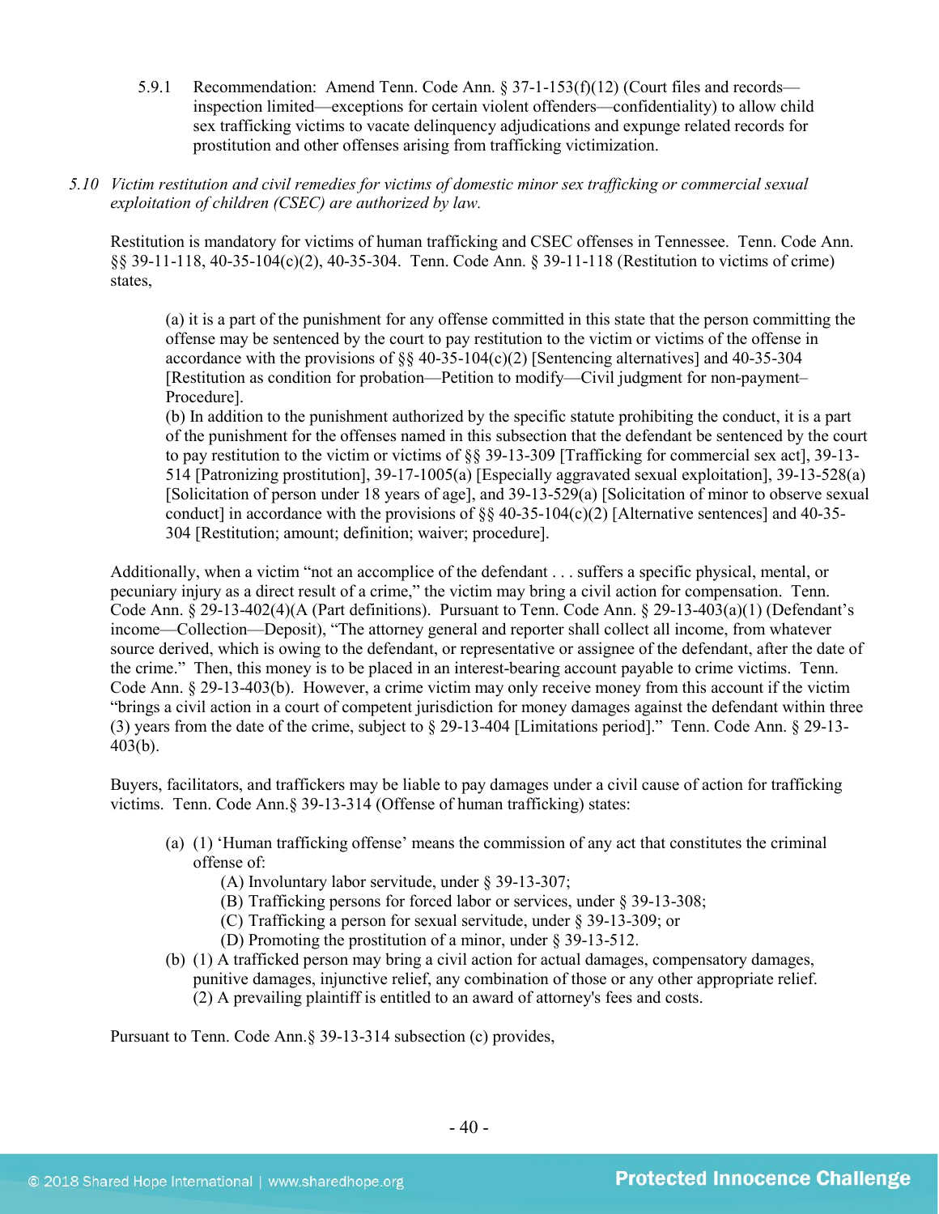5.9.1 Recommendation: Amend Tenn. Code Ann. § 37-1-153(f)(12) (Court files and records—inspection limited—exceptions for certain violent offenders—confidentiality) to allow child sex trafficking victims to vacate delinquency adjudications and expunge related records for prostitution and other offenses arising from trafficking victimization.

*5.10 Victim restitution and civil remedies for victims of domestic minor sex trafficking or commercial sexual exploitation of children (CSEC) are authorized by law.*

Restitution is mandatory for victims of human trafficking and CSEC offenses in Tennessee. Tenn. Code Ann. §§ 39-11-118, 40-35-104(c)(2), 40-35-304. Tenn. Code Ann. § 39-11-118 (Restitution to victims of crime) states,

> (a) it is a part of the punishment for any offense committed in this state that the person committing the offense may be sentenced by the court to pay restitution to the victim or victims of the offense in accordance with the provisions of §§ 40-35-104(c)(2) [Sentencing alternatives] and 40-35-304 [Restitution as condition for probation—Petition to modify—Civil judgment for non-payment–Procedure].
> (b) In addition to the punishment authorized by the specific statute prohibiting the conduct, it is a part of the punishment for the offenses named in this subsection that the defendant be sentenced by the court to pay restitution to the victim or victims of §§ 39-13-309 [Trafficking for commercial sex act], 39-13-514 [Patronizing prostitution], 39-17-1005(a) [Especially aggravated sexual exploitation], 39-13-528(a) [Solicitation of person under 18 years of age], and 39-13-529(a) [Solicitation of minor to observe sexual conduct] in accordance with the provisions of §§ 40-35-104(c)(2) [Alternative sentences] and 40-35-304 [Restitution; amount; definition; waiver; procedure].

Additionally, when a victim "not an accomplice of the defendant . . . suffers a specific physical, mental, or pecuniary injury as a direct result of a crime," the victim may bring a civil action for compensation. Tenn. Code Ann. § 29-13-402(4)(A (Part definitions). Pursuant to Tenn. Code Ann. § 29-13-403(a)(1) (Defendant's income—Collection—Deposit), "The attorney general and reporter shall collect all income, from whatever source derived, which is owing to the defendant, or representative or assignee of the defendant, after the date of the crime." Then, this money is to be placed in an interest-bearing account payable to crime victims. Tenn. Code Ann. § 29-13-403(b). However, a crime victim may only receive money from this account if the victim "brings a civil action in a court of competent jurisdiction for money damages against the defendant within three (3) years from the date of the crime, subject to § 29-13-404 [Limitations period]." Tenn. Code Ann. § 29-13-403(b).

Buyers, facilitators, and traffickers may be liable to pay damages under a civil cause of action for trafficking victims. Tenn. Code Ann.§ 39-13-314 (Offense of human trafficking) states:

> (a) (1) 'Human trafficking offense' means the commission of any act that constitutes the criminal offense of:
> (A) Involuntary labor servitude, under § 39-13-307;
> (B) Trafficking persons for forced labor or services, under § 39-13-308;
> (C) Trafficking a person for sexual servitude, under § 39-13-309; or
> (D) Promoting the prostitution of a minor, under § 39-13-512.
>
> (b) (1) A trafficked person may bring a civil action for actual damages, compensatory damages, punitive damages, injunctive relief, any combination of those or any other appropriate relief.
> (2) A prevailing plaintiff is entitled to an award of attorney's fees and costs.

Pursuant to Tenn. Code Ann.§ 39-13-314 subsection (c) provides,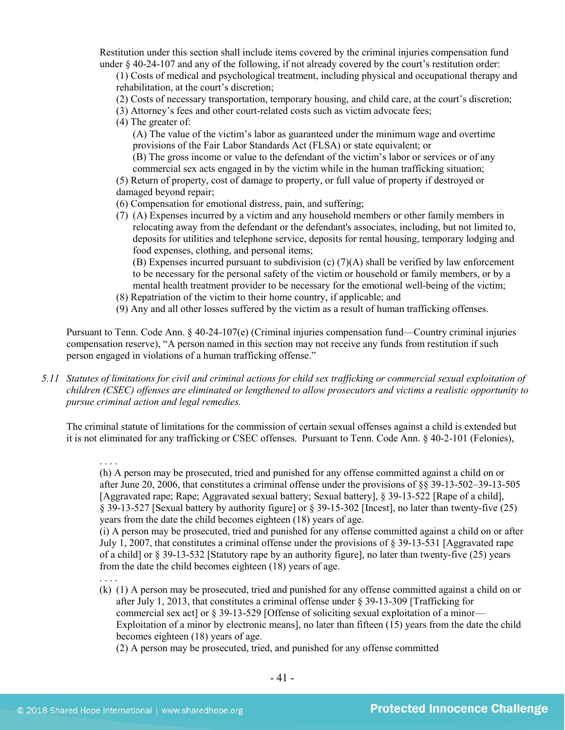Restitution under this section shall include items covered by the criminal injuries compensation fund under § 40-24-107 and any of the following, if not already covered by the court's restitution order:

(1) Costs of medical and psychological treatment, including physical and occupational therapy and rehabilitation, at the court's discretion;
(2) Costs of necessary transportation, temporary housing, and child care, at the court's discretion;
(3) Attorney's fees and other court-related costs such as victim advocate fees;
(4) The greater of:
 (A) The value of the victim's labor as guaranteed under the minimum wage and overtime provisions of the Fair Labor Standards Act (FLSA) or state equivalent; or
 (B) The gross income or value to the defendant of the victim's labor or services or of any commercial sex acts engaged in by the victim while in the human trafficking situation;
(5) Return of property, cost of damage to property, or full value of property if destroyed or damaged beyond repair;
(6) Compensation for emotional distress, pain, and suffering;
(7) (A) Expenses incurred by a victim and any household members or other family members in relocating away from the defendant or the defendant's associates, including, but not limited to, deposits for utilities and telephone service, deposits for rental housing, temporary lodging and food expenses, clothing, and personal items;
 (B) Expenses incurred pursuant to subdivision (c) (7)(A) shall be verified by law enforcement to be necessary for the personal safety of the victim or household or family members, or by a mental health treatment provider to be necessary for the emotional well-being of the victim;
(8) Repatriation of the victim to their home country, if applicable; and
(9) Any and all other losses suffered by the victim as a result of human trafficking offenses.

Pursuant to Tenn. Code Ann. § 40-24-107(e) (Criminal injuries compensation fund—Country criminal injuries compensation reserve), "A person named in this section may not receive any funds from restitution if such person engaged in violations of a human trafficking offense."

*5.11 Statutes of limitations for civil and criminal actions for child sex trafficking or commercial sexual exploitation of children (CSEC) offenses are eliminated or lengthened to allow prosecutors and victims a realistic opportunity to pursue criminal action and legal remedies.*

The criminal statute of limitations for the commission of certain sexual offenses against a child is extended but it is not eliminated for any trafficking or CSEC offenses. Pursuant to Tenn. Code Ann. § 40-2-101 (Felonies),

> . . . .
> (h) A person may be prosecuted, tried and punished for any offense committed against a child on or after June 20, 2006, that constitutes a criminal offense under the provisions of §§ 39-13-502–39-13-505 [Aggravated rape; Rape; Aggravated sexual battery; Sexual battery], § 39-13-522 [Rape of a child], § 39-13-527 [Sexual battery by authority figure] or § 39-15-302 [Incest], no later than twenty-five (25) years from the date the child becomes eighteen (18) years of age.
> (i) A person may be prosecuted, tried and punished for any offense committed against a child on or after July 1, 2007, that constitutes a criminal offense under the provisions of § 39-13-531 [Aggravated rape of a child] or § 39-13-532 [Statutory rape by an authority figure], no later than twenty-five (25) years from the date the child becomes eighteen (18) years of age.
> . . . .
> (k) (1) A person may be prosecuted, tried and punished for any offense committed against a child on or after July 1, 2013, that constitutes a criminal offense under § 39-13-309 [Trafficking for commercial sex act] or § 39-13-529 [Offense of soliciting sexual exploitation of a minor—Exploitation of a minor by electronic means], no later than fifteen (15) years from the date the child becomes eighteen (18) years of age.
> (2) A person may be prosecuted, tried, and punished for any offense committed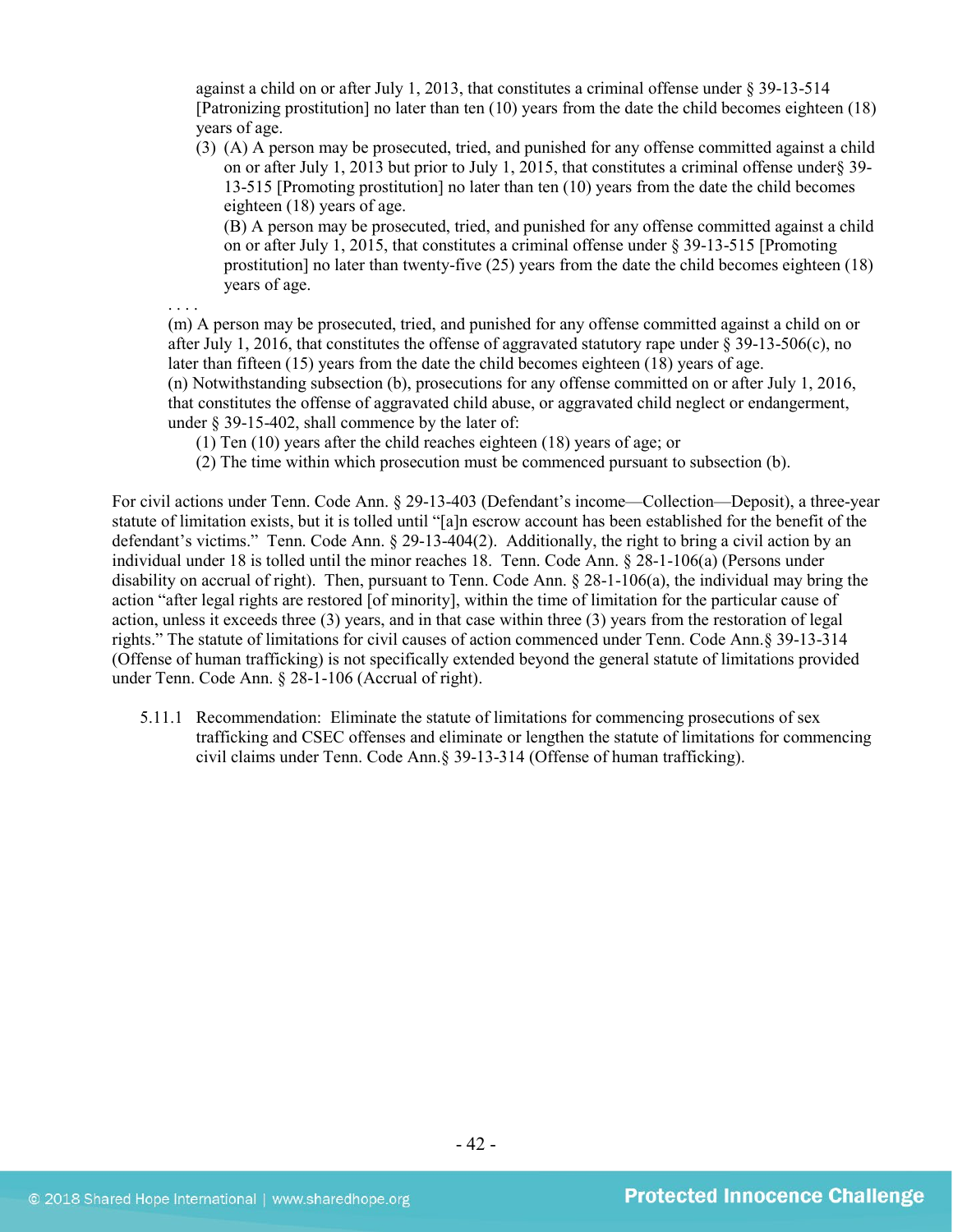against a child on or after July 1, 2013, that constitutes a criminal offense under § 39-13-514 [Patronizing prostitution] no later than ten (10) years from the date the child becomes eighteen (18) years of age.

(3) (A) A person may be prosecuted, tried, and punished for any offense committed against a child on or after July 1, 2013 but prior to July 1, 2015, that constitutes a criminal offense under§ 39-13-515 [Promoting prostitution] no later than ten (10) years from the date the child becomes eighteen (18) years of age.

(B) A person may be prosecuted, tried, and punished for any offense committed against a child on or after July 1, 2015, that constitutes a criminal offense under § 39-13-515 [Promoting prostitution] no later than twenty-five (25) years from the date the child becomes eighteen (18) years of age.

. . . .

(m) A person may be prosecuted, tried, and punished for any offense committed against a child on or after July 1, 2016, that constitutes the offense of aggravated statutory rape under § 39-13-506(c), no later than fifteen (15) years from the date the child becomes eighteen (18) years of age.

(n) Notwithstanding subsection (b), prosecutions for any offense committed on or after July 1, 2016, that constitutes the offense of aggravated child abuse, or aggravated child neglect or endangerment, under § 39-15-402, shall commence by the later of:

(1) Ten (10) years after the child reaches eighteen (18) years of age; or

(2) The time within which prosecution must be commenced pursuant to subsection (b).

For civil actions under Tenn. Code Ann. § 29-13-403 (Defendant's income—Collection—Deposit), a three-year statute of limitation exists, but it is tolled until "[a]n escrow account has been established for the benefit of the defendant's victims." Tenn. Code Ann. § 29-13-404(2). Additionally, the right to bring a civil action by an individual under 18 is tolled until the minor reaches 18. Tenn. Code Ann. § 28-1-106(a) (Persons under disability on accrual of right). Then, pursuant to Tenn. Code Ann. § 28-1-106(a), the individual may bring the action "after legal rights are restored [of minority], within the time of limitation for the particular cause of action, unless it exceeds three (3) years, and in that case within three (3) years from the restoration of legal rights." The statute of limitations for civil causes of action commenced under Tenn. Code Ann.§ 39-13-314 (Offense of human trafficking) is not specifically extended beyond the general statute of limitations provided under Tenn. Code Ann. § 28-1-106 (Accrual of right).

5.11.1 Recommendation: Eliminate the statute of limitations for commencing prosecutions of sex trafficking and CSEC offenses and eliminate or lengthen the statute of limitations for commencing civil claims under Tenn. Code Ann.§ 39-13-314 (Offense of human trafficking).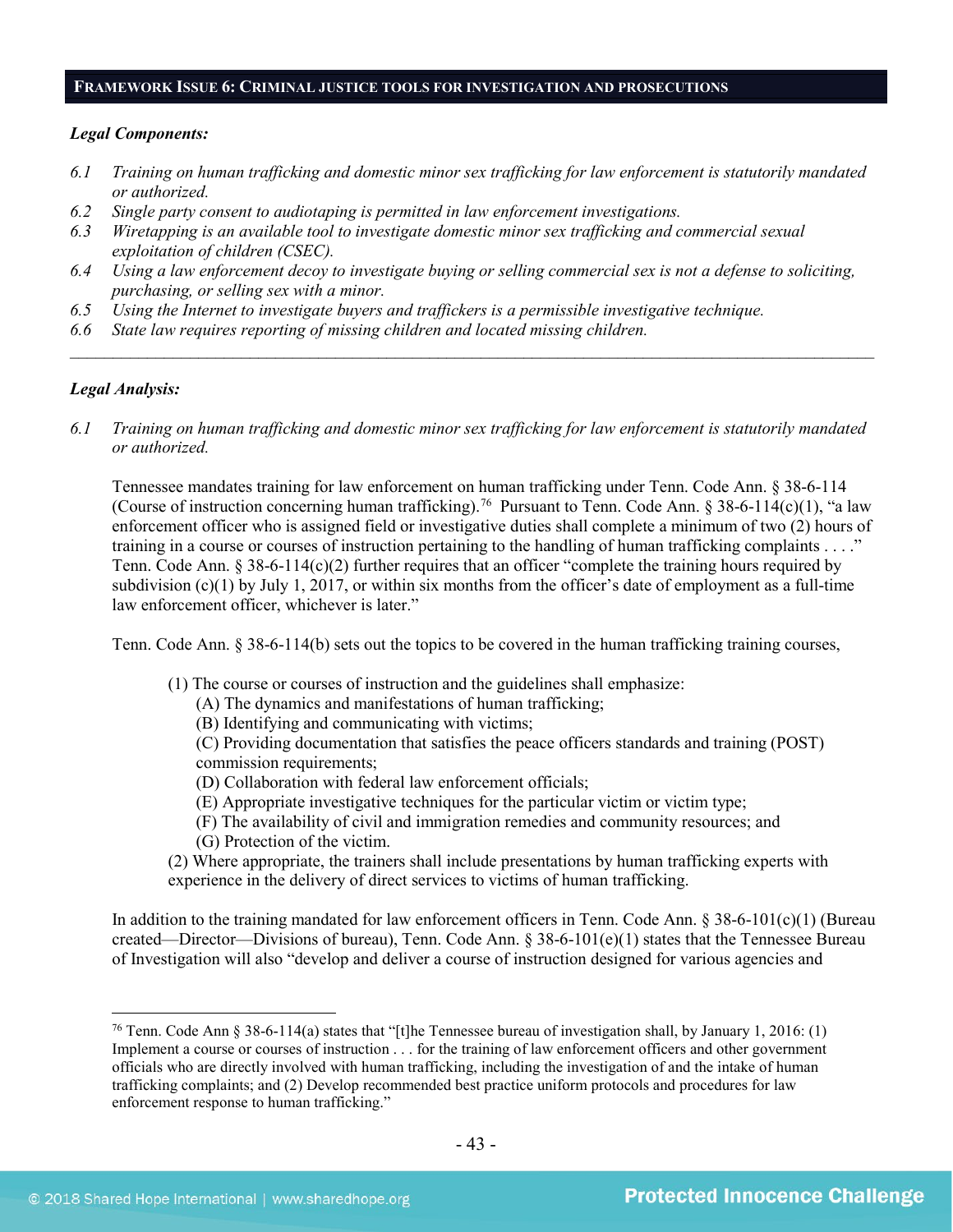## Framework Issue 6: Criminal justice tools for investigation and prosecutions

***Legal Components:***

*6.1 Training on human trafficking and domestic minor sex trafficking for law enforcement is statutorily mandated or authorized.*
*6.2 Single party consent to audiotaping is permitted in law enforcement investigations.*
*6.3 Wiretapping is an available tool to investigate domestic minor sex trafficking and commercial sexual exploitation of children (CSEC).*
*6.4 Using a law enforcement decoy to investigate buying or selling commercial sex is not a defense to soliciting, purchasing, or selling sex with a minor.*
*6.5 Using the Internet to investigate buyers and traffickers is a permissible investigative technique.*
*6.6 State law requires reporting of missing children and located missing children.*

---

***Legal Analysis:***

*6.1 Training on human trafficking and domestic minor sex trafficking for law enforcement is statutorily mandated or authorized.*

Tennessee mandates training for law enforcement on human trafficking under Tenn. Code Ann. § 38-6-114 (Course of instruction concerning human trafficking).[76] Pursuant to Tenn. Code Ann. § 38-6-114(c)(1), "a law enforcement officer who is assigned field or investigative duties shall complete a minimum of two (2) hours of training in a course or courses of instruction pertaining to the handling of human trafficking complaints . . . ." Tenn. Code Ann. § 38-6-114(c)(2) further requires that an officer "complete the training hours required by subdivision (c)(1) by July 1, 2017, or within six months from the officer's date of employment as a full-time law enforcement officer, whichever is later."

Tenn. Code Ann. § 38-6-114(b) sets out the topics to be covered in the human trafficking training courses,

> (1) The course or courses of instruction and the guidelines shall emphasize:
> (A) The dynamics and manifestations of human trafficking;
> (B) Identifying and communicating with victims;
> (C) Providing documentation that satisfies the peace officers standards and training (POST) commission requirements;
> (D) Collaboration with federal law enforcement officials;
> (E) Appropriate investigative techniques for the particular victim or victim type;
> (F) The availability of civil and immigration remedies and community resources; and
> (G) Protection of the victim.
> (2) Where appropriate, the trainers shall include presentations by human trafficking experts with experience in the delivery of direct services to victims of human trafficking.

In addition to the training mandated for law enforcement officers in Tenn. Code Ann. § 38-6-101(c)(1) (Bureau created—Director—Divisions of bureau), Tenn. Code Ann. § 38-6-101(e)(1) states that the Tennessee Bureau of Investigation will also "develop and deliver a course of instruction designed for various agencies and

---

[76] Tenn. Code Ann § 38-6-114(a) states that "[t]he Tennessee bureau of investigation shall, by January 1, 2016: (1) Implement a course or courses of instruction . . . for the training of law enforcement officers and other government officials who are directly involved with human trafficking, including the investigation of and the intake of human trafficking complaints; and (2) Develop recommended best practice uniform protocols and procedures for law enforcement response to human trafficking."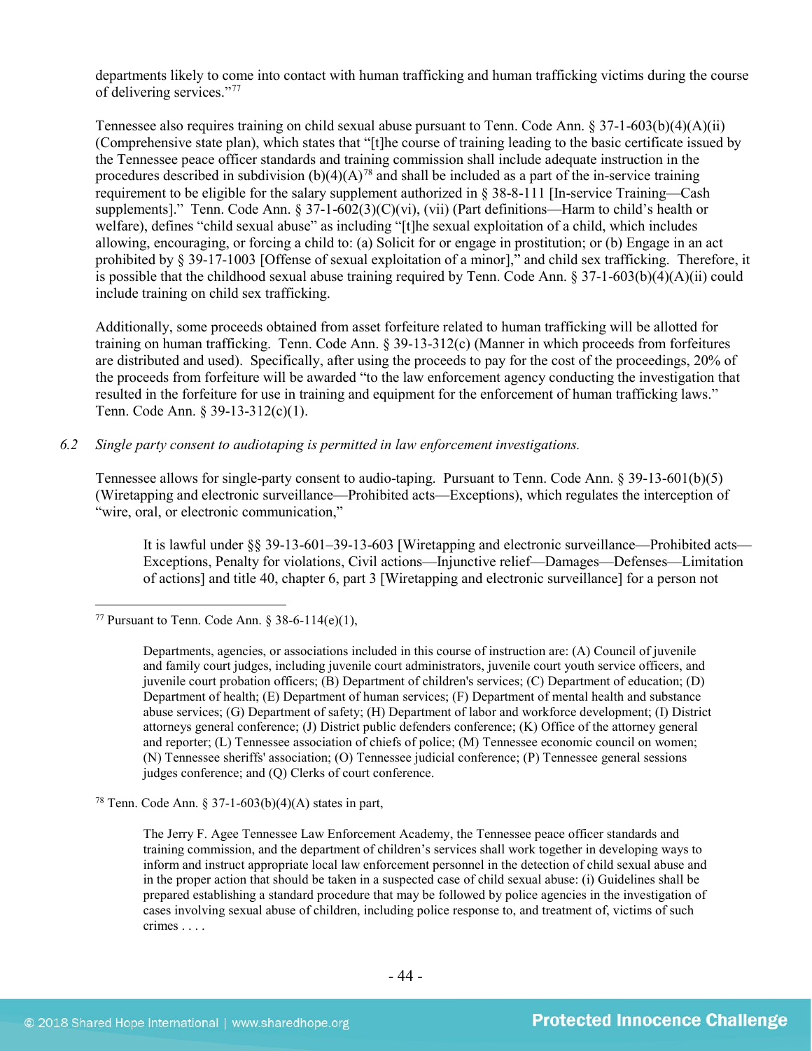departments likely to come into contact with human trafficking and human trafficking victims during the course of delivering services."[77]

Tennessee also requires training on child sexual abuse pursuant to Tenn. Code Ann. § 37-1-603(b)(4)(A)(ii) (Comprehensive state plan), which states that "[t]he course of training leading to the basic certificate issued by the Tennessee peace officer standards and training commission shall include adequate instruction in the procedures described in subdivision (b)(4)(A)[78] and shall be included as a part of the in-service training requirement to be eligible for the salary supplement authorized in § 38-8-111 [In-service Training—Cash supplements]." Tenn. Code Ann. § 37-1-602(3)(C)(vi), (vii) (Part definitions—Harm to child's health or welfare), defines "child sexual abuse" as including "[t]he sexual exploitation of a child, which includes allowing, encouraging, or forcing a child to: (a) Solicit for or engage in prostitution; or (b) Engage in an act prohibited by § 39-17-1003 [Offense of sexual exploitation of a minor]," and child sex trafficking. Therefore, it is possible that the childhood sexual abuse training required by Tenn. Code Ann. § 37-1-603(b)(4)(A)(ii) could include training on child sex trafficking.

Additionally, some proceeds obtained from asset forfeiture related to human trafficking will be allotted for training on human trafficking. Tenn. Code Ann. § 39-13-312(c) (Manner in which proceeds from forfeitures are distributed and used). Specifically, after using the proceeds to pay for the cost of the proceedings, 20% of the proceeds from forfeiture will be awarded "to the law enforcement agency conducting the investigation that resulted in the forfeiture for use in training and equipment for the enforcement of human trafficking laws." Tenn. Code Ann. § 39-13-312(c)(1).

*6.2 Single party consent to audiotaping is permitted in law enforcement investigations.*

Tennessee allows for single-party consent to audio-taping. Pursuant to Tenn. Code Ann. § 39-13-601(b)(5) (Wiretapping and electronic surveillance—Prohibited acts—Exceptions), which regulates the interception of "wire, oral, or electronic communication,"

> It is lawful under §§ 39-13-601–39-13-603 [Wiretapping and electronic surveillance—Prohibited acts—Exceptions, Penalty for violations, Civil actions—Injunctive relief—Damages—Defenses—Limitation of actions] and title 40, chapter 6, part 3 [Wiretapping and electronic surveillance] for a person not

---

[77] Pursuant to Tenn. Code Ann. § 38-6-114(e)(1),

> Departments, agencies, or associations included in this course of instruction are: (A) Council of juvenile and family court judges, including juvenile court administrators, juvenile court youth service officers, and juvenile court probation officers; (B) Department of children's services; (C) Department of education; (D) Department of health; (E) Department of human services; (F) Department of mental health and substance abuse services; (G) Department of safety; (H) Department of labor and workforce development; (I) District attorneys general conference; (J) District public defenders conference; (K) Office of the attorney general and reporter; (L) Tennessee association of chiefs of police; (M) Tennessee economic council on women; (N) Tennessee sheriffs' association; (O) Tennessee judicial conference; (P) Tennessee general sessions judges conference; and (Q) Clerks of court conference.

[78] Tenn. Code Ann. § 37-1-603(b)(4)(A) states in part,

> The Jerry F. Agee Tennessee Law Enforcement Academy, the Tennessee peace officer standards and training commission, and the department of children's services shall work together in developing ways to inform and instruct appropriate local law enforcement personnel in the detection of child sexual abuse and in the proper action that should be taken in a suspected case of child sexual abuse: (i) Guidelines shall be prepared establishing a standard procedure that may be followed by police agencies in the investigation of cases involving sexual abuse of children, including police response to, and treatment of, victims of such crimes . . . .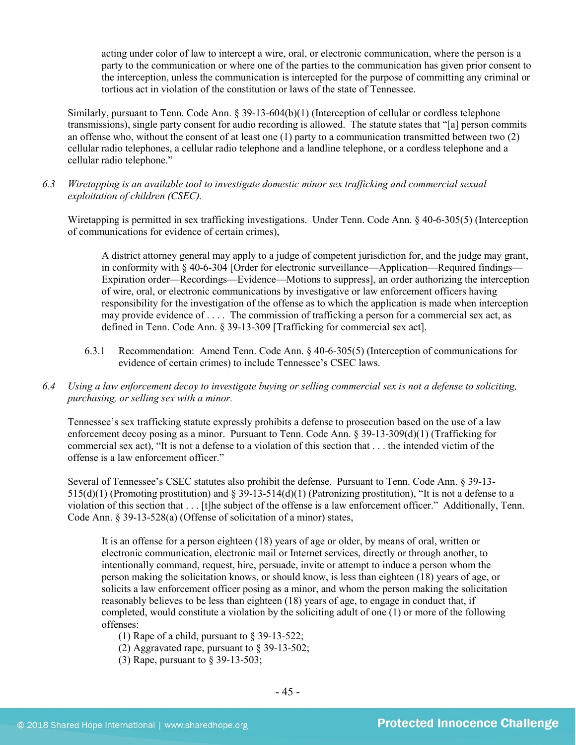> acting under color of law to intercept a wire, oral, or electronic communication, where the person is a party to the communication or where one of the parties to the communication has given prior consent to the interception, unless the communication is intercepted for the purpose of committing any criminal or tortious act in violation of the constitution or laws of the state of Tennessee.

Similarly, pursuant to Tenn. Code Ann. § 39-13-604(b)(1) (Interception of cellular or cordless telephone transmissions), single party consent for audio recording is allowed. The statute states that "[a] person commits an offense who, without the consent of at least one (1) party to a communication transmitted between two (2) cellular radio telephones, a cellular radio telephone and a landline telephone, or a cordless telephone and a cellular radio telephone."

6.3 *Wiretapping is an available tool to investigate domestic minor sex trafficking and commercial sexual exploitation of children (CSEC).*

Wiretapping is permitted in sex trafficking investigations. Under Tenn. Code Ann. § 40-6-305(5) (Interception of communications for evidence of certain crimes),

> A district attorney general may apply to a judge of competent jurisdiction for, and the judge may grant, in conformity with § 40-6-304 [Order for electronic surveillance—Application—Required findings—Expiration order—Recordings—Evidence—Motions to suppress], an order authorizing the interception of wire, oral, or electronic communications by investigative or law enforcement officers having responsibility for the investigation of the offense as to which the application is made when interception may provide evidence of . . . . The commission of trafficking a person for a commercial sex act, as defined in Tenn. Code Ann. § 39-13-309 [Trafficking for commercial sex act].

6.3.1 Recommendation: Amend Tenn. Code Ann. § 40-6-305(5) (Interception of communications for evidence of certain crimes) to include Tennessee's CSEC laws.

6.4 *Using a law enforcement decoy to investigate buying or selling commercial sex is not a defense to soliciting, purchasing, or selling sex with a minor.*

Tennessee's sex trafficking statute expressly prohibits a defense to prosecution based on the use of a law enforcement decoy posing as a minor. Pursuant to Tenn. Code Ann. § 39-13-309(d)(1) (Trafficking for commercial sex act), "It is not a defense to a violation of this section that . . . the intended victim of the offense is a law enforcement officer."

Several of Tennessee's CSEC statutes also prohibit the defense. Pursuant to Tenn. Code Ann. § 39-13-515(d)(1) (Promoting prostitution) and § 39-13-514(d)(1) (Patronizing prostitution), "It is not a defense to a violation of this section that . . . [t]he subject of the offense is a law enforcement officer." Additionally, Tenn. Code Ann. § 39-13-528(a) (Offense of solicitation of a minor) states,

> It is an offense for a person eighteen (18) years of age or older, by means of oral, written or electronic communication, electronic mail or Internet services, directly or through another, to intentionally command, request, hire, persuade, invite or attempt to induce a person whom the person making the solicitation knows, or should know, is less than eighteen (18) years of age, or solicits a law enforcement officer posing as a minor, and whom the person making the solicitation reasonably believes to be less than eighteen (18) years of age, to engage in conduct that, if completed, would constitute a violation by the soliciting adult of one (1) or more of the following offenses:
>
> (1) Rape of a child, pursuant to § 39-13-522;
> (2) Aggravated rape, pursuant to § 39-13-502;
> (3) Rape, pursuant to § 39-13-503;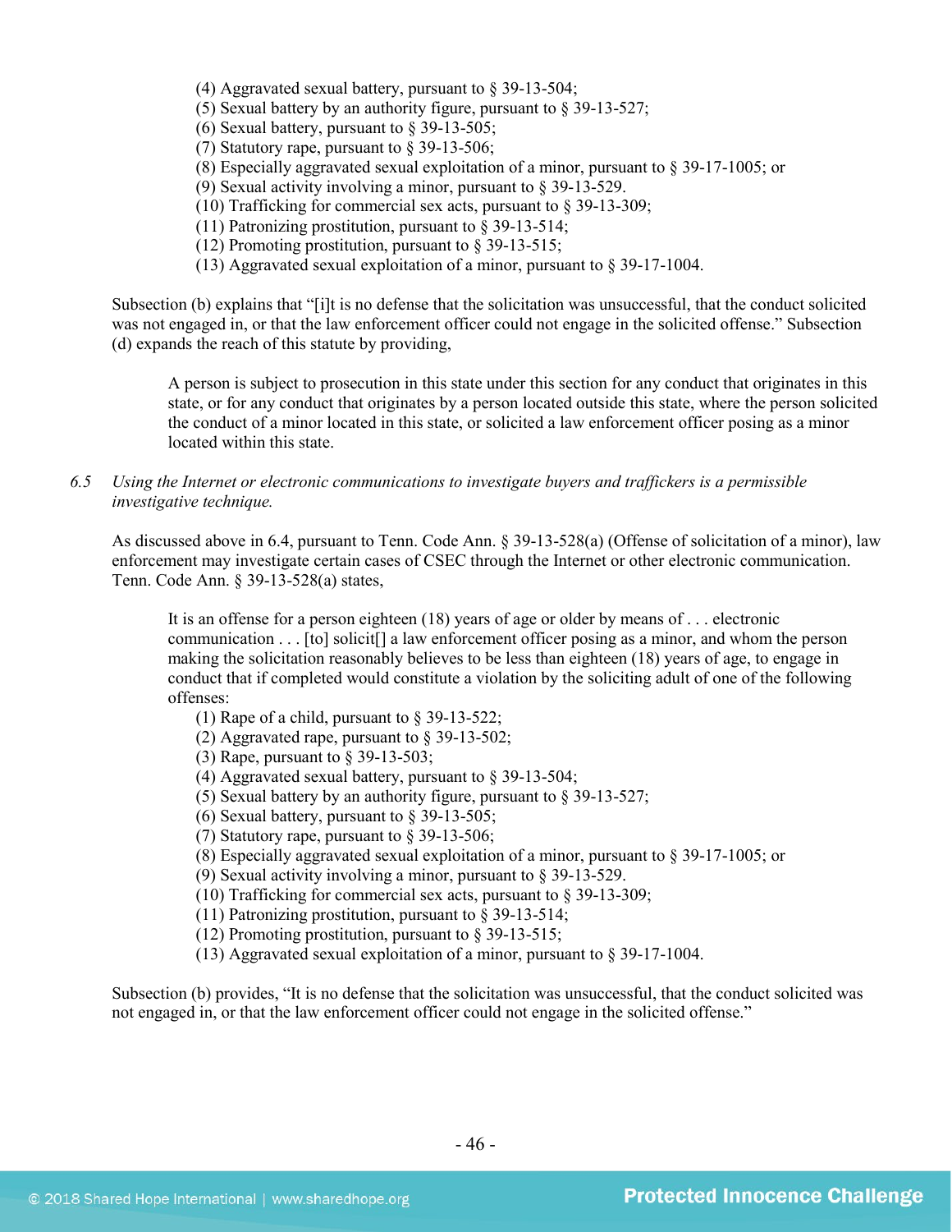(4) Aggravated sexual battery, pursuant to § 39-13-504;
(5) Sexual battery by an authority figure, pursuant to § 39-13-527;
(6) Sexual battery, pursuant to § 39-13-505;
(7) Statutory rape, pursuant to § 39-13-506;
(8) Especially aggravated sexual exploitation of a minor, pursuant to § 39-17-1005; or
(9) Sexual activity involving a minor, pursuant to § 39-13-529.
(10) Trafficking for commercial sex acts, pursuant to § 39-13-309;
(11) Patronizing prostitution, pursuant to § 39-13-514;
(12) Promoting prostitution, pursuant to § 39-13-515;
(13) Aggravated sexual exploitation of a minor, pursuant to § 39-17-1004.

Subsection (b) explains that "[i]t is no defense that the solicitation was unsuccessful, that the conduct solicited was not engaged in, or that the law enforcement officer could not engage in the solicited offense." Subsection (d) expands the reach of this statute by providing,

> A person is subject to prosecution in this state under this section for any conduct that originates in this state, or for any conduct that originates by a person located outside this state, where the person solicited the conduct of a minor located in this state, or solicited a law enforcement officer posing as a minor located within this state.

6.5 *Using the Internet or electronic communications to investigate buyers and traffickers is a permissible investigative technique.*

As discussed above in 6.4, pursuant to Tenn. Code Ann. § 39-13-528(a) (Offense of solicitation of a minor), law enforcement may investigate certain cases of CSEC through the Internet or other electronic communication. Tenn. Code Ann. § 39-13-528(a) states,

> It is an offense for a person eighteen (18) years of age or older by means of . . . electronic communication . . . [to] solicit[] a law enforcement officer posing as a minor, and whom the person making the solicitation reasonably believes to be less than eighteen (18) years of age, to engage in conduct that if completed would constitute a violation by the soliciting adult of one of the following offenses:
> (1) Rape of a child, pursuant to § 39-13-522;
> (2) Aggravated rape, pursuant to § 39-13-502;
> (3) Rape, pursuant to § 39-13-503;
> (4) Aggravated sexual battery, pursuant to § 39-13-504;
> (5) Sexual battery by an authority figure, pursuant to § 39-13-527;
> (6) Sexual battery, pursuant to § 39-13-505;
> (7) Statutory rape, pursuant to § 39-13-506;
> (8) Especially aggravated sexual exploitation of a minor, pursuant to § 39-17-1005; or
> (9) Sexual activity involving a minor, pursuant to § 39-13-529.
> (10) Trafficking for commercial sex acts, pursuant to § 39-13-309;
> (11) Patronizing prostitution, pursuant to § 39-13-514;
> (12) Promoting prostitution, pursuant to § 39-13-515;
> (13) Aggravated sexual exploitation of a minor, pursuant to § 39-17-1004.

Subsection (b) provides, "It is no defense that the solicitation was unsuccessful, that the conduct solicited was not engaged in, or that the law enforcement officer could not engage in the solicited offense."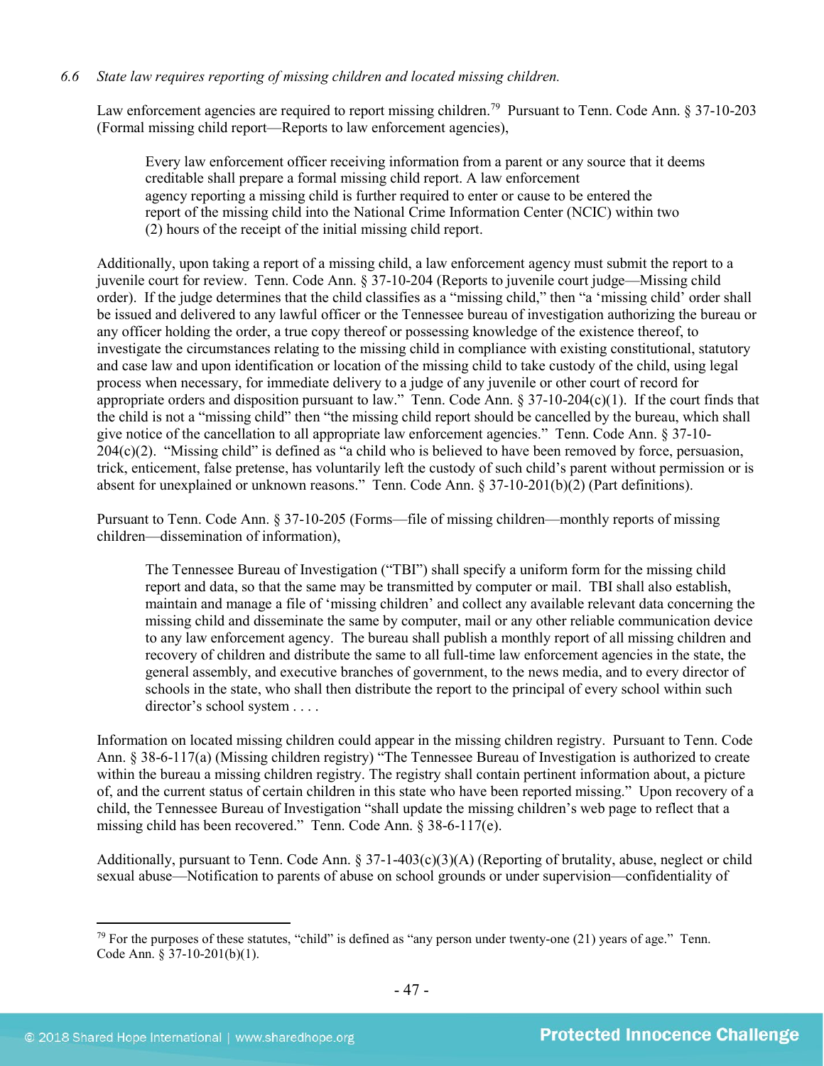*6.6 State law requires reporting of missing children and located missing children.*

Law enforcement agencies are required to report missing children.[79] Pursuant to Tenn. Code Ann. § 37-10-203 (Formal missing child report—Reports to law enforcement agencies),

> Every law enforcement officer receiving information from a parent or any source that it deems creditable shall prepare a formal missing child report. A law enforcement agency reporting a missing child is further required to enter or cause to be entered the report of the missing child into the National Crime Information Center (NCIC) within two (2) hours of the receipt of the initial missing child report.

Additionally, upon taking a report of a missing child, a law enforcement agency must submit the report to a juvenile court for review. Tenn. Code Ann. § 37-10-204 (Reports to juvenile court judge—Missing child order). If the judge determines that the child classifies as a "missing child," then "a 'missing child' order shall be issued and delivered to any lawful officer or the Tennessee bureau of investigation authorizing the bureau or any officer holding the order, a true copy thereof or possessing knowledge of the existence thereof, to investigate the circumstances relating to the missing child in compliance with existing constitutional, statutory and case law and upon identification or location of the missing child to take custody of the child, using legal process when necessary, for immediate delivery to a judge of any juvenile or other court of record for appropriate orders and disposition pursuant to law." Tenn. Code Ann. § 37-10-204(c)(1). If the court finds that the child is not a "missing child" then "the missing child report should be cancelled by the bureau, which shall give notice of the cancellation to all appropriate law enforcement agencies." Tenn. Code Ann. § 37-10-204(c)(2). "Missing child" is defined as "a child who is believed to have been removed by force, persuasion, trick, enticement, false pretense, has voluntarily left the custody of such child's parent without permission or is absent for unexplained or unknown reasons." Tenn. Code Ann. § 37-10-201(b)(2) (Part definitions).

Pursuant to Tenn. Code Ann. § 37-10-205 (Forms—file of missing children—monthly reports of missing children—dissemination of information),

> The Tennessee Bureau of Investigation ("TBI") shall specify a uniform form for the missing child report and data, so that the same may be transmitted by computer or mail. TBI shall also establish, maintain and manage a file of 'missing children' and collect any available relevant data concerning the missing child and disseminate the same by computer, mail or any other reliable communication device to any law enforcement agency. The bureau shall publish a monthly report of all missing children and recovery of children and distribute the same to all full-time law enforcement agencies in the state, the general assembly, and executive branches of government, to the news media, and to every director of schools in the state, who shall then distribute the report to the principal of every school within such director's school system . . . .

Information on located missing children could appear in the missing children registry. Pursuant to Tenn. Code Ann. § 38-6-117(a) (Missing children registry) "The Tennessee Bureau of Investigation is authorized to create within the bureau a missing children registry. The registry shall contain pertinent information about, a picture of, and the current status of certain children in this state who have been reported missing." Upon recovery of a child, the Tennessee Bureau of Investigation "shall update the missing children's web page to reflect that a missing child has been recovered." Tenn. Code Ann. § 38-6-117(e).

Additionally, pursuant to Tenn. Code Ann. § 37-1-403(c)(3)(A) (Reporting of brutality, abuse, neglect or child sexual abuse—Notification to parents of abuse on school grounds or under supervision—confidentiality of

---

[79] For the purposes of these statutes, "child" is defined as "any person under twenty-one (21) years of age." Tenn. Code Ann. § 37-10-201(b)(1).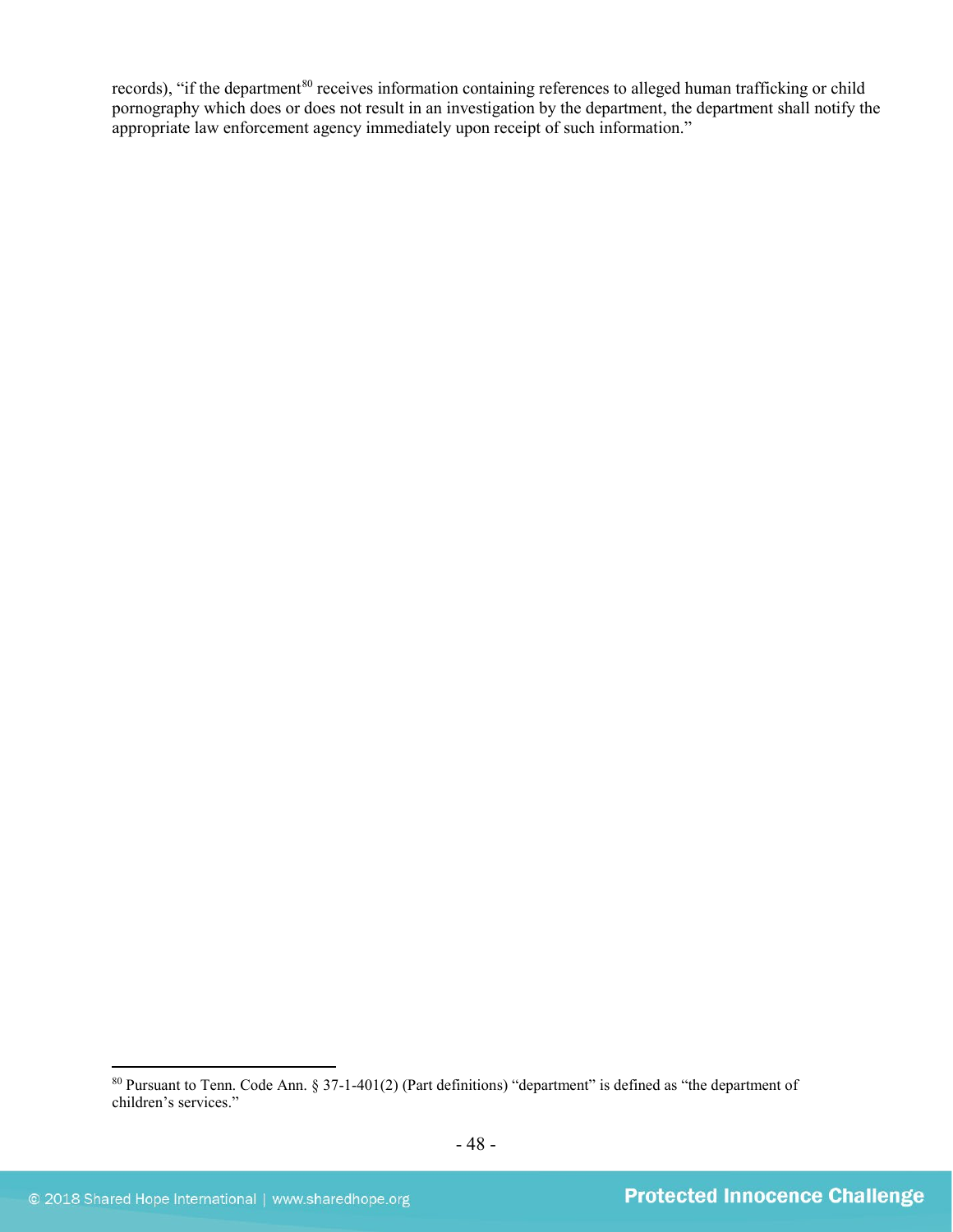records), "if the department[80] receives information containing references to alleged human trafficking or child pornography which does or does not result in an investigation by the department, the department shall notify the appropriate law enforcement agency immediately upon receipt of such information."

[80] Pursuant to Tenn. Code Ann. § 37-1-401(2) (Part definitions) "department" is defined as "the department of children's services."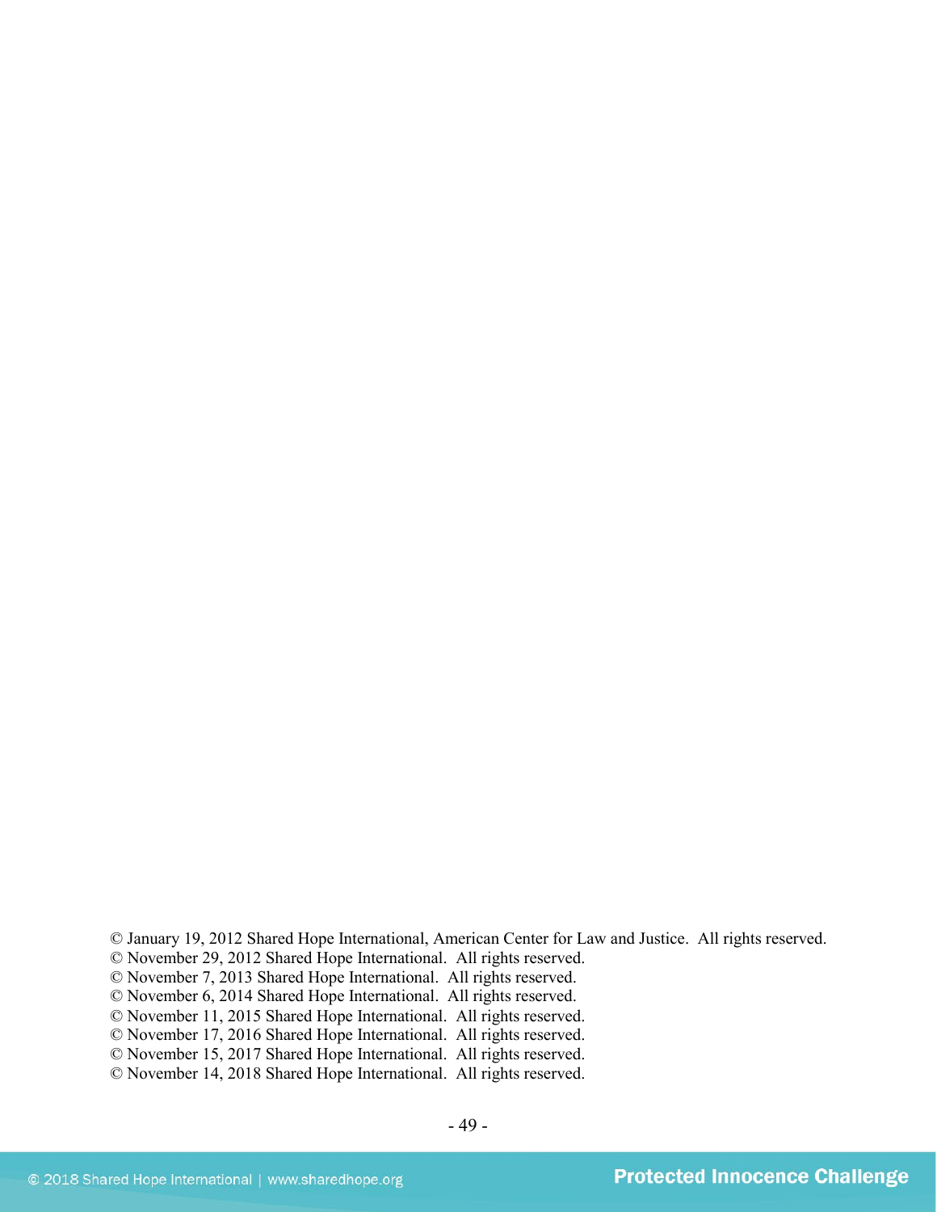© January 19, 2012 Shared Hope International, American Center for Law and Justice. All rights reserved.
© November 29, 2012 Shared Hope International. All rights reserved.
© November 7, 2013 Shared Hope International. All rights reserved.
© November 6, 2014 Shared Hope International. All rights reserved.
© November 11, 2015 Shared Hope International. All rights reserved.
© November 17, 2016 Shared Hope International. All rights reserved.
© November 15, 2017 Shared Hope International. All rights reserved.
© November 14, 2018 Shared Hope International. All rights reserved.